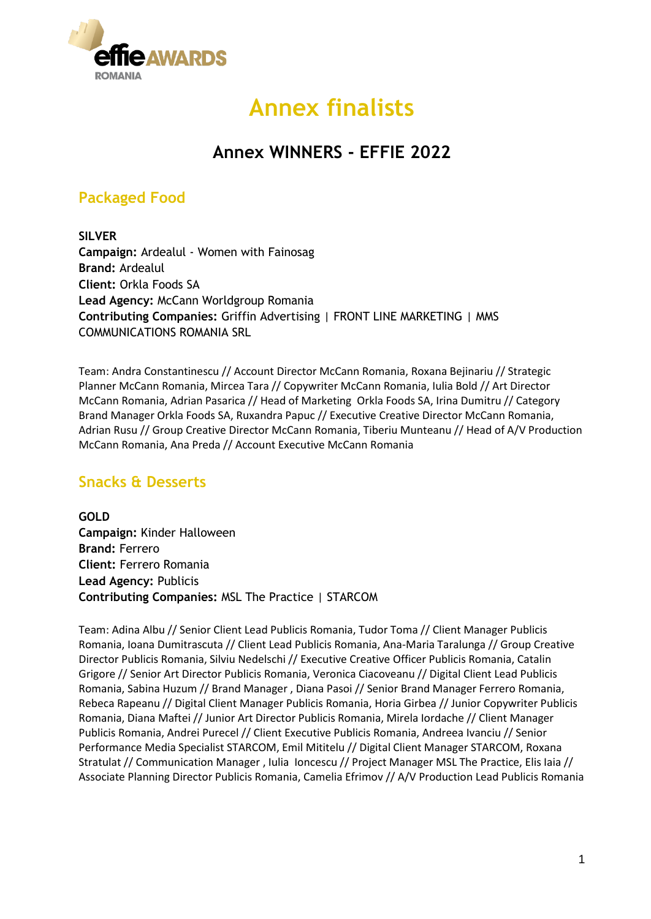# Annex finalists

## Annex WINNERS - EFFIE 2022

### Packaged Food

**SILVER**
**Campaign:** Ardealul - Women with Fainosag
**Brand:** Ardealul
**Client:** Orkla Foods SA
**Lead Agency:** McCann Worldgroup Romania
**Contributing Companies:** Griffin Advertising | FRONT LINE MARKETING | MMS COMMUNICATIONS ROMANIA SRL

Team: Andra Constantinescu // Account Director McCann Romania, Roxana Bejinariu // Strategic Planner McCann Romania, Mircea Tara // Copywriter McCann Romania, Iulia Bold // Art Director McCann Romania, Adrian Pasarica // Head of Marketing Orkla Foods SA, Irina Dumitru // Category Brand Manager Orkla Foods SA, Ruxandra Papuc // Executive Creative Director McCann Romania, Adrian Rusu // Group Creative Director McCann Romania, Tiberiu Munteanu // Head of A/V Production McCann Romania, Ana Preda // Account Executive McCann Romania

### Snacks & Desserts

**GOLD**
**Campaign:** Kinder Halloween
**Brand:** Ferrero
**Client:** Ferrero Romania
**Lead Agency:** Publicis
**Contributing Companies:** MSL The Practice | STARCOM

Team: Adina Albu // Senior Client Lead Publicis Romania, Tudor Toma // Client Manager Publicis Romania, Ioana Dumitrascuta // Client Lead Publicis Romania, Ana-Maria Taralunga // Group Creative Director Publicis Romania, Silviu Nedelschi // Executive Creative Officer Publicis Romania, Catalin Grigore // Senior Art Director Publicis Romania, Veronica Ciacoveanu // Digital Client Lead Publicis Romania, Sabina Huzum // Brand Manager , Diana Pasoi // Senior Brand Manager Ferrero Romania, Rebeca Rapeanu // Digital Client Manager Publicis Romania, Horia Girbea // Junior Copywriter Publicis Romania, Diana Maftei // Junior Art Director Publicis Romania, Mirela Iordache // Client Manager Publicis Romania, Andrei Purecel // Client Executive Publicis Romania, Andreea Ivanciu // Senior Performance Media Specialist STARCOM, Emil Mititelu // Digital Client Manager STARCOM, Roxana Stratulat // Communication Manager , Iulia Ioncescu // Project Manager MSL The Practice, Elis Iaia // Associate Planning Director Publicis Romania, Camelia Efrimov // A/V Production Lead Publicis Romania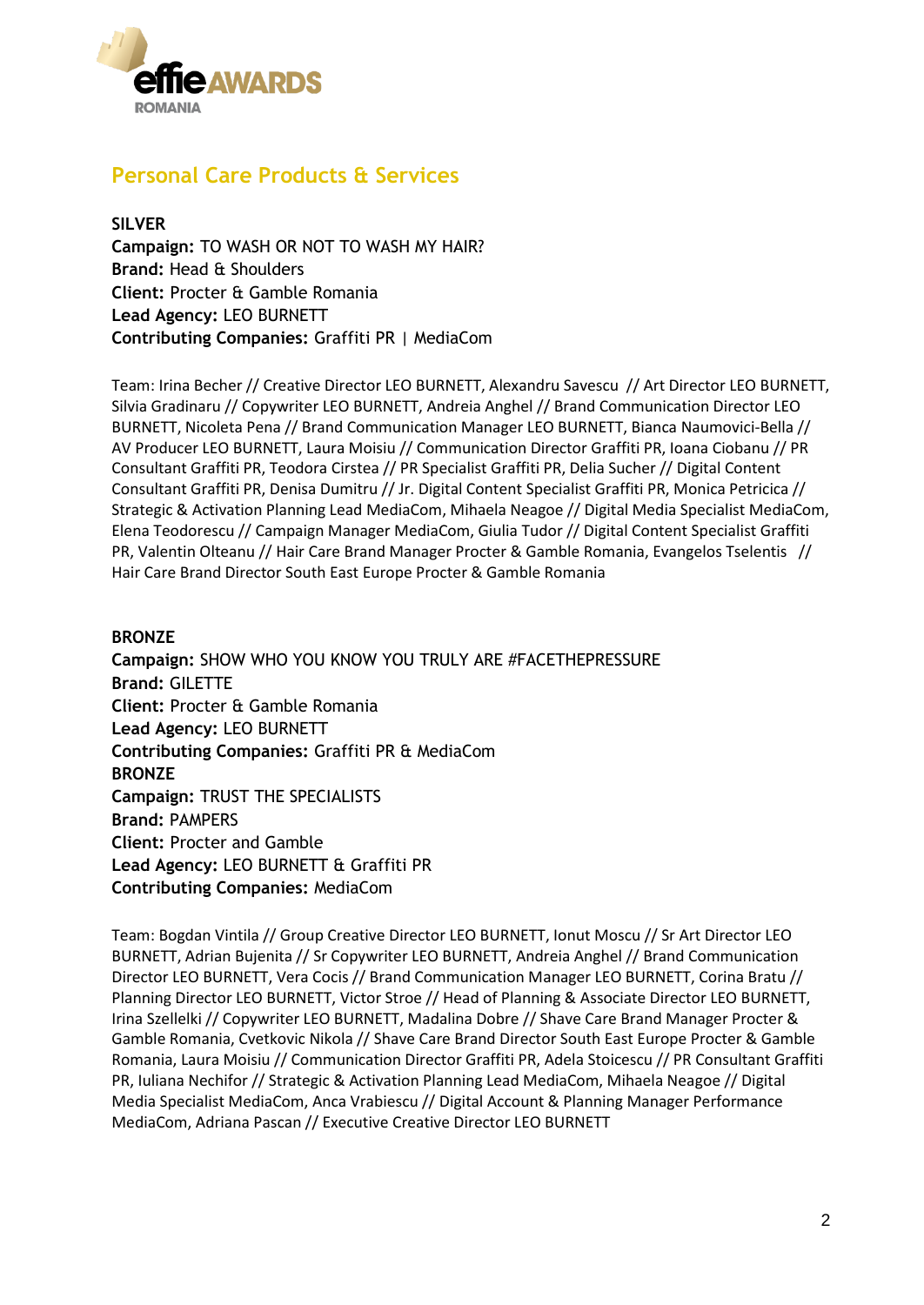## Personal Care Products & Services

**SILVER**
**Campaign:** TO WASH OR NOT TO WASH MY HAIR?
**Brand:** Head & Shoulders
**Client:** Procter & Gamble Romania
**Lead Agency:** LEO BURNETT
**Contributing Companies:** Graffiti PR | MediaCom

Team: Irina Becher // Creative Director LEO BURNETT, Alexandru Savescu // Art Director LEO BURNETT, Silvia Gradinaru // Copywriter LEO BURNETT, Andreia Anghel // Brand Communication Director LEO BURNETT, Nicoleta Pena // Brand Communication Manager LEO BURNETT, Bianca Naumovici-Bella // AV Producer LEO BURNETT, Laura Moisiu // Communication Director Graffiti PR, Ioana Ciobanu // PR Consultant Graffiti PR, Teodora Cirstea // PR Specialist Graffiti PR, Delia Sucher // Digital Content Consultant Graffiti PR, Denisa Dumitru // Jr. Digital Content Specialist Graffiti PR, Monica Petricica // Strategic & Activation Planning Lead MediaCom, Mihaela Neagoe // Digital Media Specialist MediaCom, Elena Teodorescu // Campaign Manager MediaCom, Giulia Tudor // Digital Content Specialist Graffiti PR, Valentin Olteanu // Hair Care Brand Manager Procter & Gamble Romania, Evangelos Tselentis // Hair Care Brand Director South East Europe Procter & Gamble Romania

**BRONZE**
**Campaign:** SHOW WHO YOU KNOW YOU TRULY ARE #FACETHEPRESSURE
**Brand:** GILETTE
**Client:** Procter & Gamble Romania
**Lead Agency:** LEO BURNETT
**Contributing Companies:** Graffiti PR & MediaCom

**BRONZE**
**Campaign:** TRUST THE SPECIALISTS
**Brand:** PAMPERS
**Client:** Procter and Gamble
**Lead Agency:** LEO BURNETT & Graffiti PR
**Contributing Companies:** MediaCom

Team: Bogdan Vintila // Group Creative Director LEO BURNETT, Ionut Moscu // Sr Art Director LEO BURNETT, Adrian Bujenita // Sr Copywriter LEO BURNETT, Andreia Anghel // Brand Communication Director LEO BURNETT, Vera Cocis // Brand Communication Manager LEO BURNETT, Corina Bratu // Planning Director LEO BURNETT, Victor Stroe // Head of Planning & Associate Director LEO BURNETT, Irina Szellelki // Copywriter LEO BURNETT, Madalina Dobre // Shave Care Brand Manager Procter & Gamble Romania, Cvetkovic Nikola // Shave Care Brand Director South East Europe Procter & Gamble Romania, Laura Moisiu // Communication Director Graffiti PR, Adela Stoicescu // PR Consultant Graffiti PR, Iuliana Nechifor // Strategic & Activation Planning Lead MediaCom, Mihaela Neagoe // Digital Media Specialist MediaCom, Anca Vrabiescu // Digital Account & Planning Manager Performance MediaCom, Adriana Pascan // Executive Creative Director LEO BURNETT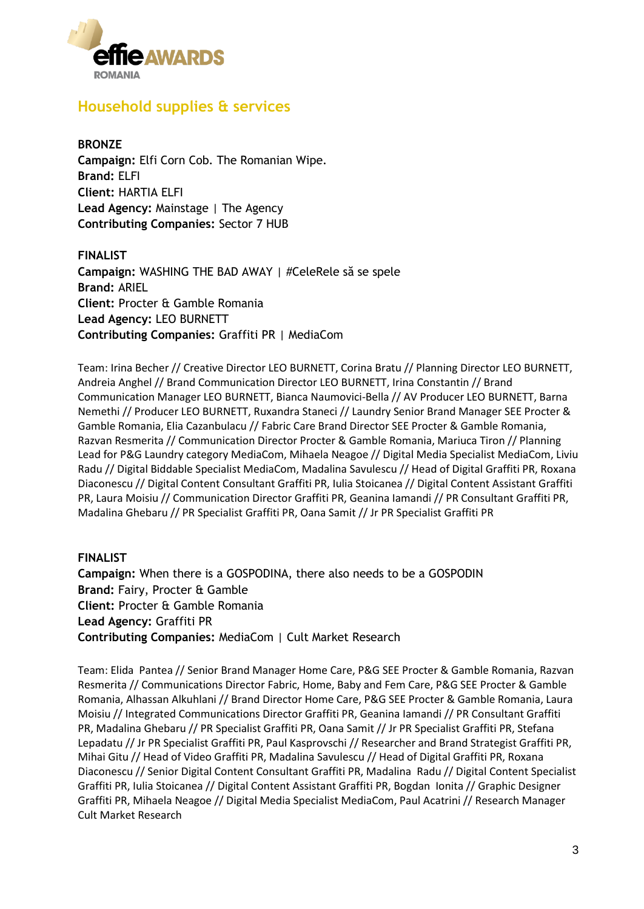## Household supplies & services

**BRONZE**
**Campaign:** Elfi Corn Cob. The Romanian Wipe.
**Brand:** ELFI
**Client:** HARTIA ELFI
**Lead Agency:** Mainstage | The Agency
**Contributing Companies:** Sector 7 HUB

**FINALIST**
**Campaign:** WASHING THE BAD AWAY | #CeleRele să se spele
**Brand:** ARIEL
**Client:** Procter & Gamble Romania
**Lead Agency:** LEO BURNETT
**Contributing Companies:** Graffiti PR | MediaCom

Team: Irina Becher // Creative Director LEO BURNETT, Corina Bratu // Planning Director LEO BURNETT, Andreia Anghel // Brand Communication Director LEO BURNETT, Irina Constantin // Brand Communication Manager LEO BURNETT, Bianca Naumovici-Bella // AV Producer LEO BURNETT, Barna Nemethi // Producer LEO BURNETT, Ruxandra Staneci // Laundry Senior Brand Manager SEE Procter & Gamble Romania, Elia Cazanbulacu // Fabric Care Brand Director SEE Procter & Gamble Romania, Razvan Resmerita // Communication Director Procter & Gamble Romania, Mariuca Tiron // Planning Lead for P&G Laundry category MediaCom, Mihaela Neagoe // Digital Media Specialist MediaCom, Liviu Radu // Digital Biddable Specialist MediaCom, Madalina Savulescu // Head of Digital Graffiti PR, Roxana Diaconescu // Digital Content Consultant Graffiti PR, Iulia Stoicanea // Digital Content Assistant Graffiti PR, Laura Moisiu // Communication Director Graffiti PR, Geanina Iamandi // PR Consultant Graffiti PR, Madalina Ghebaru // PR Specialist Graffiti PR, Oana Samit // Jr PR Specialist Graffiti PR

**FINALIST**
**Campaign:** When there is a GOSPODINA, there also needs to be a GOSPODIN
**Brand:** Fairy, Procter & Gamble
**Client:** Procter & Gamble Romania
**Lead Agency:** Graffiti PR
**Contributing Companies:** MediaCom | Cult Market Research

Team: Elida Pantea // Senior Brand Manager Home Care, P&G SEE Procter & Gamble Romania, Razvan Resmerita // Communications Director Fabric, Home, Baby and Fem Care, P&G SEE Procter & Gamble Romania, Alhassan Alkuhlani // Brand Director Home Care, P&G SEE Procter & Gamble Romania, Laura Moisiu // Integrated Communications Director Graffiti PR, Geanina Iamandi // PR Consultant Graffiti PR, Madalina Ghebaru // PR Specialist Graffiti PR, Oana Samit // Jr PR Specialist Graffiti PR, Stefana Lepadatu // Jr PR Specialist Graffiti PR, Paul Kasprovschi // Researcher and Brand Strategist Graffiti PR, Mihai Gitu // Head of Video Graffiti PR, Madalina Savulescu // Head of Digital Graffiti PR, Roxana Diaconescu // Senior Digital Content Consultant Graffiti PR, Madalina Radu // Digital Content Specialist Graffiti PR, Iulia Stoicanea // Digital Content Assistant Graffiti PR, Bogdan Ionita // Graphic Designer Graffiti PR, Mihaela Neagoe // Digital Media Specialist MediaCom, Paul Acatrini // Research Manager Cult Market Research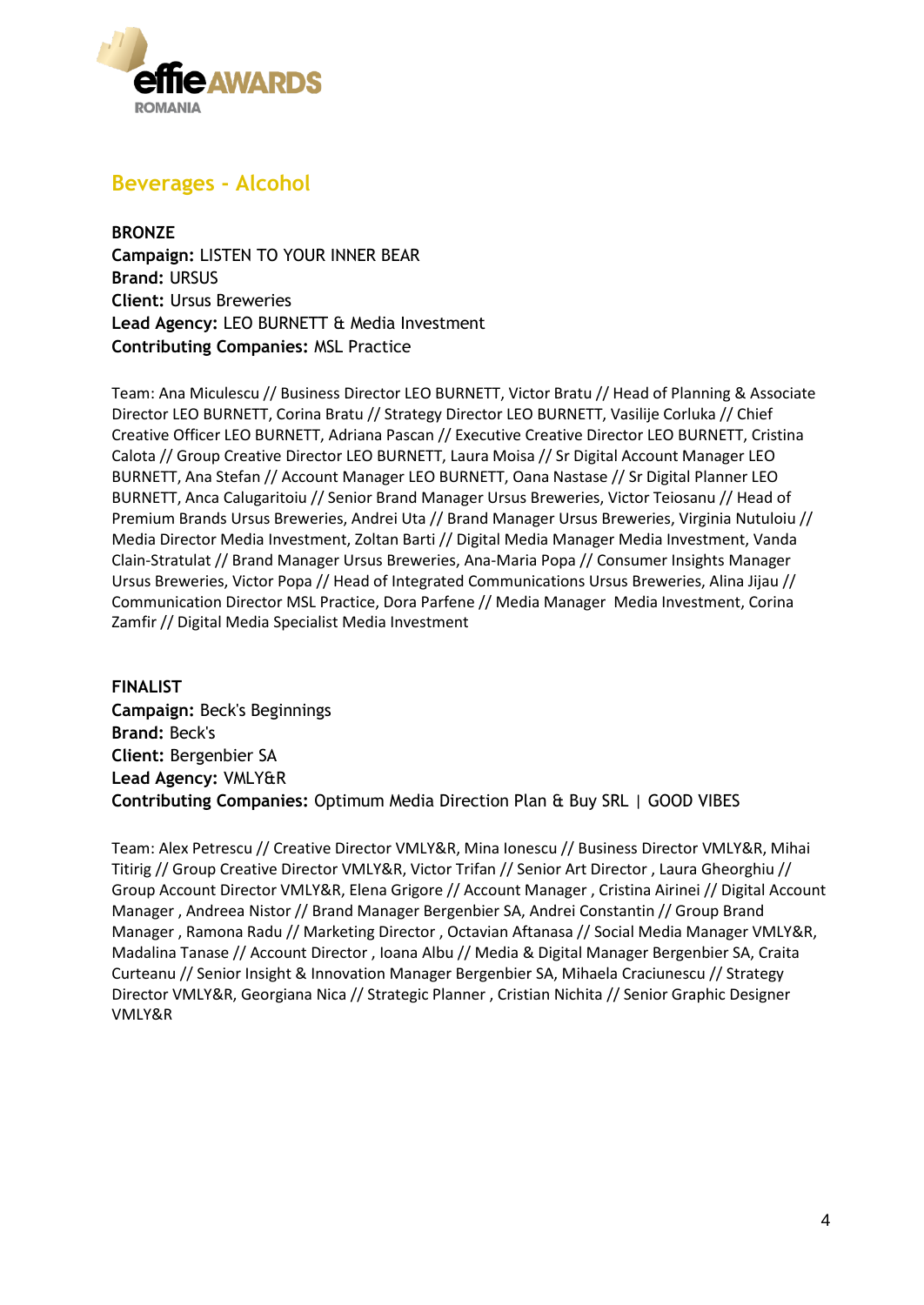## Beverages - Alcohol

**BRONZE**
**Campaign:** LISTEN TO YOUR INNER BEAR
**Brand:** URSUS
**Client:** Ursus Breweries
**Lead Agency:** LEO BURNETT & Media Investment
**Contributing Companies:** MSL Practice

Team: Ana Miculescu // Business Director LEO BURNETT, Victor Bratu // Head of Planning & Associate Director LEO BURNETT, Corina Bratu // Strategy Director LEO BURNETT, Vasilije Corluka // Chief Creative Officer LEO BURNETT, Adriana Pascan // Executive Creative Director LEO BURNETT, Cristina Calota // Group Creative Director LEO BURNETT, Laura Moisa // Sr Digital Account Manager LEO BURNETT, Ana Stefan // Account Manager LEO BURNETT, Oana Nastase // Sr Digital Planner LEO BURNETT, Anca Calugaritoiu // Senior Brand Manager Ursus Breweries, Victor Teiosanu // Head of Premium Brands Ursus Breweries, Andrei Uta // Brand Manager Ursus Breweries, Virginia Nutuloiu // Media Director Media Investment, Zoltan Barti // Digital Media Manager Media Investment, Vanda Clain-Stratulat // Brand Manager Ursus Breweries, Ana-Maria Popa // Consumer Insights Manager Ursus Breweries, Victor Popa // Head of Integrated Communications Ursus Breweries, Alina Jijau // Communication Director MSL Practice, Dora Parfene // Media Manager Media Investment, Corina Zamfir // Digital Media Specialist Media Investment

**FINALIST**
**Campaign:** Beck's Beginnings
**Brand:** Beck's
**Client:** Bergenbier SA
**Lead Agency:** VMLY&R
**Contributing Companies:** Optimum Media Direction Plan & Buy SRL | GOOD VIBES

Team: Alex Petrescu // Creative Director VMLY&R, Mina Ionescu // Business Director VMLY&R, Mihai Titirig // Group Creative Director VMLY&R, Victor Trifan // Senior Art Director , Laura Gheorghiu // Group Account Director VMLY&R, Elena Grigore // Account Manager , Cristina Airinei // Digital Account Manager , Andreea Nistor // Brand Manager Bergenbier SA, Andrei Constantin // Group Brand Manager , Ramona Radu // Marketing Director , Octavian Aftanasa // Social Media Manager VMLY&R, Madalina Tanase // Account Director , Ioana Albu // Media & Digital Manager Bergenbier SA, Craita Curteanu // Senior Insight & Innovation Manager Bergenbier SA, Mihaela Craciunescu // Strategy Director VMLY&R, Georgiana Nica // Strategic Planner , Cristian Nichita // Senior Graphic Designer VMLY&R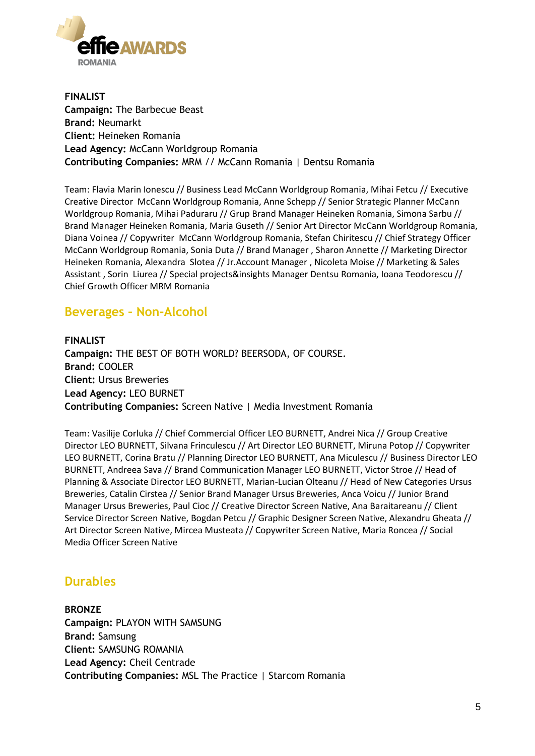**FINALIST**
**Campaign:** The Barbecue Beast
**Brand:** Neumarkt
**Client:** Heineken Romania
**Lead Agency:** McCann Worldgroup Romania
**Contributing Companies:** MRM // McCann Romania | Dentsu Romania

Team: Flavia Marin Ionescu // Business Lead McCann Worldgroup Romania, Mihai Fetcu // Executive Creative Director McCann Worldgroup Romania, Anne Schepp // Senior Strategic Planner McCann Worldgroup Romania, Mihai Paduraru // Grup Brand Manager Heineken Romania, Simona Sarbu // Brand Manager Heineken Romania, Maria Guseth // Senior Art Director McCann Worldgroup Romania, Diana Voinea // Copywriter McCann Worldgroup Romania, Stefan Chiritescu // Chief Strategy Officer McCann Worldgroup Romania, Sonia Duta // Brand Manager , Sharon Annette // Marketing Director Heineken Romania, Alexandra Slotea // Jr.Account Manager , Nicoleta Moise // Marketing & Sales Assistant , Sorin Liurea // Special projects&insights Manager Dentsu Romania, Ioana Teodorescu // Chief Growth Officer MRM Romania

## Beverages - Non-Alcohol

**FINALIST**
**Campaign:** THE BEST OF BOTH WORLD? BEERSODA, OF COURSE.
**Brand:** COOLER
**Client:** Ursus Breweries
**Lead Agency:** LEO BURNET
**Contributing Companies:** Screen Native | Media Investment Romania

Team: Vasilije Corluka // Chief Commercial Officer LEO BURNETT, Andrei Nica // Group Creative Director LEO BURNETT, Silvana Frinculescu // Art Director LEO BURNETT, Miruna Potop // Copywriter LEO BURNETT, Corina Bratu // Planning Director LEO BURNETT, Ana Miculescu // Business Director LEO BURNETT, Andreea Sava // Brand Communication Manager LEO BURNETT, Victor Stroe // Head of Planning & Associate Director LEO BURNETT, Marian-Lucian Olteanu // Head of New Categories Ursus Breweries, Catalin Cirstea // Senior Brand Manager Ursus Breweries, Anca Voicu // Junior Brand Manager Ursus Breweries, Paul Cioc // Creative Director Screen Native, Ana Baraitareanu // Client Service Director Screen Native, Bogdan Petcu // Graphic Designer Screen Native, Alexandru Gheata // Art Director Screen Native, Mircea Musteata // Copywriter Screen Native, Maria Roncea // Social Media Officer Screen Native

## Durables

**BRONZE**
**Campaign:** PLAYON WITH SAMSUNG
**Brand:** Samsung
**Client:** SAMSUNG ROMANIA
**Lead Agency:** Cheil Centrade
**Contributing Companies:** MSL The Practice | Starcom Romania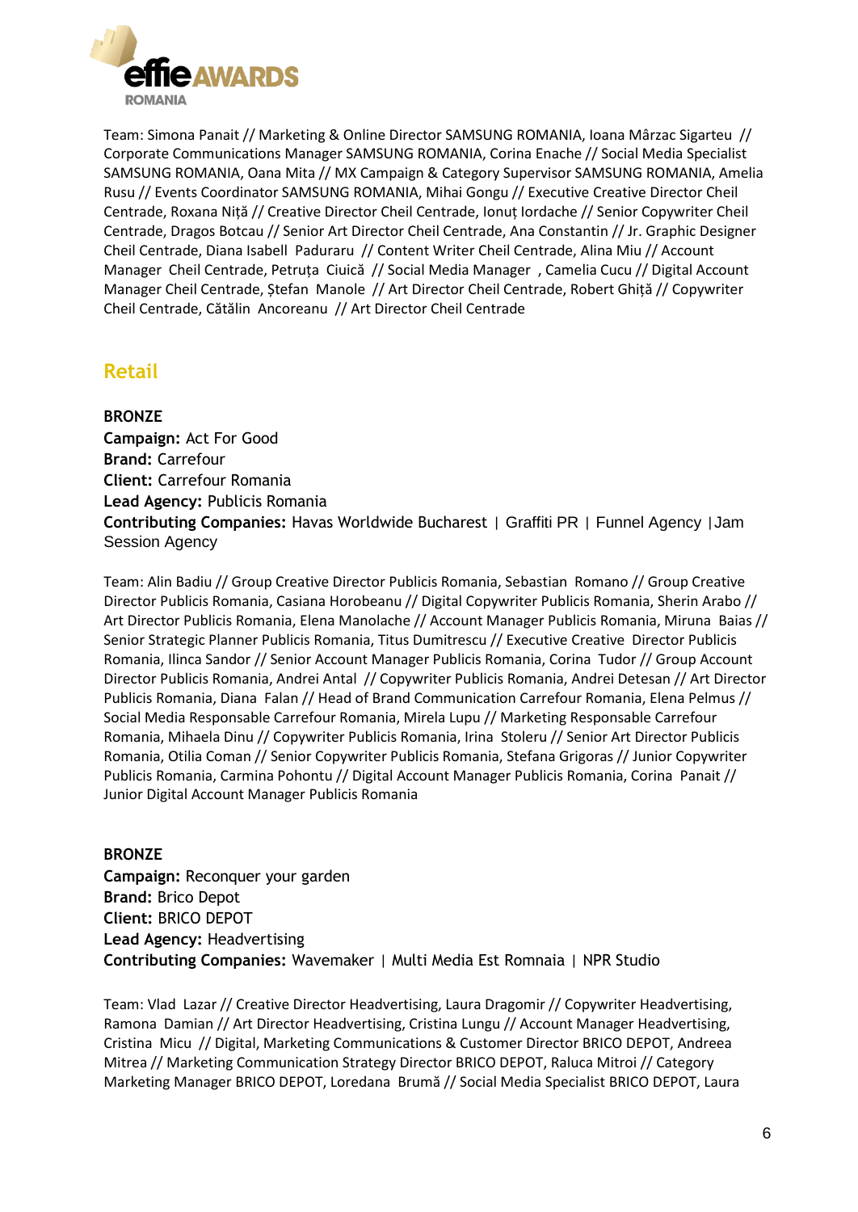Team: Simona Panait // Marketing & Online Director SAMSUNG ROMANIA, Ioana Mârzac Sigarteu // Corporate Communications Manager SAMSUNG ROMANIA, Corina Enache // Social Media Specialist SAMSUNG ROMANIA, Oana Mita // MX Campaign & Category Supervisor SAMSUNG ROMANIA, Amelia Rusu // Events Coordinator SAMSUNG ROMANIA, Mihai Gongu // Executive Creative Director Cheil Centrade, Roxana Niță // Creative Director Cheil Centrade, Ionuț Iordache // Senior Copywriter Cheil Centrade, Dragos Botcau // Senior Art Director Cheil Centrade, Ana Constantin // Jr. Graphic Designer Cheil Centrade, Diana Isabell Paduraru // Content Writer Cheil Centrade, Alina Miu // Account Manager Cheil Centrade, Petruța Ciuică // Social Media Manager , Camelia Cucu // Digital Account Manager Cheil Centrade, Ștefan Manole // Art Director Cheil Centrade, Robert Ghiță // Copywriter Cheil Centrade, Cătălin Ancoreanu // Art Director Cheil Centrade

## Retail

**BRONZE**
**Campaign:** Act For Good
**Brand:** Carrefour
**Client:** Carrefour Romania
**Lead Agency:** Publicis Romania
**Contributing Companies:** Havas Worldwide Bucharest | Graffiti PR | Funnel Agency | Jam Session Agency

Team: Alin Badiu // Group Creative Director Publicis Romania, Sebastian Romano // Group Creative Director Publicis Romania, Casiana Horobeanu // Digital Copywriter Publicis Romania, Sherin Arabo // Art Director Publicis Romania, Elena Manolache // Account Manager Publicis Romania, Miruna Baias // Senior Strategic Planner Publicis Romania, Titus Dumitrescu // Executive Creative Director Publicis Romania, Ilinca Sandor // Senior Account Manager Publicis Romania, Corina Tudor // Group Account Director Publicis Romania, Andrei Antal // Copywriter Publicis Romania, Andrei Detesan // Art Director Publicis Romania, Diana Falan // Head of Brand Communication Carrefour Romania, Elena Pelmus // Social Media Responsable Carrefour Romania, Mirela Lupu // Marketing Responsable Carrefour Romania, Mihaela Dinu // Copywriter Publicis Romania, Irina Stoleru // Senior Art Director Publicis Romania, Otilia Coman // Senior Copywriter Publicis Romania, Stefana Grigoras // Junior Copywriter Publicis Romania, Carmina Pohontu // Digital Account Manager Publicis Romania, Corina Panait // Junior Digital Account Manager Publicis Romania

**BRONZE**
**Campaign:** Reconquer your garden
**Brand:** Brico Depot
**Client:** BRICO DEPOT
**Lead Agency:** Headvertising
**Contributing Companies:** Wavemaker | Multi Media Est Romnaia | NPR Studio

Team: Vlad Lazar // Creative Director Headvertising, Laura Dragomir // Copywriter Headvertising, Ramona Damian // Art Director Headvertising, Cristina Lungu // Account Manager Headvertising, Cristina Micu // Digital, Marketing Communications & Customer Director BRICO DEPOT, Andreea Mitrea // Marketing Communication Strategy Director BRICO DEPOT, Raluca Mitroi // Category Marketing Manager BRICO DEPOT, Loredana Brumă // Social Media Specialist BRICO DEPOT, Laura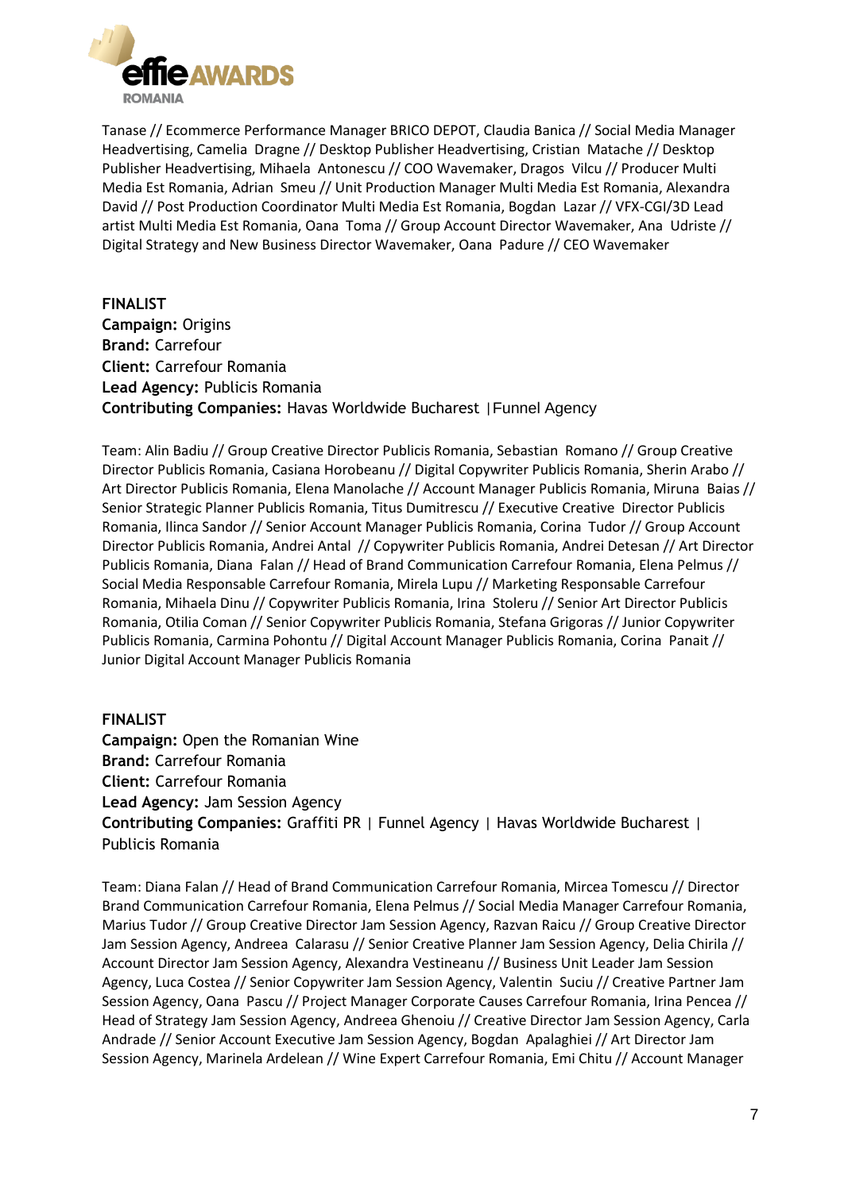Tanase // Ecommerce Performance Manager BRICO DEPOT, Claudia Banica // Social Media Manager Headvertising, Camelia Dragne // Desktop Publisher Headvertising, Cristian Matache // Desktop Publisher Headvertising, Mihaela Antonescu // COO Wavemaker, Dragos Vilcu // Producer Multi Media Est Romania, Adrian Smeu // Unit Production Manager Multi Media Est Romania, Alexandra David // Post Production Coordinator Multi Media Est Romania, Bogdan Lazar // VFX-CGI/3D Lead artist Multi Media Est Romania, Oana Toma // Group Account Director Wavemaker, Ana Udriste // Digital Strategy and New Business Director Wavemaker, Oana Padure // CEO Wavemaker

**FINALIST**
**Campaign:** Origins
**Brand:** Carrefour
**Client:** Carrefour Romania
**Lead Agency:** Publicis Romania
**Contributing Companies:** Havas Worldwide Bucharest |Funnel Agency

Team: Alin Badiu // Group Creative Director Publicis Romania, Sebastian Romano // Group Creative Director Publicis Romania, Casiana Horobeanu // Digital Copywriter Publicis Romania, Sherin Arabo // Art Director Publicis Romania, Elena Manolache // Account Manager Publicis Romania, Miruna Baias // Senior Strategic Planner Publicis Romania, Titus Dumitrescu // Executive Creative Director Publicis Romania, Ilinca Sandor // Senior Account Manager Publicis Romania, Corina Tudor // Group Account Director Publicis Romania, Andrei Antal // Copywriter Publicis Romania, Andrei Detesan // Art Director Publicis Romania, Diana Falan // Head of Brand Communication Carrefour Romania, Elena Pelmus // Social Media Responsable Carrefour Romania, Mirela Lupu // Marketing Responsable Carrefour Romania, Mihaela Dinu // Copywriter Publicis Romania, Irina Stoleru // Senior Art Director Publicis Romania, Otilia Coman // Senior Copywriter Publicis Romania, Stefana Grigoras // Junior Copywriter Publicis Romania, Carmina Pohontu // Digital Account Manager Publicis Romania, Corina Panait // Junior Digital Account Manager Publicis Romania

**FINALIST**
**Campaign:** Open the Romanian Wine
**Brand:** Carrefour Romania
**Client:** Carrefour Romania
**Lead Agency:** Jam Session Agency
**Contributing Companies:** Graffiti PR | Funnel Agency | Havas Worldwide Bucharest | Publicis Romania

Team: Diana Falan // Head of Brand Communication Carrefour Romania, Mircea Tomescu // Director Brand Communication Carrefour Romania, Elena Pelmus // Social Media Manager Carrefour Romania, Marius Tudor // Group Creative Director Jam Session Agency, Razvan Raicu // Group Creative Director Jam Session Agency, Andreea Calarasu // Senior Creative Planner Jam Session Agency, Delia Chirila // Account Director Jam Session Agency, Alexandra Vestineanu // Business Unit Leader Jam Session Agency, Luca Costea // Senior Copywriter Jam Session Agency, Valentin Suciu // Creative Partner Jam Session Agency, Oana Pascu // Project Manager Corporate Causes Carrefour Romania, Irina Pencea // Head of Strategy Jam Session Agency, Andreea Ghenoiu // Creative Director Jam Session Agency, Carla Andrade // Senior Account Executive Jam Session Agency, Bogdan Apalaghiei // Art Director Jam Session Agency, Marinela Ardelean // Wine Expert Carrefour Romania, Emi Chitu // Account Manager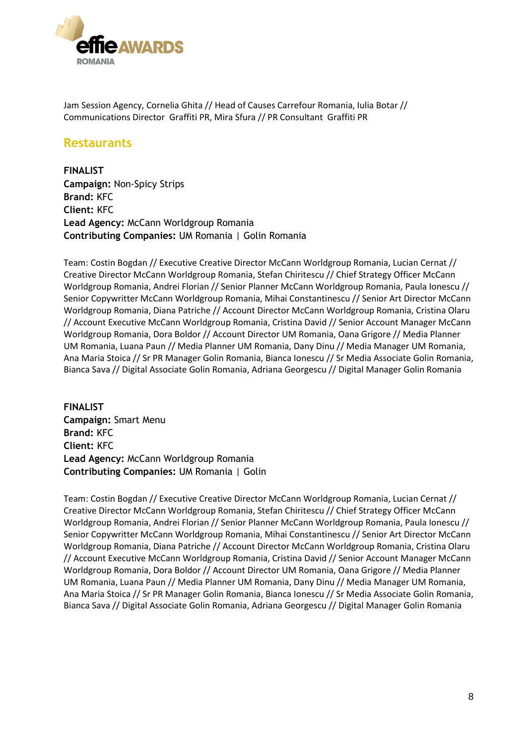Jam Session Agency, Cornelia Ghita // Head of Causes Carrefour Romania, Iulia Botar // Communications Director Graffiti PR, Mira Sfura // PR Consultant Graffiti PR

## Restaurants

**FINALIST**
**Campaign:** Non-Spicy Strips
**Brand:** KFC
**Client:** KFC
**Lead Agency:** McCann Worldgroup Romania
**Contributing Companies:** UM Romania | Golin Romania

Team: Costin Bogdan // Executive Creative Director McCann Worldgroup Romania, Lucian Cernat // Creative Director McCann Worldgroup Romania, Stefan Chiritescu // Chief Strategy Officer McCann Worldgroup Romania, Andrei Florian // Senior Planner McCann Worldgroup Romania, Paula Ionescu // Senior Copywritter McCann Worldgroup Romania, Mihai Constantinescu // Senior Art Director McCann Worldgroup Romania, Diana Patriche // Account Director McCann Worldgroup Romania, Cristina Olaru // Account Executive McCann Worldgroup Romania, Cristina David // Senior Account Manager McCann Worldgroup Romania, Dora Boldor // Account Director UM Romania, Oana Grigore // Media Planner UM Romania, Luana Paun // Media Planner UM Romania, Dany Dinu // Media Manager UM Romania, Ana Maria Stoica // Sr PR Manager Golin Romania, Bianca Ionescu // Sr Media Associate Golin Romania, Bianca Sava // Digital Associate Golin Romania, Adriana Georgescu // Digital Manager Golin Romania

**FINALIST**
**Campaign:** Smart Menu
**Brand:** KFC
**Client:** KFC
**Lead Agency:** McCann Worldgroup Romania
**Contributing Companies:** UM Romania | Golin

Team: Costin Bogdan // Executive Creative Director McCann Worldgroup Romania, Lucian Cernat // Creative Director McCann Worldgroup Romania, Stefan Chiritescu // Chief Strategy Officer McCann Worldgroup Romania, Andrei Florian // Senior Planner McCann Worldgroup Romania, Paula Ionescu // Senior Copywritter McCann Worldgroup Romania, Mihai Constantinescu // Senior Art Director McCann Worldgroup Romania, Diana Patriche // Account Director McCann Worldgroup Romania, Cristina Olaru // Account Executive McCann Worldgroup Romania, Cristina David // Senior Account Manager McCann Worldgroup Romania, Dora Boldor // Account Director UM Romania, Oana Grigore // Media Planner UM Romania, Luana Paun // Media Planner UM Romania, Dany Dinu // Media Manager UM Romania, Ana Maria Stoica // Sr PR Manager Golin Romania, Bianca Ionescu // Sr Media Associate Golin Romania, Bianca Sava // Digital Associate Golin Romania, Adriana Georgescu // Digital Manager Golin Romania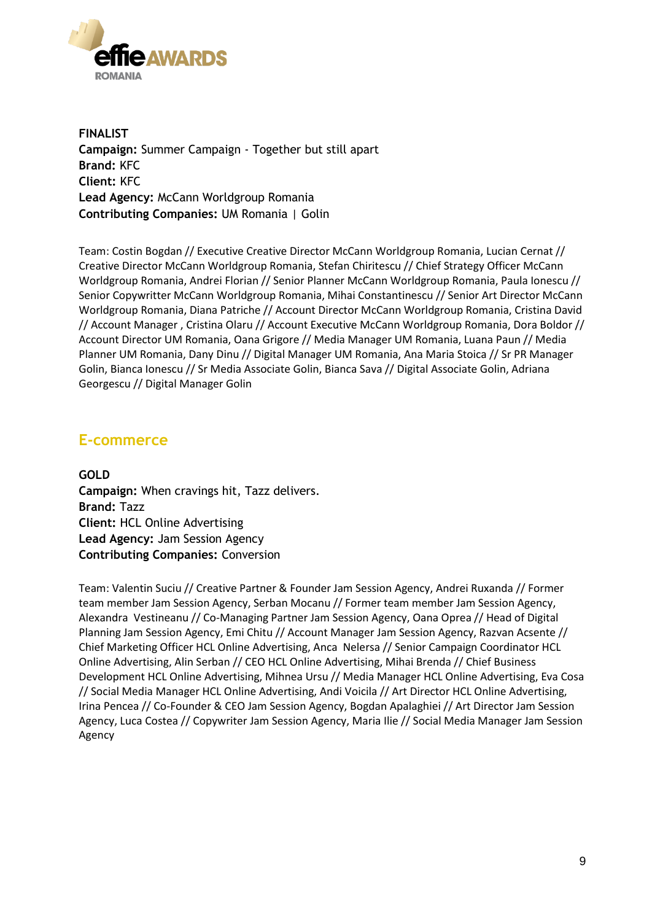**FINALIST**
**Campaign:** Summer Campaign - Together but still apart
**Brand:** KFC
**Client:** KFC
**Lead Agency:** McCann Worldgroup Romania
**Contributing Companies:** UM Romania | Golin

Team: Costin Bogdan // Executive Creative Director McCann Worldgroup Romania, Lucian Cernat // Creative Director McCann Worldgroup Romania, Stefan Chiritescu // Chief Strategy Officer McCann Worldgroup Romania, Andrei Florian // Senior Planner McCann Worldgroup Romania, Paula Ionescu // Senior Copywritter McCann Worldgroup Romania, Mihai Constantinescu // Senior Art Director McCann Worldgroup Romania, Diana Patriche // Account Director McCann Worldgroup Romania, Cristina David // Account Manager , Cristina Olaru // Account Executive McCann Worldgroup Romania, Dora Boldor // Account Director UM Romania, Oana Grigore // Media Manager UM Romania, Luana Paun // Media Planner UM Romania, Dany Dinu // Digital Manager UM Romania, Ana Maria Stoica // Sr PR Manager Golin, Bianca Ionescu // Sr Media Associate Golin, Bianca Sava // Digital Associate Golin, Adriana Georgescu // Digital Manager Golin

## E-commerce

**GOLD**
**Campaign:** When cravings hit, Tazz delivers.
**Brand:** Tazz
**Client:** HCL Online Advertising
**Lead Agency:** Jam Session Agency
**Contributing Companies:** Conversion

Team: Valentin Suciu // Creative Partner & Founder Jam Session Agency, Andrei Ruxanda // Former team member Jam Session Agency, Serban Mocanu // Former team member Jam Session Agency, Alexandra Vestineanu // Co-Managing Partner Jam Session Agency, Oana Oprea // Head of Digital Planning Jam Session Agency, Emi Chitu // Account Manager Jam Session Agency, Razvan Acsente // Chief Marketing Officer HCL Online Advertising, Anca Nelersa // Senior Campaign Coordinator HCL Online Advertising, Alin Serban // CEO HCL Online Advertising, Mihai Brenda // Chief Business Development HCL Online Advertising, Mihnea Ursu // Media Manager HCL Online Advertising, Eva Cosa // Social Media Manager HCL Online Advertising, Andi Voicila // Art Director HCL Online Advertising, Irina Pencea // Co-Founder & CEO Jam Session Agency, Bogdan Apalaghiei // Art Director Jam Session Agency, Luca Costea // Copywriter Jam Session Agency, Maria Ilie // Social Media Manager Jam Session Agency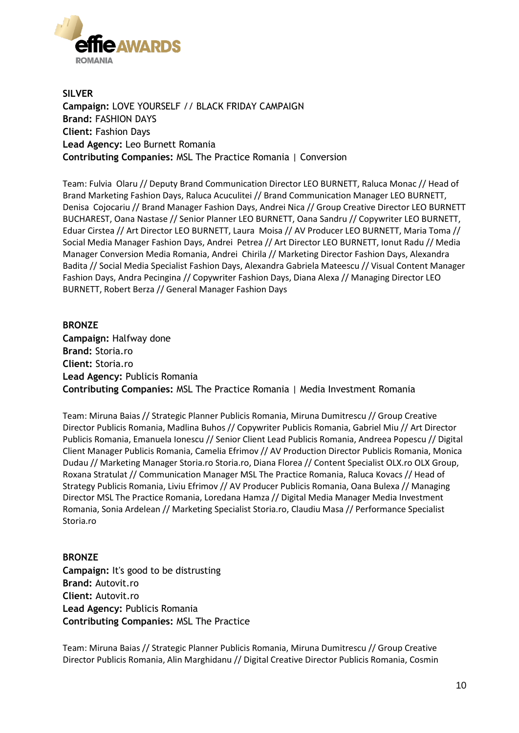**SILVER**
**Campaign:** LOVE YOURSELF // BLACK FRIDAY CAMPAIGN
**Brand:** FASHION DAYS
**Client:** Fashion Days
**Lead Agency:** Leo Burnett Romania
**Contributing Companies:** MSL The Practice Romania | Conversion

Team: Fulvia Olaru // Deputy Brand Communication Director LEO BURNETT, Raluca Monac // Head of Brand Marketing Fashion Days, Raluca Acuculitei // Brand Communication Manager LEO BURNETT, Denisa Cojocariu // Brand Manager Fashion Days, Andrei Nica // Group Creative Director LEO BURNETT BUCHAREST, Oana Nastase // Senior Planner LEO BURNETT, Oana Sandru // Copywriter LEO BURNETT, Eduar Cirstea // Art Director LEO BURNETT, Laura Moisa // AV Producer LEO BURNETT, Maria Toma // Social Media Manager Fashion Days, Andrei Petrea // Art Director LEO BURNETT, Ionut Radu // Media Manager Conversion Media Romania, Andrei Chirila // Marketing Director Fashion Days, Alexandra Badita // Social Media Specialist Fashion Days, Alexandra Gabriela Mateescu // Visual Content Manager Fashion Days, Andra Pecingina // Copywriter Fashion Days, Diana Alexa // Managing Director LEO BURNETT, Robert Berza // General Manager Fashion Days

**BRONZE**
**Campaign:** Halfway done
**Brand:** Storia.ro
**Client:** Storia.ro
**Lead Agency:** Publicis Romania
**Contributing Companies:** MSL The Practice Romania | Media Investment Romania

Team: Miruna Baias // Strategic Planner Publicis Romania, Miruna Dumitrescu // Group Creative Director Publicis Romania, Madlina Buhos // Copywriter Publicis Romania, Gabriel Miu // Art Director Publicis Romania, Emanuela Ionescu // Senior Client Lead Publicis Romania, Andreea Popescu // Digital Client Manager Publicis Romania, Camelia Efrimov // AV Production Director Publicis Romania, Monica Dudau // Marketing Manager Storia.ro Storia.ro, Diana Florea // Content Specialist OLX.ro OLX Group, Roxana Stratulat // Communication Manager MSL The Practice Romania, Raluca Kovacs // Head of Strategy Publicis Romania, Liviu Efrimov // AV Producer Publicis Romania, Oana Bulexa // Managing Director MSL The Practice Romania, Loredana Hamza // Digital Media Manager Media Investment Romania, Sonia Ardelean // Marketing Specialist Storia.ro, Claudiu Masa // Performance Specialist Storia.ro

**BRONZE**
**Campaign:** It's good to be distrusting
**Brand:** Autovit.ro
**Client:** Autovit.ro
**Lead Agency:** Publicis Romania
**Contributing Companies:** MSL The Practice

Team: Miruna Baias // Strategic Planner Publicis Romania, Miruna Dumitrescu // Group Creative Director Publicis Romania, Alin Marghidanu // Digital Creative Director Publicis Romania, Cosmin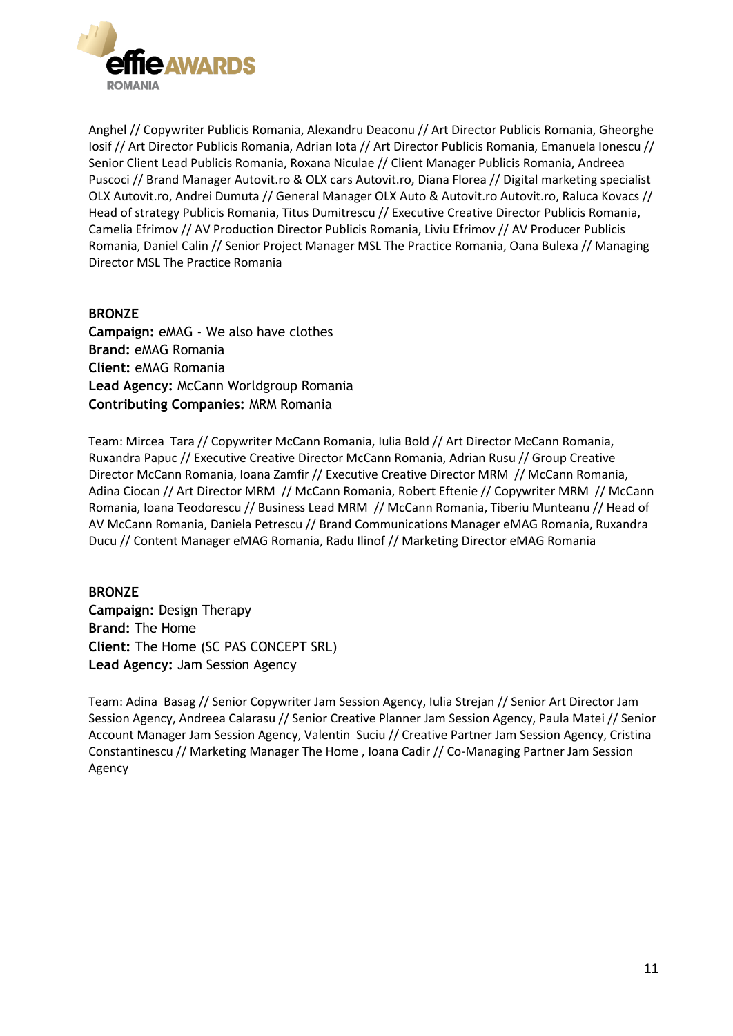Anghel // Copywriter Publicis Romania, Alexandru Deaconu // Art Director Publicis Romania, Gheorghe Iosif // Art Director Publicis Romania, Adrian Iota // Art Director Publicis Romania, Emanuela Ionescu // Senior Client Lead Publicis Romania, Roxana Niculae // Client Manager Publicis Romania, Andreea Puscoci // Brand Manager Autovit.ro & OLX cars Autovit.ro, Diana Florea // Digital marketing specialist OLX Autovit.ro, Andrei Dumuta // General Manager OLX Auto & Autovit.ro Autovit.ro, Raluca Kovacs // Head of strategy Publicis Romania, Titus Dumitrescu // Executive Creative Director Publicis Romania, Camelia Efrimov // AV Production Director Publicis Romania, Liviu Efrimov // AV Producer Publicis Romania, Daniel Calin // Senior Project Manager MSL The Practice Romania, Oana Bulexa // Managing Director MSL The Practice Romania

**BRONZE**
**Campaign:** eMAG - We also have clothes
**Brand:** eMAG Romania
**Client:** eMAG Romania
**Lead Agency:** McCann Worldgroup Romania
**Contributing Companies:** MRM Romania

Team: Mircea Tara // Copywriter McCann Romania, Iulia Bold // Art Director McCann Romania, Ruxandra Papuc // Executive Creative Director McCann Romania, Adrian Rusu // Group Creative Director McCann Romania, Ioana Zamfir // Executive Creative Director MRM // McCann Romania, Adina Ciocan // Art Director MRM // McCann Romania, Robert Eftenie // Copywriter MRM // McCann Romania, Ioana Teodorescu // Business Lead MRM // McCann Romania, Tiberiu Munteanu // Head of AV McCann Romania, Daniela Petrescu // Brand Communications Manager eMAG Romania, Ruxandra Ducu // Content Manager eMAG Romania, Radu Ilinof // Marketing Director eMAG Romania

**BRONZE**
**Campaign:** Design Therapy
**Brand:** The Home
**Client:** The Home (SC PAS CONCEPT SRL)
**Lead Agency:** Jam Session Agency

Team: Adina Basag // Senior Copywriter Jam Session Agency, Iulia Strejan // Senior Art Director Jam Session Agency, Andreea Calarasu // Senior Creative Planner Jam Session Agency, Paula Matei // Senior Account Manager Jam Session Agency, Valentin Suciu // Creative Partner Jam Session Agency, Cristina Constantinescu // Marketing Manager The Home , Ioana Cadir // Co-Managing Partner Jam Session Agency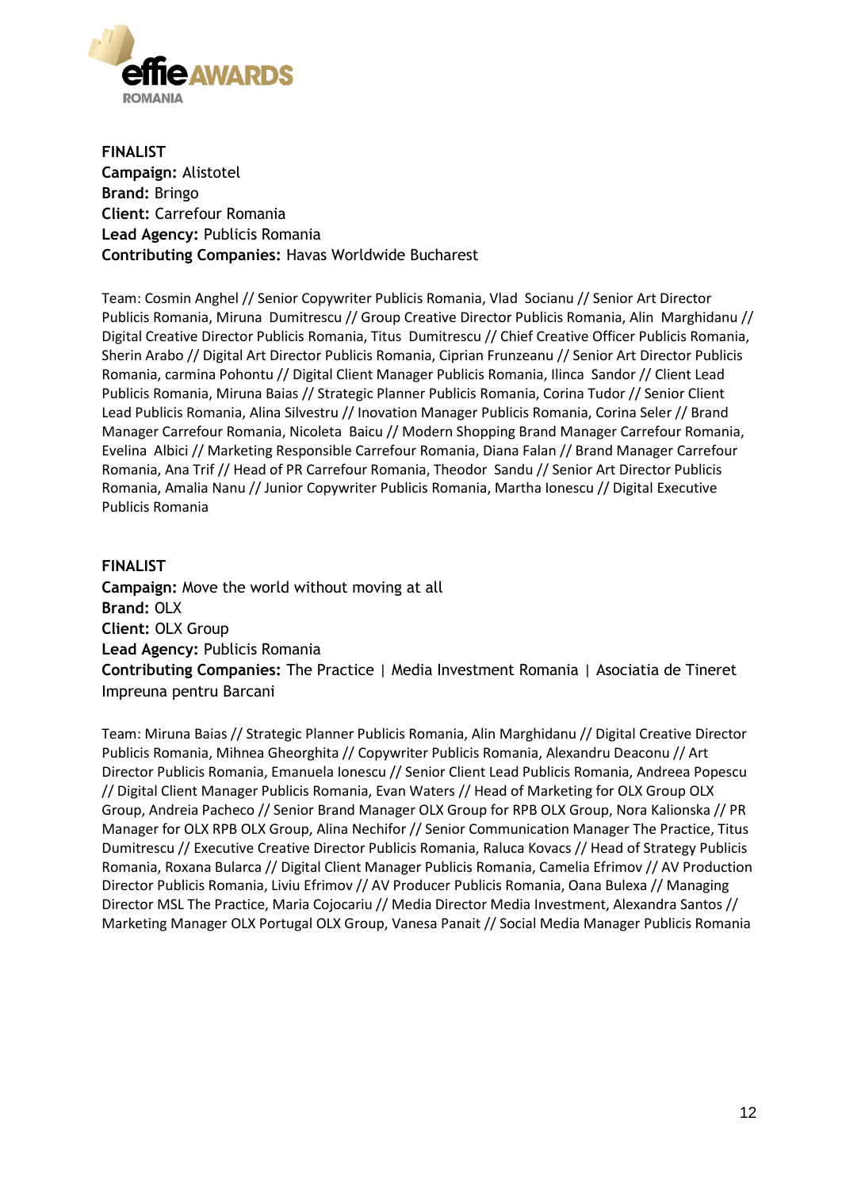**FINALIST**
**Campaign:** Alistotel
**Brand:** Bringo
**Client:** Carrefour Romania
**Lead Agency:** Publicis Romania
**Contributing Companies:** Havas Worldwide Bucharest

Team: Cosmin Anghel // Senior Copywriter Publicis Romania, Vlad Socianu // Senior Art Director Publicis Romania, Miruna Dumitrescu // Group Creative Director Publicis Romania, Alin Marghidanu // Digital Creative Director Publicis Romania, Titus Dumitrescu // Chief Creative Officer Publicis Romania, Sherin Arabo // Digital Art Director Publicis Romania, Ciprian Frunzeanu // Senior Art Director Publicis Romania, carmina Pohontu // Digital Client Manager Publicis Romania, Ilinca Sandor // Client Lead Publicis Romania, Miruna Baias // Strategic Planner Publicis Romania, Corina Tudor // Senior Client Lead Publicis Romania, Alina Silvestru // Inovation Manager Publicis Romania, Corina Seler // Brand Manager Carrefour Romania, Nicoleta Baicu // Modern Shopping Brand Manager Carrefour Romania, Evelina Albici // Marketing Responsible Carrefour Romania, Diana Falan // Brand Manager Carrefour Romania, Ana Trif // Head of PR Carrefour Romania, Theodor Sandu // Senior Art Director Publicis Romania, Amalia Nanu // Junior Copywriter Publicis Romania, Martha Ionescu // Digital Executive Publicis Romania

**FINALIST**
**Campaign:** Move the world without moving at all
**Brand:** OLX
**Client:** OLX Group
**Lead Agency:** Publicis Romania
**Contributing Companies:** The Practice | Media Investment Romania | Asociatia de Tineret Impreuna pentru Barcani

Team: Miruna Baias // Strategic Planner Publicis Romania, Alin Marghidanu // Digital Creative Director Publicis Romania, Mihnea Gheorghita // Copywriter Publicis Romania, Alexandru Deaconu // Art Director Publicis Romania, Emanuela Ionescu // Senior Client Lead Publicis Romania, Andreea Popescu // Digital Client Manager Publicis Romania, Evan Waters // Head of Marketing for OLX Group OLX Group, Andreia Pacheco // Senior Brand Manager OLX Group for RPB OLX Group, Nora Kalionska // PR Manager for OLX RPB OLX Group, Alina Nechifor // Senior Communication Manager The Practice, Titus Dumitrescu // Executive Creative Director Publicis Romania, Raluca Kovacs // Head of Strategy Publicis Romania, Roxana Bularca // Digital Client Manager Publicis Romania, Camelia Efrimov // AV Production Director Publicis Romania, Liviu Efrimov // AV Producer Publicis Romania, Oana Bulexa // Managing Director MSL The Practice, Maria Cojocariu // Media Director Media Investment, Alexandra Santos // Marketing Manager OLX Portugal OLX Group, Vanesa Panait // Social Media Manager Publicis Romania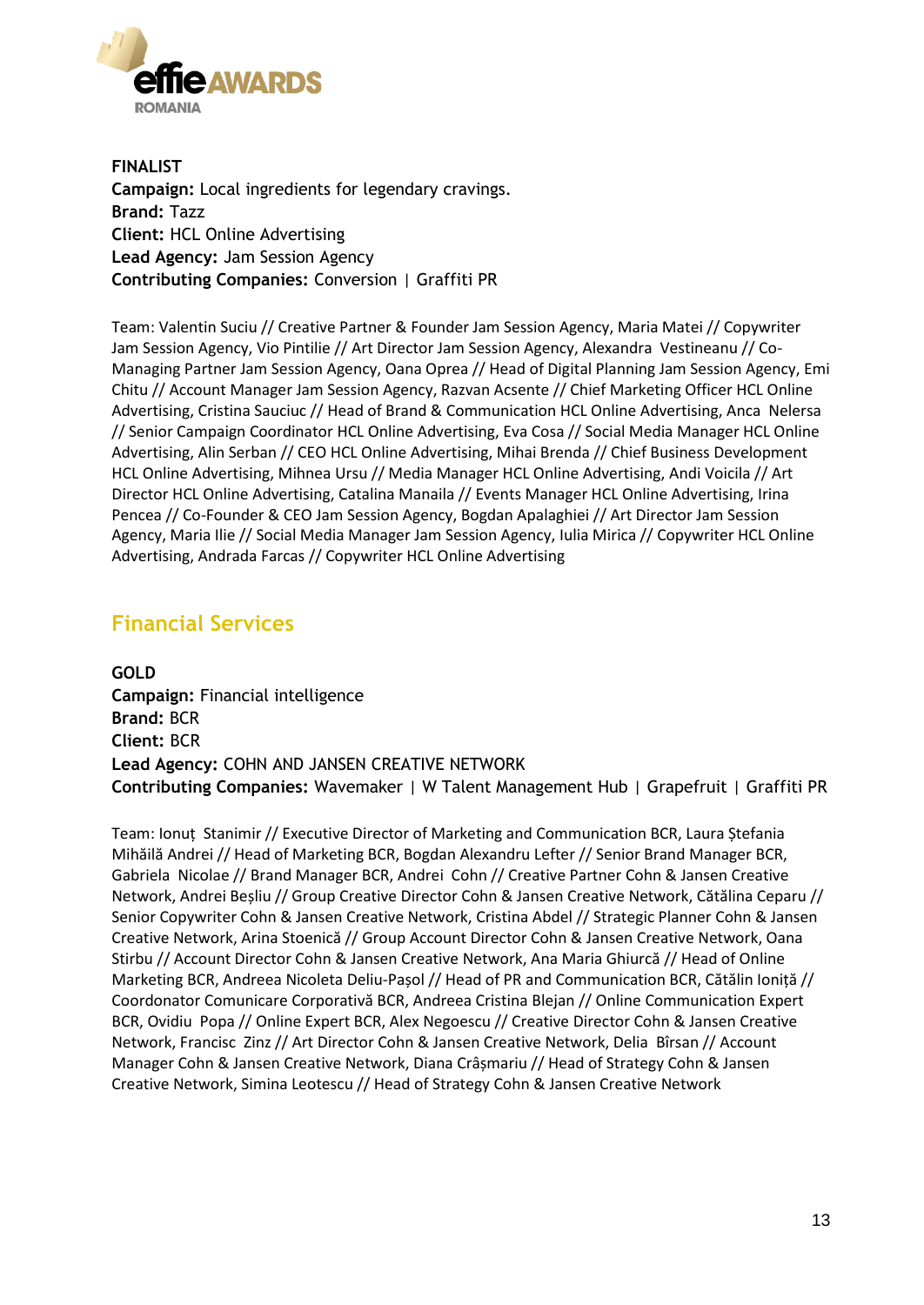**FINALIST**
**Campaign:** Local ingredients for legendary cravings.
**Brand:** Tazz
**Client:** HCL Online Advertising
**Lead Agency:** Jam Session Agency
**Contributing Companies:** Conversion | Graffiti PR

Team: Valentin Suciu // Creative Partner & Founder Jam Session Agency, Maria Matei // Copywriter Jam Session Agency, Vio Pintilie // Art Director Jam Session Agency, Alexandra Vestineanu // Co-Managing Partner Jam Session Agency, Oana Oprea // Head of Digital Planning Jam Session Agency, Emi Chitu // Account Manager Jam Session Agency, Razvan Acsente // Chief Marketing Officer HCL Online Advertising, Cristina Sauciuc // Head of Brand & Communication HCL Online Advertising, Anca Nelersa // Senior Campaign Coordinator HCL Online Advertising, Eva Cosa // Social Media Manager HCL Online Advertising, Alin Serban // CEO HCL Online Advertising, Mihai Brenda // Chief Business Development HCL Online Advertising, Mihnea Ursu // Media Manager HCL Online Advertising, Andi Voicila // Art Director HCL Online Advertising, Catalina Manaila // Events Manager HCL Online Advertising, Irina Pencea // Co-Founder & CEO Jam Session Agency, Bogdan Apalaghiei // Art Director Jam Session Agency, Maria Ilie // Social Media Manager Jam Session Agency, Iulia Mirica // Copywriter HCL Online Advertising, Andrada Farcas // Copywriter HCL Online Advertising

## Financial Services

**GOLD**
**Campaign:** Financial intelligence
**Brand:** BCR
**Client:** BCR
**Lead Agency:** COHN AND JANSEN CREATIVE NETWORK
**Contributing Companies:** Wavemaker | W Talent Management Hub | Grapefruit | Graffiti PR

Team: Ionuț Stanimir // Executive Director of Marketing and Communication BCR, Laura Ștefania Mihăilă Andrei // Head of Marketing BCR, Bogdan Alexandru Lefter // Senior Brand Manager BCR, Gabriela Nicolae // Brand Manager BCR, Andrei Cohn // Creative Partner Cohn & Jansen Creative Network, Andrei Beșliu // Group Creative Director Cohn & Jansen Creative Network, Cătălina Ceparu // Senior Copywriter Cohn & Jansen Creative Network, Cristina Abdel // Strategic Planner Cohn & Jansen Creative Network, Arina Stoenică // Group Account Director Cohn & Jansen Creative Network, Oana Stirbu // Account Director Cohn & Jansen Creative Network, Ana Maria Ghiurcă // Head of Online Marketing BCR, Andreea Nicoleta Deliu-Pașol // Head of PR and Communication BCR, Cătălin Ioniță // Coordonator Comunicare Corporativă BCR, Andreea Cristina Blejan // Online Communication Expert BCR, Ovidiu Popa // Online Expert BCR, Alex Negoescu // Creative Director Cohn & Jansen Creative Network, Francisc Zinz // Art Director Cohn & Jansen Creative Network, Delia Bîrsan // Account Manager Cohn & Jansen Creative Network, Diana Crâșmariu // Head of Strategy Cohn & Jansen Creative Network, Simina Leotescu // Head of Strategy Cohn & Jansen Creative Network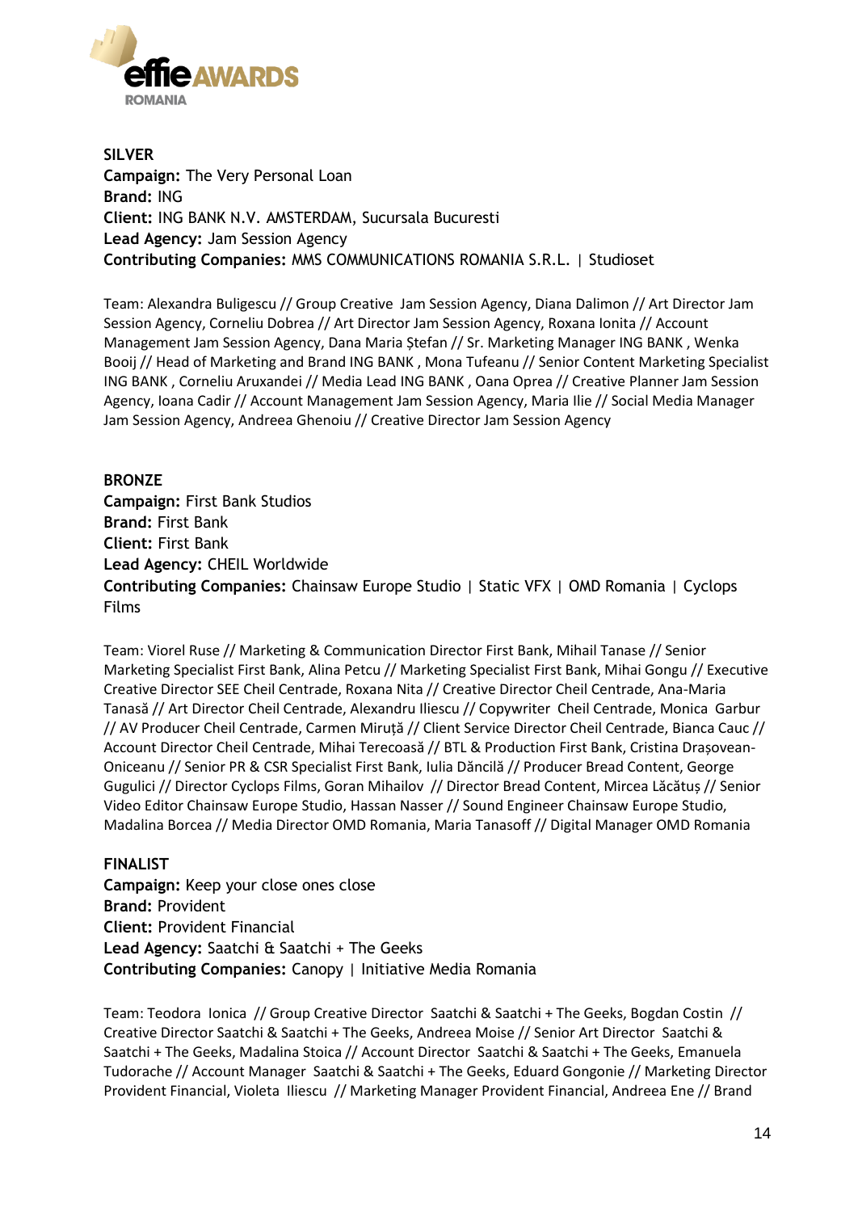**SILVER**
**Campaign:** The Very Personal Loan
**Brand:** ING
**Client:** ING BANK N.V. AMSTERDAM, Sucursala Bucuresti
**Lead Agency:** Jam Session Agency
**Contributing Companies:** MMS COMMUNICATIONS ROMANIA S.R.L. | Studioset

Team: Alexandra Buligescu // Group Creative Jam Session Agency, Diana Dalimon // Art Director Jam Session Agency, Corneliu Dobrea // Art Director Jam Session Agency, Roxana Ionita // Account Management Jam Session Agency, Dana Maria Ștefan // Sr. Marketing Manager ING BANK , Wenka Booij // Head of Marketing and Brand ING BANK , Mona Tufeanu // Senior Content Marketing Specialist ING BANK , Corneliu Aruxandei // Media Lead ING BANK , Oana Oprea // Creative Planner Jam Session Agency, Ioana Cadir // Account Management Jam Session Agency, Maria Ilie // Social Media Manager Jam Session Agency, Andreea Ghenoiu // Creative Director Jam Session Agency

**BRONZE**
**Campaign:** First Bank Studios
**Brand:** First Bank
**Client:** First Bank
**Lead Agency:** CHEIL Worldwide
**Contributing Companies:** Chainsaw Europe Studio | Static VFX | OMD Romania | Cyclops Films

Team: Viorel Ruse // Marketing & Communication Director First Bank, Mihail Tanase // Senior Marketing Specialist First Bank, Alina Petcu // Marketing Specialist First Bank, Mihai Gongu // Executive Creative Director SEE Cheil Centrade, Roxana Nita // Creative Director Cheil Centrade, Ana-Maria Tanasă // Art Director Cheil Centrade, Alexandru Iliescu // Copywriter Cheil Centrade, Monica Garbur // AV Producer Cheil Centrade, Carmen Miruță // Client Service Director Cheil Centrade, Bianca Cauc // Account Director Cheil Centrade, Mihai Terecoasă // BTL & Production First Bank, Cristina Drașovean-Oniceanu // Senior PR & CSR Specialist First Bank, Iulia Dăncilă // Producer Bread Content, George Gugulici // Director Cyclops Films, Goran Mihailov // Director Bread Content, Mircea Lăcătuș // Senior Video Editor Chainsaw Europe Studio, Hassan Nasser // Sound Engineer Chainsaw Europe Studio, Madalina Borcea // Media Director OMD Romania, Maria Tanasoff // Digital Manager OMD Romania

**FINALIST**
**Campaign:** Keep your close ones close
**Brand:** Provident
**Client:** Provident Financial
**Lead Agency:** Saatchi & Saatchi + The Geeks
**Contributing Companies:** Canopy | Initiative Media Romania

Team: Teodora Ionica // Group Creative Director Saatchi & Saatchi + The Geeks, Bogdan Costin // Creative Director Saatchi & Saatchi + The Geeks, Andreea Moise // Senior Art Director Saatchi & Saatchi + The Geeks, Madalina Stoica // Account Director Saatchi & Saatchi + The Geeks, Emanuela Tudorache // Account Manager Saatchi & Saatchi + The Geeks, Eduard Gongonie // Marketing Director Provident Financial, Violeta Iliescu // Marketing Manager Provident Financial, Andreea Ene // Brand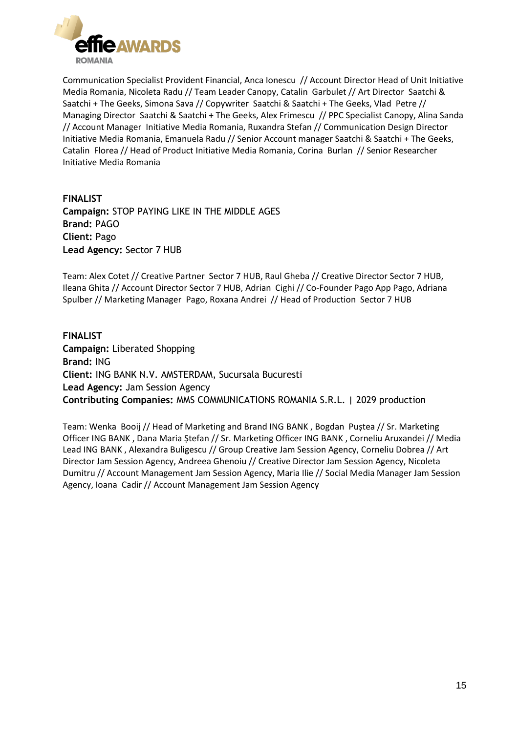Communication Specialist Provident Financial, Anca Ionescu // Account Director Head of Unit Initiative Media Romania, Nicoleta Radu // Team Leader Canopy, Catalin Garbulet // Art Director Saatchi & Saatchi + The Geeks, Simona Sava // Copywriter Saatchi & Saatchi + The Geeks, Vlad Petre // Managing Director Saatchi & Saatchi + The Geeks, Alex Frimescu // PPC Specialist Canopy, Alina Sanda // Account Manager Initiative Media Romania, Ruxandra Stefan // Communication Design Director Initiative Media Romania, Emanuela Radu // Senior Account manager Saatchi & Saatchi + The Geeks, Catalin Florea // Head of Product Initiative Media Romania, Corina Burlan // Senior Researcher Initiative Media Romania

**FINALIST**
**Campaign:** STOP PAYING LIKE IN THE MIDDLE AGES
**Brand:** PAGO
**Client:** Pago
**Lead Agency:** Sector 7 HUB

Team: Alex Cotet // Creative Partner Sector 7 HUB, Raul Gheba // Creative Director Sector 7 HUB, Ileana Ghita // Account Director Sector 7 HUB, Adrian Cighi // Co-Founder Pago App Pago, Adriana Spulber // Marketing Manager Pago, Roxana Andrei // Head of Production Sector 7 HUB

**FINALIST**
**Campaign:** Liberated Shopping
**Brand:** ING
**Client:** ING BANK N.V. AMSTERDAM, Sucursala Bucuresti
**Lead Agency:** Jam Session Agency
**Contributing Companies:** MMS COMMUNICATIONS ROMANIA S.R.L. | 2029 production

Team: Wenka Booij // Head of Marketing and Brand ING BANK , Bogdan Puștea // Sr. Marketing Officer ING BANK , Dana Maria Ștefan // Sr. Marketing Officer ING BANK , Corneliu Aruxandei // Media Lead ING BANK , Alexandra Buligescu // Group Creative Jam Session Agency, Corneliu Dobrea // Art Director Jam Session Agency, Andreea Ghenoiu // Creative Director Jam Session Agency, Nicoleta Dumitru // Account Management Jam Session Agency, Maria Ilie // Social Media Manager Jam Session Agency, Ioana Cadir // Account Management Jam Session Agency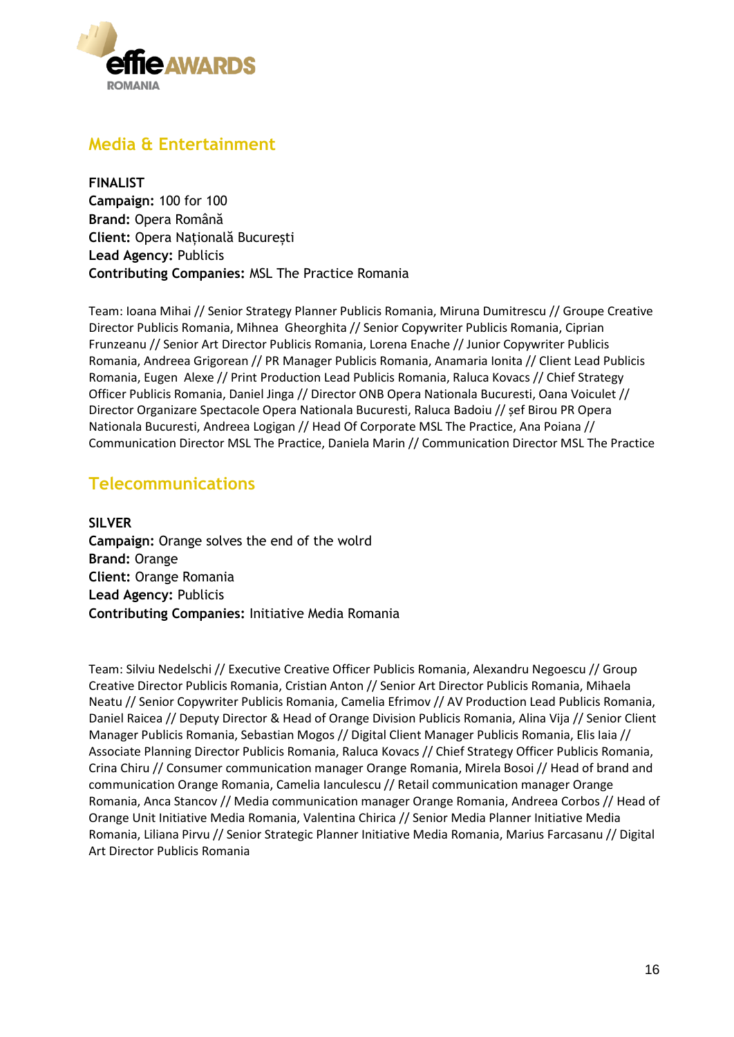## Media & Entertainment

**FINALIST**
**Campaign:** 100 for 100
**Brand:** Opera Română
**Client:** Opera Națională București
**Lead Agency:** Publicis
**Contributing Companies:** MSL The Practice Romania

Team: Ioana Mihai // Senior Strategy Planner Publicis Romania, Miruna Dumitrescu // Groupe Creative Director Publicis Romania, Mihnea Gheorghita // Senior Copywriter Publicis Romania, Ciprian Frunzeanu // Senior Art Director Publicis Romania, Lorena Enache // Junior Copywriter Publicis Romania, Andreea Grigorean // PR Manager Publicis Romania, Anamaria Ionita // Client Lead Publicis Romania, Eugen Alexe // Print Production Lead Publicis Romania, Raluca Kovacs // Chief Strategy Officer Publicis Romania, Daniel Jinga // Director ONB Opera Nationala Bucuresti, Oana Voiculet // Director Organizare Spectacole Opera Nationala Bucuresti, Raluca Badoiu // șef Birou PR Opera Nationala Bucuresti, Andreea Logigan // Head Of Corporate MSL The Practice, Ana Poiana // Communication Director MSL The Practice, Daniela Marin // Communication Director MSL The Practice

## Telecommunications

**SILVER**
**Campaign:** Orange solves the end of the wolrd
**Brand:** Orange
**Client:** Orange Romania
**Lead Agency:** Publicis
**Contributing Companies:** Initiative Media Romania

Team: Silviu Nedelschi // Executive Creative Officer Publicis Romania, Alexandru Negoescu // Group Creative Director Publicis Romania, Cristian Anton // Senior Art Director Publicis Romania, Mihaela Neatu // Senior Copywriter Publicis Romania, Camelia Efrimov // AV Production Lead Publicis Romania, Daniel Raicea // Deputy Director & Head of Orange Division Publicis Romania, Alina Vija // Senior Client Manager Publicis Romania, Sebastian Mogos // Digital Client Manager Publicis Romania, Elis Iaia // Associate Planning Director Publicis Romania, Raluca Kovacs // Chief Strategy Officer Publicis Romania, Crina Chiru // Consumer communication manager Orange Romania, Mirela Bosoi // Head of brand and communication Orange Romania, Camelia Ianculescu // Retail communication manager Orange Romania, Anca Stancov // Media communication manager Orange Romania, Andreea Corbos // Head of Orange Unit Initiative Media Romania, Valentina Chirica // Senior Media Planner Initiative Media Romania, Liliana Pirvu // Senior Strategic Planner Initiative Media Romania, Marius Farcasanu // Digital Art Director Publicis Romania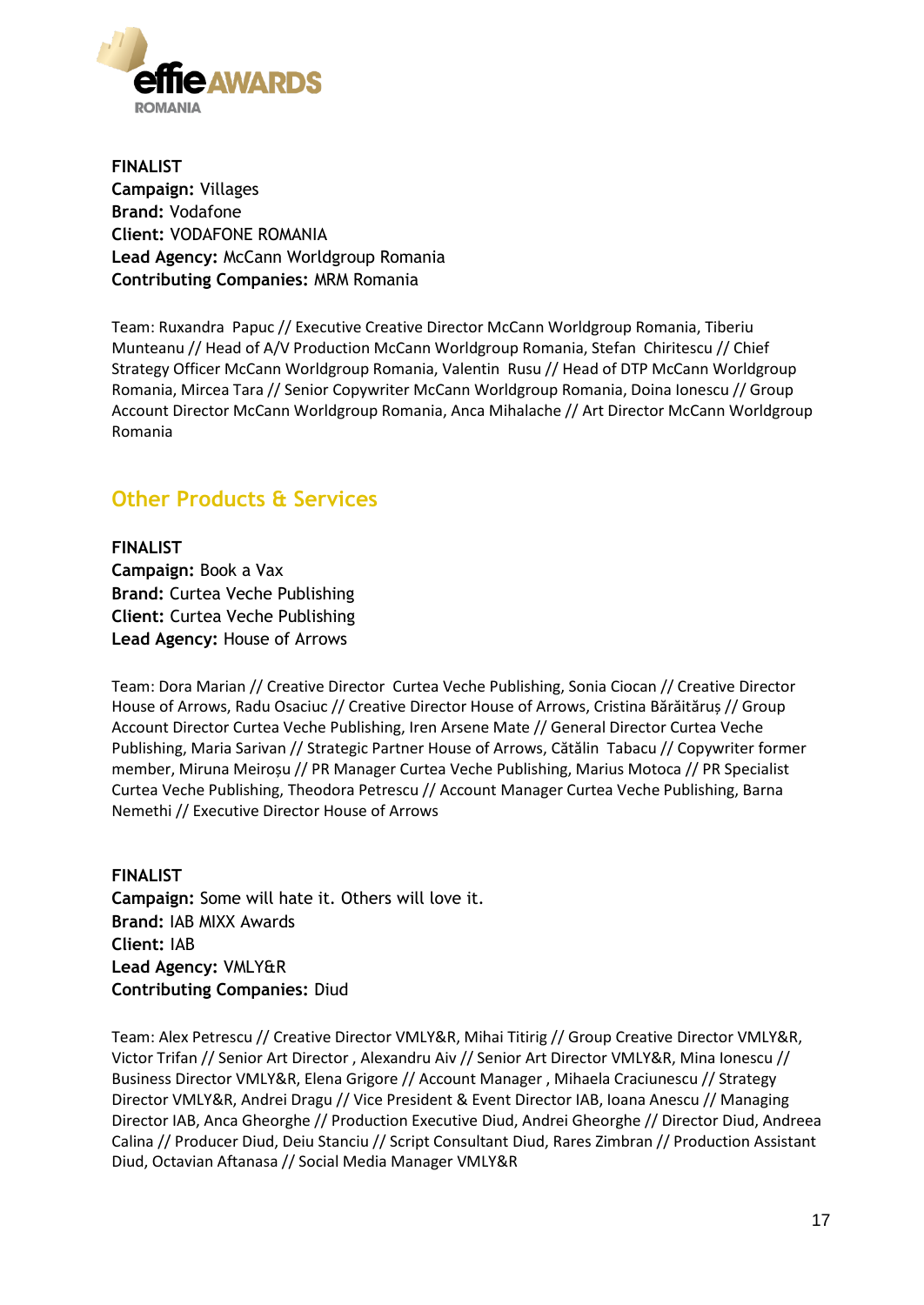**FINALIST**
**Campaign:** Villages
**Brand:** Vodafone
**Client:** VODAFONE ROMANIA
**Lead Agency:** McCann Worldgroup Romania
**Contributing Companies:** MRM Romania

Team: Ruxandra Papuc // Executive Creative Director McCann Worldgroup Romania, Tiberiu Munteanu // Head of A/V Production McCann Worldgroup Romania, Stefan Chiritescu // Chief Strategy Officer McCann Worldgroup Romania, Valentin Rusu // Head of DTP McCann Worldgroup Romania, Mircea Tara // Senior Copywriter McCann Worldgroup Romania, Doina Ionescu // Group Account Director McCann Worldgroup Romania, Anca Mihalache // Art Director McCann Worldgroup Romania

## Other Products & Services

**FINALIST**
**Campaign:** Book a Vax
**Brand:** Curtea Veche Publishing
**Client:** Curtea Veche Publishing
**Lead Agency:** House of Arrows

Team: Dora Marian // Creative Director Curtea Veche Publishing, Sonia Ciocan // Creative Director House of Arrows, Radu Osaciuc // Creative Director House of Arrows, Cristina Bărăităruș // Group Account Director Curtea Veche Publishing, Iren Arsene Mate // General Director Curtea Veche Publishing, Maria Sarivan // Strategic Partner House of Arrows, Cătălin Tabacu // Copywriter former member, Miruna Meiroșu // PR Manager Curtea Veche Publishing, Marius Motoca // PR Specialist Curtea Veche Publishing, Theodora Petrescu // Account Manager Curtea Veche Publishing, Barna Nemethi // Executive Director House of Arrows

**FINALIST**
**Campaign:** Some will hate it. Others will love it.
**Brand:** IAB MIXX Awards
**Client:** IAB
**Lead Agency:** VMLY&R
**Contributing Companies:** Diud

Team: Alex Petrescu // Creative Director VMLY&R, Mihai Titirig // Group Creative Director VMLY&R, Victor Trifan // Senior Art Director , Alexandru Aiv // Senior Art Director VMLY&R, Mina Ionescu // Business Director VMLY&R, Elena Grigore // Account Manager , Mihaela Craciunescu // Strategy Director VMLY&R, Andrei Dragu // Vice President & Event Director IAB, Ioana Anescu // Managing Director IAB, Anca Gheorghe // Production Executive Diud, Andrei Gheorghe // Director Diud, Andreea Calina // Producer Diud, Deiu Stanciu // Script Consultant Diud, Rares Zimbran // Production Assistant Diud, Octavian Aftanasa // Social Media Manager VMLY&R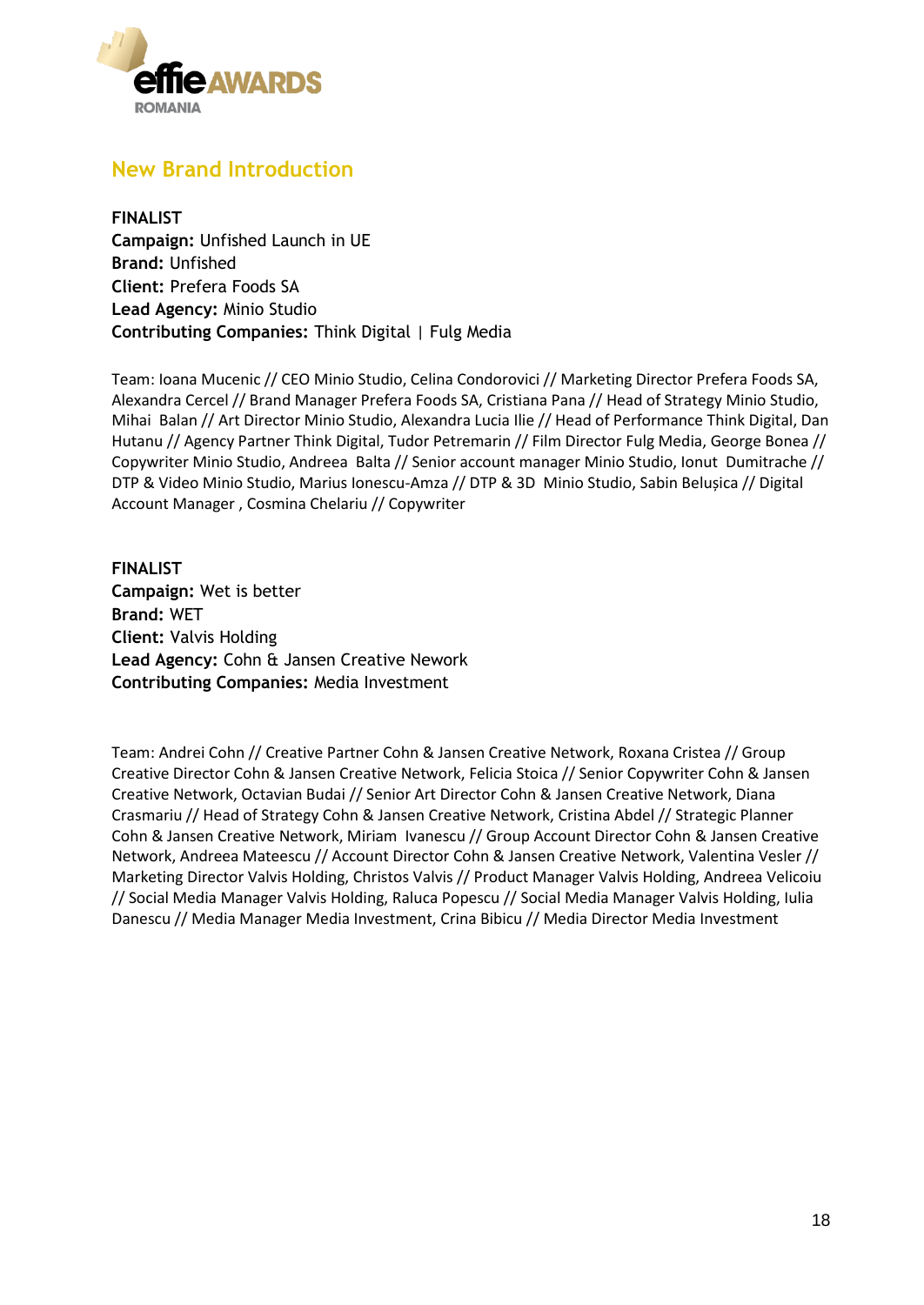## New Brand Introduction

**FINALIST**
**Campaign:** Unfished Launch in UE
**Brand:** Unfished
**Client:** Prefera Foods SA
**Lead Agency:** Minio Studio
**Contributing Companies:** Think Digital | Fulg Media

Team: Ioana Mucenic // CEO Minio Studio, Celina Condorovici // Marketing Director Prefera Foods SA, Alexandra Cercel // Brand Manager Prefera Foods SA, Cristiana Pana // Head of Strategy Minio Studio, Mihai Balan // Art Director Minio Studio, Alexandra Lucia Ilie // Head of Performance Think Digital, Dan Hutanu // Agency Partner Think Digital, Tudor Petremarin // Film Director Fulg Media, George Bonea // Copywriter Minio Studio, Andreea Balta // Senior account manager Minio Studio, Ionut Dumitrache // DTP & Video Minio Studio, Marius Ionescu-Amza // DTP & 3D Minio Studio, Sabin Belușica // Digital Account Manager , Cosmina Chelariu // Copywriter

**FINALIST**
**Campaign:** Wet is better
**Brand:** WET
**Client:** Valvis Holding
**Lead Agency:** Cohn & Jansen Creative Nework
**Contributing Companies:** Media Investment

Team: Andrei Cohn // Creative Partner Cohn & Jansen Creative Network, Roxana Cristea // Group Creative Director Cohn & Jansen Creative Network, Felicia Stoica // Senior Copywriter Cohn & Jansen Creative Network, Octavian Budai // Senior Art Director Cohn & Jansen Creative Network, Diana Crasmariu // Head of Strategy Cohn & Jansen Creative Network, Cristina Abdel // Strategic Planner Cohn & Jansen Creative Network, Miriam Ivanescu // Group Account Director Cohn & Jansen Creative Network, Andreea Mateescu // Account Director Cohn & Jansen Creative Network, Valentina Vesler // Marketing Director Valvis Holding, Christos Valvis // Product Manager Valvis Holding, Andreea Velicoiu // Social Media Manager Valvis Holding, Raluca Popescu // Social Media Manager Valvis Holding, Iulia Danescu // Media Manager Media Investment, Crina Bibicu // Media Director Media Investment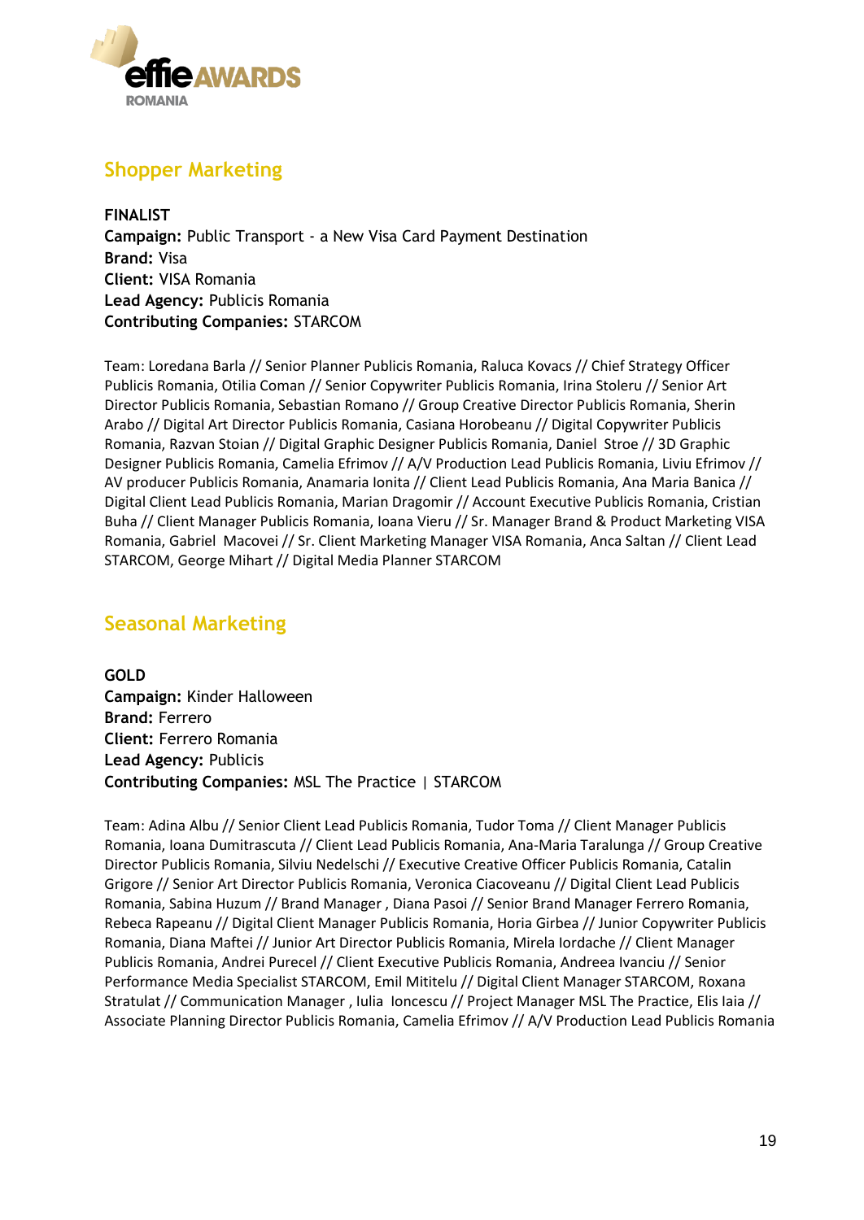## Shopper Marketing

**FINALIST**
**Campaign:** Public Transport - a New Visa Card Payment Destination
**Brand:** Visa
**Client:** VISA Romania
**Lead Agency:** Publicis Romania
**Contributing Companies:** STARCOM

Team: Loredana Barla // Senior Planner Publicis Romania, Raluca Kovacs // Chief Strategy Officer Publicis Romania, Otilia Coman // Senior Copywriter Publicis Romania, Irina Stoleru // Senior Art Director Publicis Romania, Sebastian Romano // Group Creative Director Publicis Romania, Sherin Arabo // Digital Art Director Publicis Romania, Casiana Horobeanu // Digital Copywriter Publicis Romania, Razvan Stoian // Digital Graphic Designer Publicis Romania, Daniel Stroe // 3D Graphic Designer Publicis Romania, Camelia Efrimov // A/V Production Lead Publicis Romania, Liviu Efrimov // AV producer Publicis Romania, Anamaria Ionita // Client Lead Publicis Romania, Ana Maria Banica // Digital Client Lead Publicis Romania, Marian Dragomir // Account Executive Publicis Romania, Cristian Buha // Client Manager Publicis Romania, Ioana Vieru // Sr. Manager Brand & Product Marketing VISA Romania, Gabriel Macovei // Sr. Client Marketing Manager VISA Romania, Anca Saltan // Client Lead STARCOM, George Mihart // Digital Media Planner STARCOM

## Seasonal Marketing

**GOLD**
**Campaign:** Kinder Halloween
**Brand:** Ferrero
**Client:** Ferrero Romania
**Lead Agency:** Publicis
**Contributing Companies:** MSL The Practice | STARCOM

Team: Adina Albu // Senior Client Lead Publicis Romania, Tudor Toma // Client Manager Publicis Romania, Ioana Dumitrascuta // Client Lead Publicis Romania, Ana-Maria Taralunga // Group Creative Director Publicis Romania, Silviu Nedelschi // Executive Creative Officer Publicis Romania, Catalin Grigore // Senior Art Director Publicis Romania, Veronica Ciacoveanu // Digital Client Lead Publicis Romania, Sabina Huzum // Brand Manager , Diana Pasoi // Senior Brand Manager Ferrero Romania, Rebeca Rapeanu // Digital Client Manager Publicis Romania, Horia Girbea // Junior Copywriter Publicis Romania, Diana Maftei // Junior Art Director Publicis Romania, Mirela Iordache // Client Manager Publicis Romania, Andrei Purecel // Client Executive Publicis Romania, Andreea Ivanciu // Senior Performance Media Specialist STARCOM, Emil Mititelu // Digital Client Manager STARCOM, Roxana Stratulat // Communication Manager , Iulia Ioncescu // Project Manager MSL The Practice, Elis Iaia // Associate Planning Director Publicis Romania, Camelia Efrimov // A/V Production Lead Publicis Romania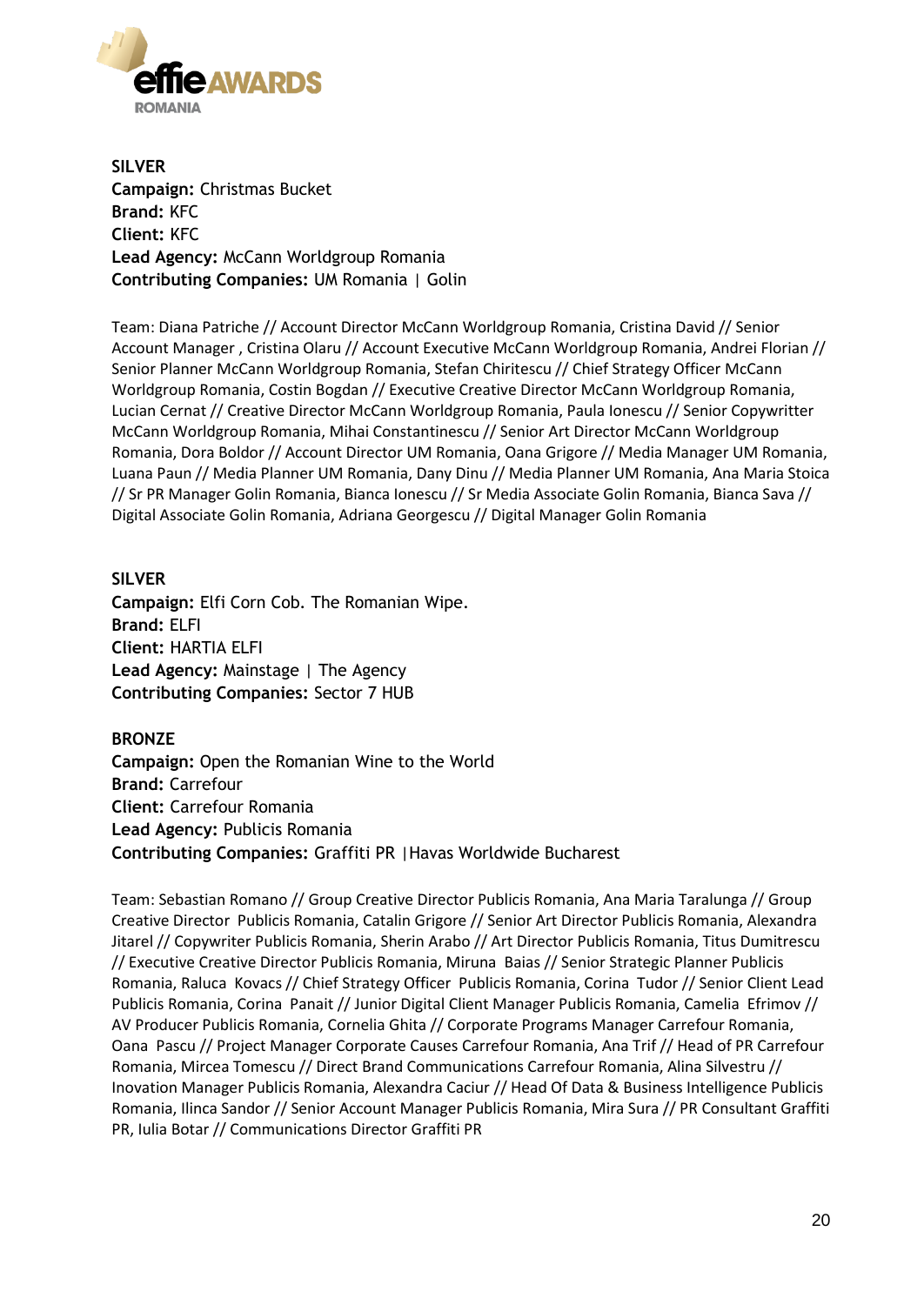**SILVER**
**Campaign:** Christmas Bucket
**Brand:** KFC
**Client:** KFC
**Lead Agency:** McCann Worldgroup Romania
**Contributing Companies:** UM Romania | Golin

Team: Diana Patriche // Account Director McCann Worldgroup Romania, Cristina David // Senior Account Manager , Cristina Olaru // Account Executive McCann Worldgroup Romania, Andrei Florian // Senior Planner McCann Worldgroup Romania, Stefan Chiritescu // Chief Strategy Officer McCann Worldgroup Romania, Costin Bogdan // Executive Creative Director McCann Worldgroup Romania, Lucian Cernat // Creative Director McCann Worldgroup Romania, Paula Ionescu // Senior Copywritter McCann Worldgroup Romania, Mihai Constantinescu // Senior Art Director McCann Worldgroup Romania, Dora Boldor // Account Director UM Romania, Oana Grigore // Media Manager UM Romania, Luana Paun // Media Planner UM Romania, Dany Dinu // Media Planner UM Romania, Ana Maria Stoica // Sr PR Manager Golin Romania, Bianca Ionescu // Sr Media Associate Golin Romania, Bianca Sava // Digital Associate Golin Romania, Adriana Georgescu // Digital Manager Golin Romania

**SILVER**
**Campaign:** Elfi Corn Cob. The Romanian Wipe.
**Brand:** ELFI
**Client:** HARTIA ELFI
**Lead Agency:** Mainstage | The Agency
**Contributing Companies:** Sector 7 HUB

**BRONZE**
**Campaign:** Open the Romanian Wine to the World
**Brand:** Carrefour
**Client:** Carrefour Romania
**Lead Agency:** Publicis Romania
**Contributing Companies:** Graffiti PR |Havas Worldwide Bucharest

Team: Sebastian Romano // Group Creative Director Publicis Romania, Ana Maria Taralunga // Group Creative Director Publicis Romania, Catalin Grigore // Senior Art Director Publicis Romania, Alexandra Jitarel // Copywriter Publicis Romania, Sherin Arabo // Art Director Publicis Romania, Titus Dumitrescu // Executive Creative Director Publicis Romania, Miruna Baias // Senior Strategic Planner Publicis Romania, Raluca Kovacs // Chief Strategy Officer Publicis Romania, Corina Tudor // Senior Client Lead Publicis Romania, Corina Panait // Junior Digital Client Manager Publicis Romania, Camelia Efrimov // AV Producer Publicis Romania, Cornelia Ghita // Corporate Programs Manager Carrefour Romania, Oana Pascu // Project Manager Corporate Causes Carrefour Romania, Ana Trif // Head of PR Carrefour Romania, Mircea Tomescu // Direct Brand Communications Carrefour Romania, Alina Silvestru // Inovation Manager Publicis Romania, Alexandra Caciur // Head Of Data & Business Intelligence Publicis Romania, Ilinca Sandor // Senior Account Manager Publicis Romania, Mira Sura // PR Consultant Graffiti PR, Iulia Botar // Communications Director Graffiti PR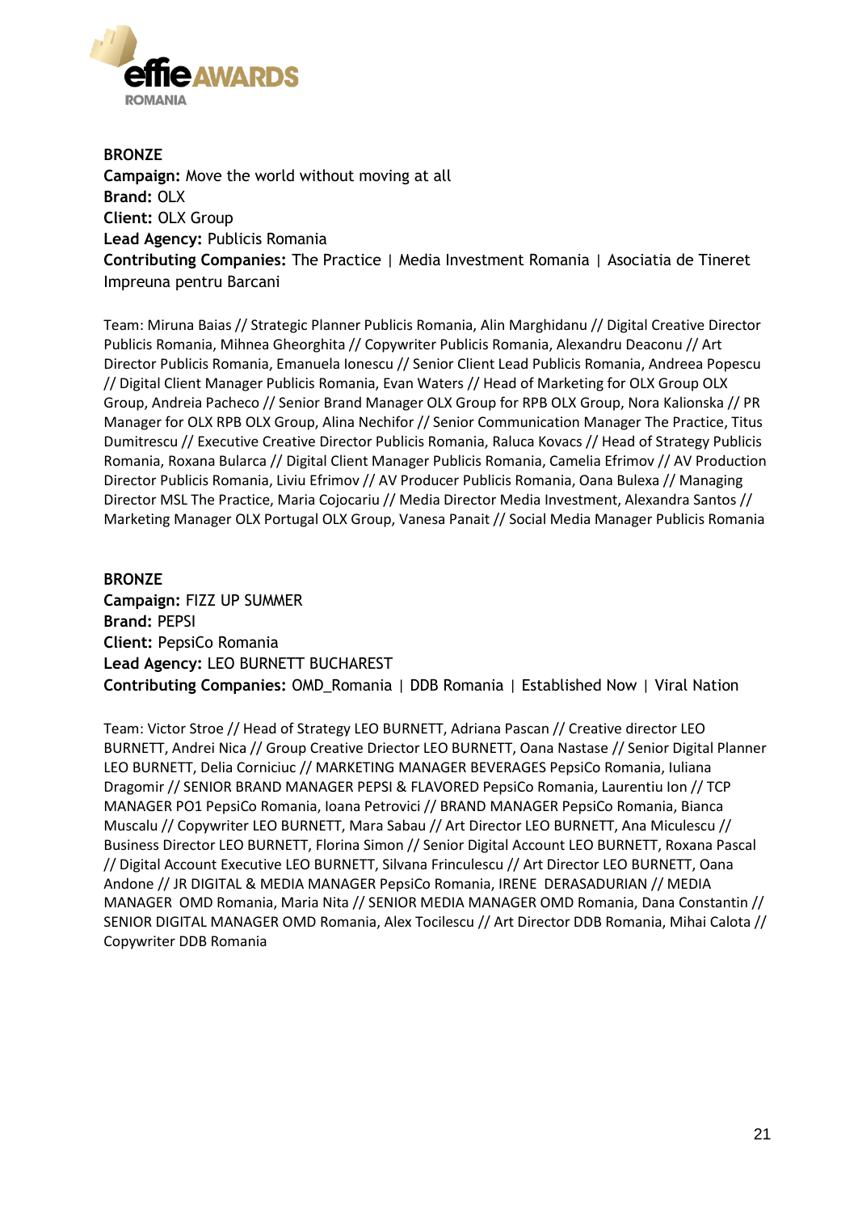**BRONZE**
**Campaign:** Move the world without moving at all
**Brand:** OLX
**Client:** OLX Group
**Lead Agency:** Publicis Romania
**Contributing Companies:** The Practice | Media Investment Romania | Asociatia de Tineret Impreuna pentru Barcani

Team: Miruna Baias // Strategic Planner Publicis Romania, Alin Marghidanu // Digital Creative Director Publicis Romania, Mihnea Gheorghita // Copywriter Publicis Romania, Alexandru Deaconu // Art Director Publicis Romania, Emanuela Ionescu // Senior Client Lead Publicis Romania, Andreea Popescu // Digital Client Manager Publicis Romania, Evan Waters // Head of Marketing for OLX Group OLX Group, Andreia Pacheco // Senior Brand Manager OLX Group for RPB OLX Group, Nora Kalionska // PR Manager for OLX RPB OLX Group, Alina Nechifor // Senior Communication Manager The Practice, Titus Dumitrescu // Executive Creative Director Publicis Romania, Raluca Kovacs // Head of Strategy Publicis Romania, Roxana Bularca // Digital Client Manager Publicis Romania, Camelia Efrimov // AV Production Director Publicis Romania, Liviu Efrimov // AV Producer Publicis Romania, Oana Bulexa // Managing Director MSL The Practice, Maria Cojocariu // Media Director Media Investment, Alexandra Santos // Marketing Manager OLX Portugal OLX Group, Vanesa Panait // Social Media Manager Publicis Romania

**BRONZE**
**Campaign:** FIZZ UP SUMMER
**Brand:** PEPSI
**Client:** PepsiCo Romania
**Lead Agency:** LEO BURNETT BUCHAREST
**Contributing Companies:** OMD_Romania | DDB Romania | Established Now | Viral Nation

Team: Victor Stroe // Head of Strategy LEO BURNETT, Adriana Pascan // Creative director LEO BURNETT, Andrei Nica // Group Creative Driector LEO BURNETT, Oana Nastase // Senior Digital Planner LEO BURNETT, Delia Corniciuc // MARKETING MANAGER BEVERAGES PepsiCo Romania, Iuliana Dragomir // SENIOR BRAND MANAGER PEPSI & FLAVORED PepsiCo Romania, Laurentiu Ion // TCP MANAGER PO1 PepsiCo Romania, Ioana Petrovici // BRAND MANAGER PepsiCo Romania, Bianca Muscalu // Copywriter LEO BURNETT, Mara Sabau // Art Director LEO BURNETT, Ana Miculescu // Business Director LEO BURNETT, Florina Simon // Senior Digital Account LEO BURNETT, Roxana Pascal // Digital Account Executive LEO BURNETT, Silvana Frinculescu // Art Director LEO BURNETT, Oana Andone // JR DIGITAL & MEDIA MANAGER PepsiCo Romania, IRENE DERASADURIAN // MEDIA MANAGER OMD Romania, Maria Nita // SENIOR MEDIA MANAGER OMD Romania, Dana Constantin // SENIOR DIGITAL MANAGER OMD Romania, Alex Tocilescu // Art Director DDB Romania, Mihai Calota // Copywriter DDB Romania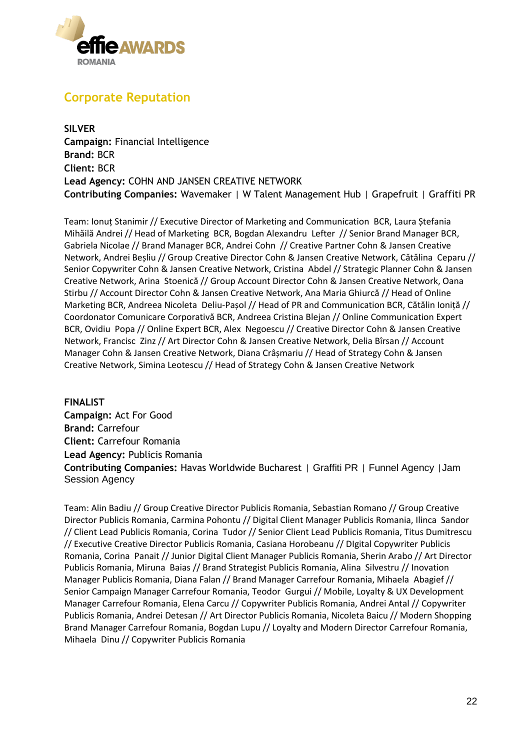## Corporate Reputation

**SILVER**
**Campaign:** Financial Intelligence
**Brand:** BCR
**Client:** BCR
**Lead Agency:** COHN AND JANSEN CREATIVE NETWORK
**Contributing Companies:** Wavemaker | W Talent Management Hub | Grapefruit | Graffiti PR

Team: Ionuț Stanimir // Executive Director of Marketing and Communication BCR, Laura Ștefania Mihăilă Andrei // Head of Marketing BCR, Bogdan Alexandru Lefter // Senior Brand Manager BCR, Gabriela Nicolae // Brand Manager BCR, Andrei Cohn // Creative Partner Cohn & Jansen Creative Network, Andrei Beșliu // Group Creative Director Cohn & Jansen Creative Network, Cătălina Ceparu // Senior Copywriter Cohn & Jansen Creative Network, Cristina Abdel // Strategic Planner Cohn & Jansen Creative Network, Arina Stoenică // Group Account Director Cohn & Jansen Creative Network, Oana Stirbu // Account Director Cohn & Jansen Creative Network, Ana Maria Ghiurcă // Head of Online Marketing BCR, Andreea Nicoleta Deliu-Pașol // Head of PR and Communication BCR, Cătălin Ioniță // Coordonator Comunicare Corporativă BCR, Andreea Cristina Blejan // Online Communication Expert BCR, Ovidiu Popa // Online Expert BCR, Alex Negoescu // Creative Director Cohn & Jansen Creative Network, Francisc Zinz // Art Director Cohn & Jansen Creative Network, Delia Bîrsan // Account Manager Cohn & Jansen Creative Network, Diana Crâșmariu // Head of Strategy Cohn & Jansen Creative Network, Simina Leotescu // Head of Strategy Cohn & Jansen Creative Network

**FINALIST**
**Campaign:** Act For Good
**Brand:** Carrefour
**Client:** Carrefour Romania
**Lead Agency:** Publicis Romania
**Contributing Companies:** Havas Worldwide Bucharest | Graffiti PR | Funnel Agency | Jam Session Agency

Team: Alin Badiu // Group Creative Director Publicis Romania, Sebastian Romano // Group Creative Director Publicis Romania, Carmina Pohontu // Digital Client Manager Publicis Romania, Ilinca Sandor // Client Lead Publicis Romania, Corina Tudor // Senior Client Lead Publicis Romania, Titus Dumitrescu // Executive Creative Director Publicis Romania, Casiana Horobeanu // DIgital Copywriter Publicis Romania, Corina Panait // Junior Digital Client Manager Publicis Romania, Sherin Arabo // Art Director Publicis Romania, Miruna Baias // Brand Strategist Publicis Romania, Alina Silvestru // Inovation Manager Publicis Romania, Diana Falan // Brand Manager Carrefour Romania, Mihaela Abagief // Senior Campaign Manager Carrefour Romania, Teodor Gurgui // Mobile, Loyalty & UX Development Manager Carrefour Romania, Elena Carcu // Copywriter Publicis Romania, Andrei Antal // Copywriter Publicis Romania, Andrei Detesan // Art Director Publicis Romania, Nicoleta Baicu // Modern Shopping Brand Manager Carrefour Romania, Bogdan Lupu // Loyalty and Modern Director Carrefour Romania, Mihaela Dinu // Copywriter Publicis Romania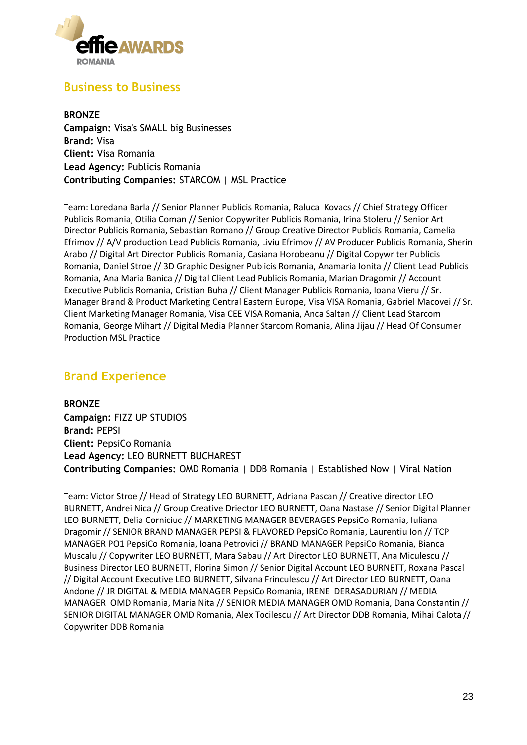## Business to Business

**BRONZE**
**Campaign:** Visa's SMALL big Businesses
**Brand:** Visa
**Client:** Visa Romania
**Lead Agency:** Publicis Romania
**Contributing Companies:** STARCOM | MSL Practice

Team: Loredana Barla // Senior Planner Publicis Romania, Raluca Kovacs // Chief Strategy Officer Publicis Romania, Otilia Coman // Senior Copywriter Publicis Romania, Irina Stoleru // Senior Art Director Publicis Romania, Sebastian Romano // Group Creative Director Publicis Romania, Camelia Efrimov // A/V production Lead Publicis Romania, Liviu Efrimov // AV Producer Publicis Romania, Sherin Arabo // Digital Art Director Publicis Romania, Casiana Horobeanu // Digital Copywriter Publicis Romania, Daniel Stroe // 3D Graphic Designer Publicis Romania, Anamaria Ionita // Client Lead Publicis Romania, Ana Maria Banica // Digital Client Lead Publicis Romania, Marian Dragomir // Account Executive Publicis Romania, Cristian Buha // Client Manager Publicis Romania, Ioana Vieru // Sr. Manager Brand & Product Marketing Central Eastern Europe, Visa VISA Romania, Gabriel Macovei // Sr. Client Marketing Manager Romania, Visa CEE VISA Romania, Anca Saltan // Client Lead Starcom Romania, George Mihart // Digital Media Planner Starcom Romania, Alina Jijau // Head Of Consumer Production MSL Practice

## Brand Experience

**BRONZE**
**Campaign:** FIZZ UP STUDIOS
**Brand:** PEPSI
**Client:** PepsiCo Romania
**Lead Agency:** LEO BURNETT BUCHAREST
**Contributing Companies:** OMD Romania | DDB Romania | Established Now | Viral Nation

Team: Victor Stroe // Head of Strategy LEO BURNETT, Adriana Pascan // Creative director LEO BURNETT, Andrei Nica // Group Creative Driector LEO BURNETT, Oana Nastase // Senior Digital Planner LEO BURNETT, Delia Corniciuc // MARKETING MANAGER BEVERAGES PepsiCo Romania, Iuliana Dragomir // SENIOR BRAND MANAGER PEPSI & FLAVORED PepsiCo Romania, Laurentiu Ion // TCP MANAGER PO1 PepsiCo Romania, Ioana Petrovici // BRAND MANAGER PepsiCo Romania, Bianca Muscalu // Copywriter LEO BURNETT, Mara Sabau // Art Director LEO BURNETT, Ana Miculescu // Business Director LEO BURNETT, Florina Simon // Senior Digital Account LEO BURNETT, Roxana Pascal // Digital Account Executive LEO BURNETT, Silvana Frinculescu // Art Director LEO BURNETT, Oana Andone // JR DIGITAL & MEDIA MANAGER PepsiCo Romania, IRENE DERASADURIAN // MEDIA MANAGER OMD Romania, Maria Nita // SENIOR MEDIA MANAGER OMD Romania, Dana Constantin // SENIOR DIGITAL MANAGER OMD Romania, Alex Tocilescu // Art Director DDB Romania, Mihai Calota // Copywriter DDB Romania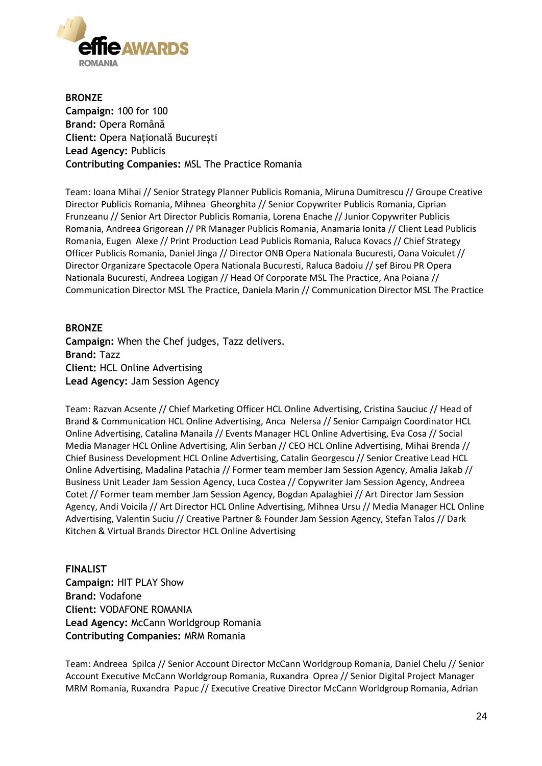**BRONZE**
**Campaign:** 100 for 100
**Brand:** Opera Română
**Client:** Opera Națională București
**Lead Agency:** Publicis
**Contributing Companies:** MSL The Practice Romania

Team: Ioana Mihai // Senior Strategy Planner Publicis Romania, Miruna Dumitrescu // Groupe Creative Director Publicis Romania, Mihnea Gheorghita // Senior Copywriter Publicis Romania, Ciprian Frunzeanu // Senior Art Director Publicis Romania, Lorena Enache // Junior Copywriter Publicis Romania, Andreea Grigorean // PR Manager Publicis Romania, Anamaria Ionita // Client Lead Publicis Romania, Eugen Alexe // Print Production Lead Publicis Romania, Raluca Kovacs // Chief Strategy Officer Publicis Romania, Daniel Jinga // Director ONB Opera Nationala Bucuresti, Oana Voiculet // Director Organizare Spectacole Opera Nationala Bucuresti, Raluca Badoiu // șef Birou PR Opera Nationala Bucuresti, Andreea Logigan // Head Of Corporate MSL The Practice, Ana Poiana // Communication Director MSL The Practice, Daniela Marin // Communication Director MSL The Practice

**BRONZE**
**Campaign:** When the Chef judges, Tazz delivers.
**Brand:** Tazz
**Client:** HCL Online Advertising
**Lead Agency:** Jam Session Agency

Team: Razvan Acsente // Chief Marketing Officer HCL Online Advertising, Cristina Sauciuc // Head of Brand & Communication HCL Online Advertising, Anca Nelersa // Senior Campaign Coordinator HCL Online Advertising, Catalina Manaila // Events Manager HCL Online Advertising, Eva Cosa // Social Media Manager HCL Online Advertising, Alin Serban // CEO HCL Online Advertising, Mihai Brenda // Chief Business Development HCL Online Advertising, Catalin Georgescu // Senior Creative Lead HCL Online Advertising, Madalina Patachia // Former team member Jam Session Agency, Amalia Jakab // Business Unit Leader Jam Session Agency, Luca Costea // Copywriter Jam Session Agency, Andreea Cotet // Former team member Jam Session Agency, Bogdan Apalaghiei // Art Director Jam Session Agency, Andi Voicila // Art Director HCL Online Advertising, Mihnea Ursu // Media Manager HCL Online Advertising, Valentin Suciu // Creative Partner & Founder Jam Session Agency, Stefan Talos // Dark Kitchen & Virtual Brands Director HCL Online Advertising

**FINALIST**
**Campaign:** HIT PLAY Show
**Brand:** Vodafone
**Client:** VODAFONE ROMANIA
**Lead Agency:** McCann Worldgroup Romania
**Contributing Companies:** MRM Romania

Team: Andreea Spilca // Senior Account Director McCann Worldgroup Romania, Daniel Chelu // Senior Account Executive McCann Worldgroup Romania, Ruxandra Oprea // Senior Digital Project Manager MRM Romania, Ruxandra Papuc // Executive Creative Director McCann Worldgroup Romania, Adrian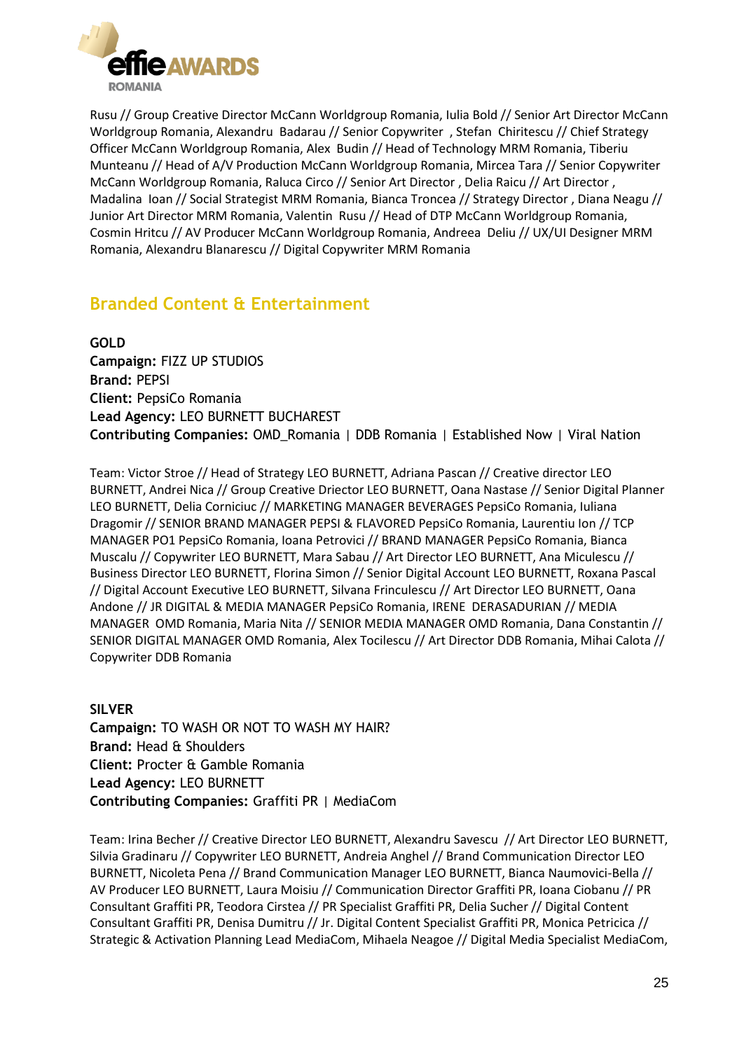Rusu // Group Creative Director McCann Worldgroup Romania, Iulia Bold // Senior Art Director McCann Worldgroup Romania, Alexandru Badarau // Senior Copywriter , Stefan Chiritescu // Chief Strategy Officer McCann Worldgroup Romania, Alex Budin // Head of Technology MRM Romania, Tiberiu Munteanu // Head of A/V Production McCann Worldgroup Romania, Mircea Tara // Senior Copywriter McCann Worldgroup Romania, Raluca Circo // Senior Art Director , Delia Raicu // Art Director , Madalina Ioan // Social Strategist MRM Romania, Bianca Troncea // Strategy Director , Diana Neagu // Junior Art Director MRM Romania, Valentin Rusu // Head of DTP McCann Worldgroup Romania, Cosmin Hritcu // AV Producer McCann Worldgroup Romania, Andreea Deliu // UX/UI Designer MRM Romania, Alexandru Blanarescu // Digital Copywriter MRM Romania

## Branded Content & Entertainment

**GOLD**
**Campaign:** FIZZ UP STUDIOS
**Brand:** PEPSI
**Client:** PepsiCo Romania
**Lead Agency:** LEO BURNETT BUCHAREST
**Contributing Companies:** OMD_Romania | DDB Romania | Established Now | Viral Nation

Team: Victor Stroe // Head of Strategy LEO BURNETT, Adriana Pascan // Creative director LEO BURNETT, Andrei Nica // Group Creative Driector LEO BURNETT, Oana Nastase // Senior Digital Planner LEO BURNETT, Delia Corniciuc // MARKETING MANAGER BEVERAGES PepsiCo Romania, Iuliana Dragomir // SENIOR BRAND MANAGER PEPSI & FLAVORED PepsiCo Romania, Laurentiu Ion // TCP MANAGER PO1 PepsiCo Romania, Ioana Petrovici // BRAND MANAGER PepsiCo Romania, Bianca Muscalu // Copywriter LEO BURNETT, Mara Sabau // Art Director LEO BURNETT, Ana Miculescu // Business Director LEO BURNETT, Florina Simon // Senior Digital Account LEO BURNETT, Roxana Pascal // Digital Account Executive LEO BURNETT, Silvana Frinculescu // Art Director LEO BURNETT, Oana Andone // JR DIGITAL & MEDIA MANAGER PepsiCo Romania, IRENE DERASADURIAN // MEDIA MANAGER OMD Romania, Maria Nita // SENIOR MEDIA MANAGER OMD Romania, Dana Constantin // SENIOR DIGITAL MANAGER OMD Romania, Alex Tocilescu // Art Director DDB Romania, Mihai Calota // Copywriter DDB Romania

**SILVER**
**Campaign:** TO WASH OR NOT TO WASH MY HAIR?
**Brand:** Head & Shoulders
**Client:** Procter & Gamble Romania
**Lead Agency:** LEO BURNETT
**Contributing Companies:** Graffiti PR | MediaCom

Team: Irina Becher // Creative Director LEO BURNETT, Alexandru Savescu // Art Director LEO BURNETT, Silvia Gradinaru // Copywriter LEO BURNETT, Andreia Anghel // Brand Communication Director LEO BURNETT, Nicoleta Pena // Brand Communication Manager LEO BURNETT, Bianca Naumovici-Bella // AV Producer LEO BURNETT, Laura Moisiu // Communication Director Graffiti PR, Ioana Ciobanu // PR Consultant Graffiti PR, Teodora Cirstea // PR Specialist Graffiti PR, Delia Sucher // Digital Content Consultant Graffiti PR, Denisa Dumitru // Jr. Digital Content Specialist Graffiti PR, Monica Petricica // Strategic & Activation Planning Lead MediaCom, Mihaela Neagoe // Digital Media Specialist MediaCom,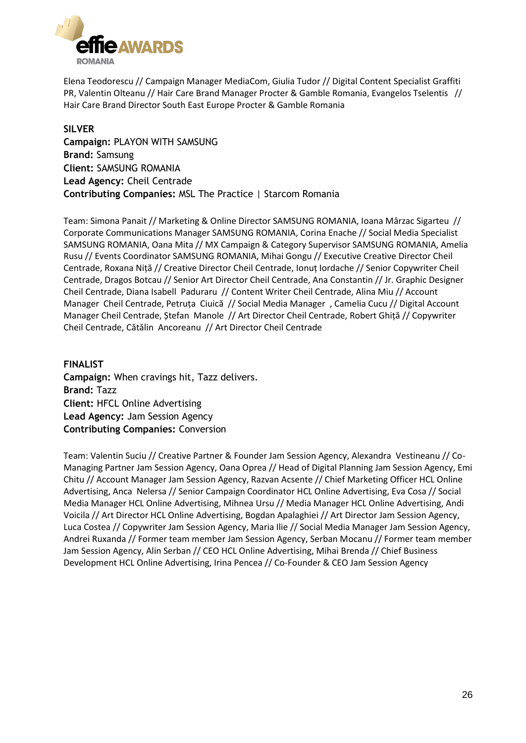Elena Teodorescu // Campaign Manager MediaCom, Giulia Tudor // Digital Content Specialist Graffiti PR, Valentin Olteanu // Hair Care Brand Manager Procter & Gamble Romania, Evangelos Tselentis // Hair Care Brand Director South East Europe Procter & Gamble Romania

**SILVER**
**Campaign:** PLAYON WITH SAMSUNG
**Brand:** Samsung
**Client:** SAMSUNG ROMANIA
**Lead Agency:** Cheil Centrade
**Contributing Companies:** MSL The Practice | Starcom Romania

Team: Simona Panait // Marketing & Online Director SAMSUNG ROMANIA, Ioana Mârzac Sigarteu // Corporate Communications Manager SAMSUNG ROMANIA, Corina Enache // Social Media Specialist SAMSUNG ROMANIA, Oana Mita // MX Campaign & Category Supervisor SAMSUNG ROMANIA, Amelia Rusu // Events Coordinator SAMSUNG ROMANIA, Mihai Gongu // Executive Creative Director Cheil Centrade, Roxana Niță // Creative Director Cheil Centrade, Ionuț Iordache // Senior Copywriter Cheil Centrade, Dragos Botcau // Senior Art Director Cheil Centrade, Ana Constantin // Jr. Graphic Designer Cheil Centrade, Diana Isabell Paduraru // Content Writer Cheil Centrade, Alina Miu // Account Manager Cheil Centrade, Petruța Ciuică // Social Media Manager , Camelia Cucu // Digital Account Manager Cheil Centrade, Ștefan Manole // Art Director Cheil Centrade, Robert Ghiță // Copywriter Cheil Centrade, Cătălin Ancoreanu // Art Director Cheil Centrade

**FINALIST**
**Campaign:** When cravings hit, Tazz delivers.
**Brand:** Tazz
**Client:** HFCL Online Advertising
**Lead Agency:** Jam Session Agency
**Contributing Companies:** Conversion

Team: Valentin Suciu // Creative Partner & Founder Jam Session Agency, Alexandra Vestineanu // Co-Managing Partner Jam Session Agency, Oana Oprea // Head of Digital Planning Jam Session Agency, Emi Chitu // Account Manager Jam Session Agency, Razvan Acsente // Chief Marketing Officer HCL Online Advertising, Anca Nelersa // Senior Campaign Coordinator HCL Online Advertising, Eva Cosa // Social Media Manager HCL Online Advertising, Mihnea Ursu // Media Manager HCL Online Advertising, Andi Voicila // Art Director HCL Online Advertising, Bogdan Apalaghiei // Art Director Jam Session Agency, Luca Costea // Copywriter Jam Session Agency, Maria Ilie // Social Media Manager Jam Session Agency, Andrei Ruxanda // Former team member Jam Session Agency, Serban Mocanu // Former team member Jam Session Agency, Alin Serban // CEO HCL Online Advertising, Mihai Brenda // Chief Business Development HCL Online Advertising, Irina Pencea // Co-Founder & CEO Jam Session Agency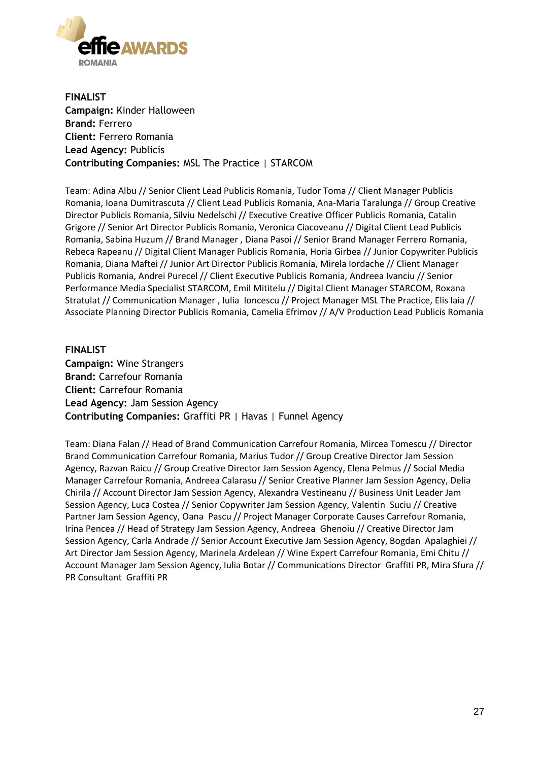**FINALIST**
**Campaign:** Kinder Halloween
**Brand:** Ferrero
**Client:** Ferrero Romania
**Lead Agency:** Publicis
**Contributing Companies:** MSL The Practice | STARCOM

Team: Adina Albu // Senior Client Lead Publicis Romania, Tudor Toma // Client Manager Publicis Romania, Ioana Dumitrascuta // Client Lead Publicis Romania, Ana-Maria Taralunga // Group Creative Director Publicis Romania, Silviu Nedelschi // Executive Creative Officer Publicis Romania, Catalin Grigore // Senior Art Director Publicis Romania, Veronica Ciacoveanu // Digital Client Lead Publicis Romania, Sabina Huzum // Brand Manager , Diana Pasoi // Senior Brand Manager Ferrero Romania, Rebeca Rapeanu // Digital Client Manager Publicis Romania, Horia Girbea // Junior Copywriter Publicis Romania, Diana Maftei // Junior Art Director Publicis Romania, Mirela Iordache // Client Manager Publicis Romania, Andrei Purecel // Client Executive Publicis Romania, Andreea Ivanciu // Senior Performance Media Specialist STARCOM, Emil Mititelu // Digital Client Manager STARCOM, Roxana Stratulat // Communication Manager , Iulia Ioncescu // Project Manager MSL The Practice, Elis Iaia // Associate Planning Director Publicis Romania, Camelia Efrimov // A/V Production Lead Publicis Romania

**FINALIST**
**Campaign:** Wine Strangers
**Brand:** Carrefour Romania
**Client:** Carrefour Romania
**Lead Agency:** Jam Session Agency
**Contributing Companies:** Graffiti PR | Havas | Funnel Agency

Team: Diana Falan // Head of Brand Communication Carrefour Romania, Mircea Tomescu // Director Brand Communication Carrefour Romania, Marius Tudor // Group Creative Director Jam Session Agency, Razvan Raicu // Group Creative Director Jam Session Agency, Elena Pelmus // Social Media Manager Carrefour Romania, Andreea Calarasu // Senior Creative Planner Jam Session Agency, Delia Chirila // Account Director Jam Session Agency, Alexandra Vestineanu // Business Unit Leader Jam Session Agency, Luca Costea // Senior Copywriter Jam Session Agency, Valentin Suciu // Creative Partner Jam Session Agency, Oana Pascu // Project Manager Corporate Causes Carrefour Romania, Irina Pencea // Head of Strategy Jam Session Agency, Andreea Ghenoiu // Creative Director Jam Session Agency, Carla Andrade // Senior Account Executive Jam Session Agency, Bogdan Apalaghiei // Art Director Jam Session Agency, Marinela Ardelean // Wine Expert Carrefour Romania, Emi Chitu // Account Manager Jam Session Agency, Iulia Botar // Communications Director Graffiti PR, Mira Sfura // PR Consultant Graffiti PR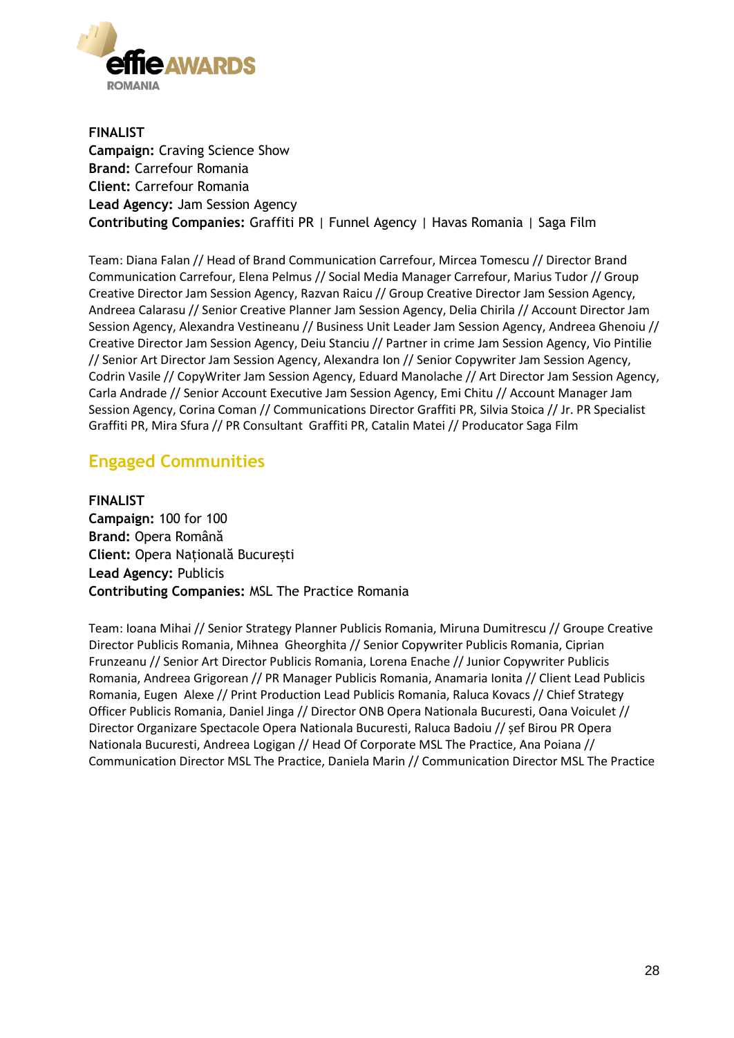**FINALIST**
**Campaign:** Craving Science Show
**Brand:** Carrefour Romania
**Client:** Carrefour Romania
**Lead Agency:** Jam Session Agency
**Contributing Companies:** Graffiti PR | Funnel Agency | Havas Romania | Saga Film

Team: Diana Falan // Head of Brand Communication Carrefour, Mircea Tomescu // Director Brand Communication Carrefour, Elena Pelmus // Social Media Manager Carrefour, Marius Tudor // Group Creative Director Jam Session Agency, Razvan Raicu // Group Creative Director Jam Session Agency, Andreea Calarasu // Senior Creative Planner Jam Session Agency, Delia Chirila // Account Director Jam Session Agency, Alexandra Vestineanu // Business Unit Leader Jam Session Agency, Andreea Ghenoiu // Creative Director Jam Session Agency, Deiu Stanciu // Partner in crime Jam Session Agency, Vio Pintilie // Senior Art Director Jam Session Agency, Alexandra Ion // Senior Copywriter Jam Session Agency, Codrin Vasile // CopyWriter Jam Session Agency, Eduard Manolache // Art Director Jam Session Agency, Carla Andrade // Senior Account Executive Jam Session Agency, Emi Chitu // Account Manager Jam Session Agency, Corina Coman // Communications Director Graffiti PR, Silvia Stoica // Jr. PR Specialist Graffiti PR, Mira Sfura // PR Consultant Graffiti PR, Catalin Matei // Producator Saga Film

## Engaged Communities

**FINALIST**
**Campaign:** 100 for 100
**Brand:** Opera Română
**Client:** Opera Națională București
**Lead Agency:** Publicis
**Contributing Companies:** MSL The Practice Romania

Team: Ioana Mihai // Senior Strategy Planner Publicis Romania, Miruna Dumitrescu // Groupe Creative Director Publicis Romania, Mihnea Gheorghita // Senior Copywriter Publicis Romania, Ciprian Frunzeanu // Senior Art Director Publicis Romania, Lorena Enache // Junior Copywriter Publicis Romania, Andreea Grigorean // PR Manager Publicis Romania, Anamaria Ionita // Client Lead Publicis Romania, Eugen Alexe // Print Production Lead Publicis Romania, Raluca Kovacs // Chief Strategy Officer Publicis Romania, Daniel Jinga // Director ONB Opera Nationala Bucuresti, Oana Voiculet // Director Organizare Spectacole Opera Nationala Bucuresti, Raluca Badoiu // șef Birou PR Opera Nationala Bucuresti, Andreea Logigan // Head Of Corporate MSL The Practice, Ana Poiana // Communication Director MSL The Practice, Daniela Marin // Communication Director MSL The Practice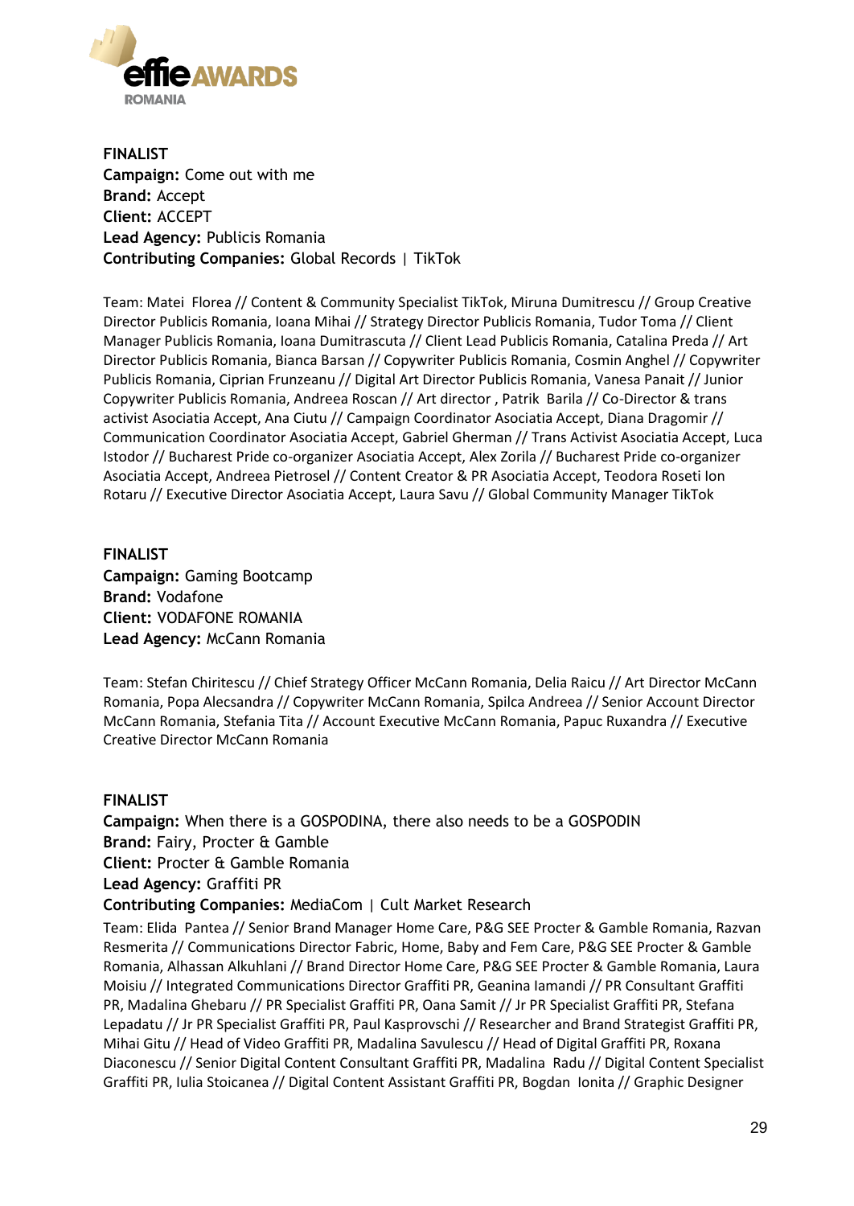**FINALIST**
**Campaign:** Come out with me
**Brand:** Accept
**Client:** ACCEPT
**Lead Agency:** Publicis Romania
**Contributing Companies:** Global Records | TikTok

Team: Matei Florea // Content & Community Specialist TikTok, Miruna Dumitrescu // Group Creative Director Publicis Romania, Ioana Mihai // Strategy Director Publicis Romania, Tudor Toma // Client Manager Publicis Romania, Ioana Dumitrascuta // Client Lead Publicis Romania, Catalina Preda // Art Director Publicis Romania, Bianca Barsan // Copywriter Publicis Romania, Cosmin Anghel // Copywriter Publicis Romania, Ciprian Frunzeanu // Digital Art Director Publicis Romania, Vanesa Panait // Junior Copywriter Publicis Romania, Andreea Roscan // Art director , Patrik Barila // Co-Director & trans activist Asociatia Accept, Ana Ciutu // Campaign Coordinator Asociatia Accept, Diana Dragomir // Communication Coordinator Asociatia Accept, Gabriel Gherman // Trans Activist Asociatia Accept, Luca Istodor // Bucharest Pride co-organizer Asociatia Accept, Alex Zorila // Bucharest Pride co-organizer Asociatia Accept, Andreea Pietrosel // Content Creator & PR Asociatia Accept, Teodora Roseti Ion Rotaru // Executive Director Asociatia Accept, Laura Savu // Global Community Manager TikTok

**FINALIST**
**Campaign:** Gaming Bootcamp
**Brand:** Vodafone
**Client:** VODAFONE ROMANIA
**Lead Agency:** McCann Romania

Team: Stefan Chiritescu // Chief Strategy Officer McCann Romania, Delia Raicu // Art Director McCann Romania, Popa Alecsandra // Copywriter McCann Romania, Spilca Andreea // Senior Account Director McCann Romania, Stefania Tita // Account Executive McCann Romania, Papuc Ruxandra // Executive Creative Director McCann Romania

**FINALIST**
**Campaign:** When there is a GOSPODINA, there also needs to be a GOSPODIN
**Brand:** Fairy, Procter & Gamble
**Client:** Procter & Gamble Romania
**Lead Agency:** Graffiti PR
**Contributing Companies:** MediaCom | Cult Market Research

Team: Elida Pantea // Senior Brand Manager Home Care, P&G SEE Procter & Gamble Romania, Razvan Resmerita // Communications Director Fabric, Home, Baby and Fem Care, P&G SEE Procter & Gamble Romania, Alhassan Alkuhlani // Brand Director Home Care, P&G SEE Procter & Gamble Romania, Laura Moisiu // Integrated Communications Director Graffiti PR, Geanina Iamandi // PR Consultant Graffiti PR, Madalina Ghebaru // PR Specialist Graffiti PR, Oana Samit // Jr PR Specialist Graffiti PR, Stefana Lepadatu // Jr PR Specialist Graffiti PR, Paul Kasprovschi // Researcher and Brand Strategist Graffiti PR, Mihai Gitu // Head of Video Graffiti PR, Madalina Savulescu // Head of Digital Graffiti PR, Roxana Diaconescu // Senior Digital Content Consultant Graffiti PR, Madalina Radu // Digital Content Specialist Graffiti PR, Iulia Stoicanea // Digital Content Assistant Graffiti PR, Bogdan Ionita // Graphic Designer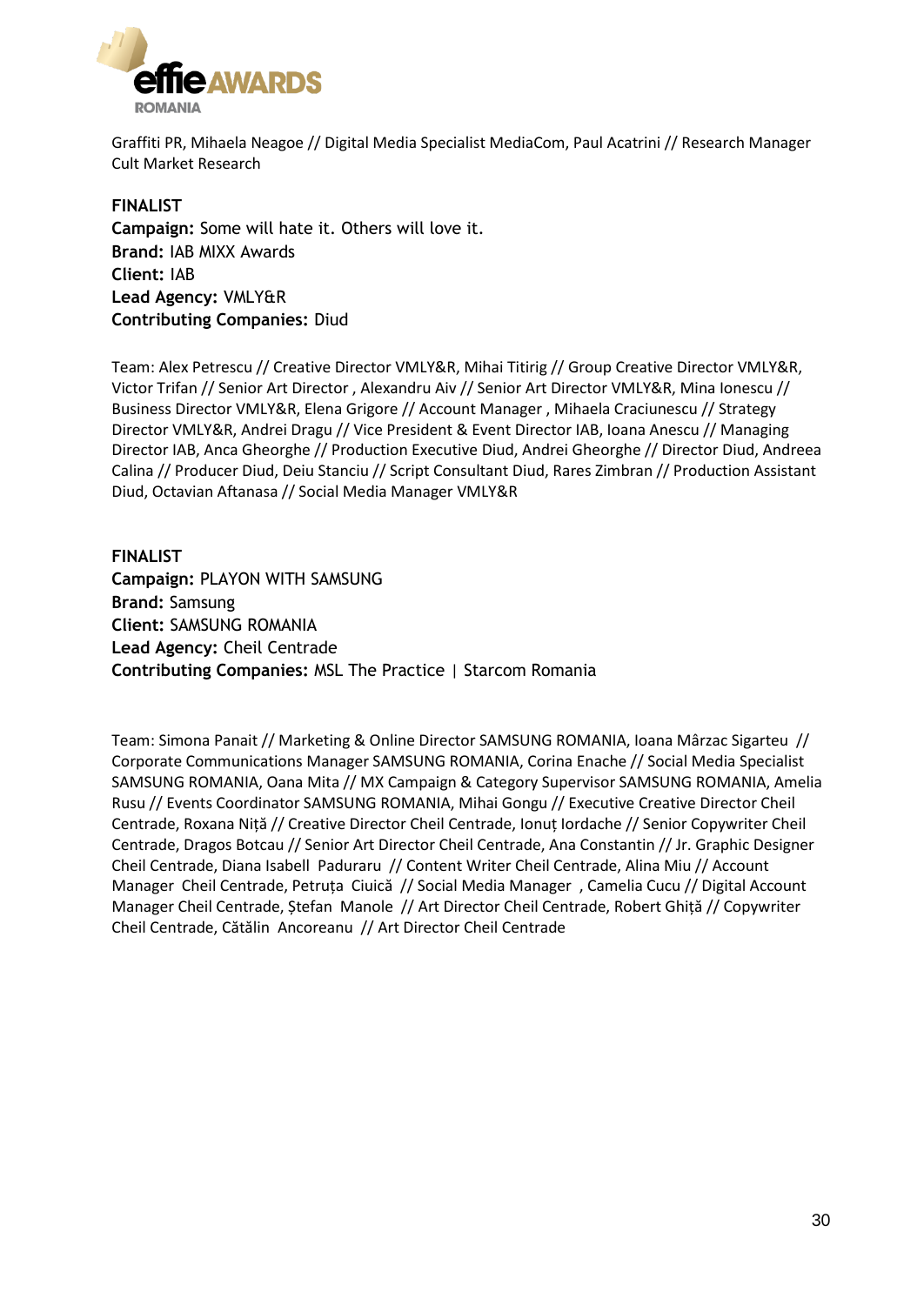Graffiti PR, Mihaela Neagoe // Digital Media Specialist MediaCom, Paul Acatrini // Research Manager Cult Market Research

**FINALIST**
**Campaign:** Some will hate it. Others will love it.
**Brand:** IAB MIXX Awards
**Client:** IAB
**Lead Agency:** VMLY&R
**Contributing Companies:** Diud

Team: Alex Petrescu // Creative Director VMLY&R, Mihai Titirig // Group Creative Director VMLY&R, Victor Trifan // Senior Art Director , Alexandru Aiv // Senior Art Director VMLY&R, Mina Ionescu // Business Director VMLY&R, Elena Grigore // Account Manager , Mihaela Craciunescu // Strategy Director VMLY&R, Andrei Dragu // Vice President & Event Director IAB, Ioana Anescu // Managing Director IAB, Anca Gheorghe // Production Executive Diud, Andrei Gheorghe // Director Diud, Andreea Calina // Producer Diud, Deiu Stanciu // Script Consultant Diud, Rares Zimbran // Production Assistant Diud, Octavian Aftanasa // Social Media Manager VMLY&R

**FINALIST**
**Campaign:** PLAYON WITH SAMSUNG
**Brand:** Samsung
**Client:** SAMSUNG ROMANIA
**Lead Agency:** Cheil Centrade
**Contributing Companies:** MSL The Practice | Starcom Romania

Team: Simona Panait // Marketing & Online Director SAMSUNG ROMANIA, Ioana Mârzac Sigarteu // Corporate Communications Manager SAMSUNG ROMANIA, Corina Enache // Social Media Specialist SAMSUNG ROMANIA, Oana Mita // MX Campaign & Category Supervisor SAMSUNG ROMANIA, Amelia Rusu // Events Coordinator SAMSUNG ROMANIA, Mihai Gongu // Executive Creative Director Cheil Centrade, Roxana Niță // Creative Director Cheil Centrade, Ionuț Iordache // Senior Copywriter Cheil Centrade, Dragos Botcau // Senior Art Director Cheil Centrade, Ana Constantin // Jr. Graphic Designer Cheil Centrade, Diana Isabell Paduraru // Content Writer Cheil Centrade, Alina Miu // Account Manager Cheil Centrade, Petruța Ciuică // Social Media Manager , Camelia Cucu // Digital Account Manager Cheil Centrade, Ștefan Manole // Art Director Cheil Centrade, Robert Ghiță // Copywriter Cheil Centrade, Cătălin Ancoreanu // Art Director Cheil Centrade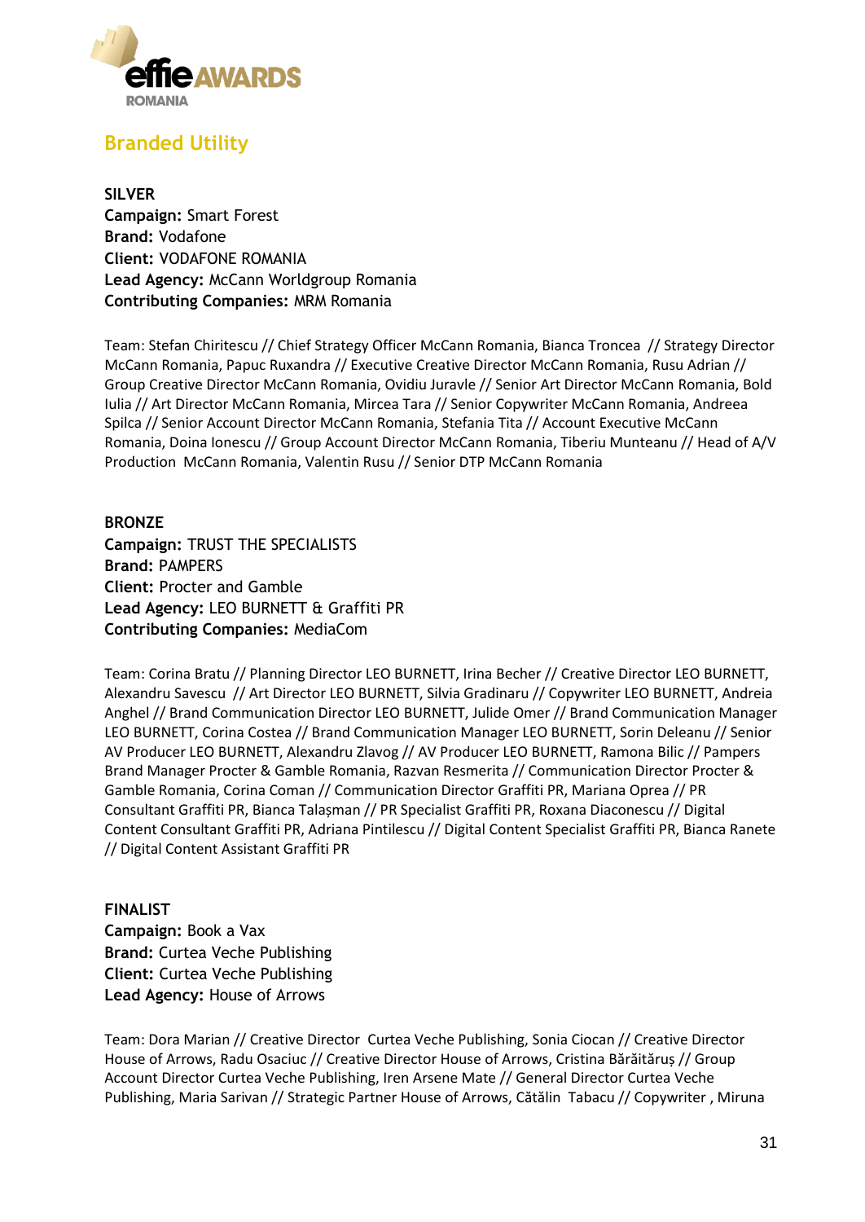## Branded Utility

**SILVER**
**Campaign:** Smart Forest
**Brand:** Vodafone
**Client:** VODAFONE ROMANIA
**Lead Agency:** McCann Worldgroup Romania
**Contributing Companies:** MRM Romania

Team: Stefan Chiritescu // Chief Strategy Officer McCann Romania, Bianca Troncea // Strategy Director McCann Romania, Papuc Ruxandra // Executive Creative Director McCann Romania, Rusu Adrian // Group Creative Director McCann Romania, Ovidiu Juravle // Senior Art Director McCann Romania, Bold Iulia // Art Director McCann Romania, Mircea Tara // Senior Copywriter McCann Romania, Andreea Spilca // Senior Account Director McCann Romania, Stefania Tita // Account Executive McCann Romania, Doina Ionescu // Group Account Director McCann Romania, Tiberiu Munteanu // Head of A/V Production McCann Romania, Valentin Rusu // Senior DTP McCann Romania

**BRONZE**
**Campaign:** TRUST THE SPECIALISTS
**Brand:** PAMPERS
**Client:** Procter and Gamble
**Lead Agency:** LEO BURNETT & Graffiti PR
**Contributing Companies:** MediaCom

Team: Corina Bratu // Planning Director LEO BURNETT, Irina Becher // Creative Director LEO BURNETT, Alexandru Savescu // Art Director LEO BURNETT, Silvia Gradinaru // Copywriter LEO BURNETT, Andreia Anghel // Brand Communication Director LEO BURNETT, Julide Omer // Brand Communication Manager LEO BURNETT, Corina Costea // Brand Communication Manager LEO BURNETT, Sorin Deleanu // Senior AV Producer LEO BURNETT, Alexandru Zlavog // AV Producer LEO BURNETT, Ramona Bilic // Pampers Brand Manager Procter & Gamble Romania, Razvan Resmerita // Communication Director Procter & Gamble Romania, Corina Coman // Communication Director Graffiti PR, Mariana Oprea // PR Consultant Graffiti PR, Bianca Talașman // PR Specialist Graffiti PR, Roxana Diaconescu // Digital Content Consultant Graffiti PR, Adriana Pintilescu // Digital Content Specialist Graffiti PR, Bianca Ranete // Digital Content Assistant Graffiti PR

**FINALIST**
**Campaign:** Book a Vax
**Brand:** Curtea Veche Publishing
**Client:** Curtea Veche Publishing
**Lead Agency:** House of Arrows

Team: Dora Marian // Creative Director Curtea Veche Publishing, Sonia Ciocan // Creative Director House of Arrows, Radu Osaciuc // Creative Director House of Arrows, Cristina Bărăităruș // Group Account Director Curtea Veche Publishing, Iren Arsene Mate // General Director Curtea Veche Publishing, Maria Sarivan // Strategic Partner House of Arrows, Cătălin Tabacu // Copywriter , Miruna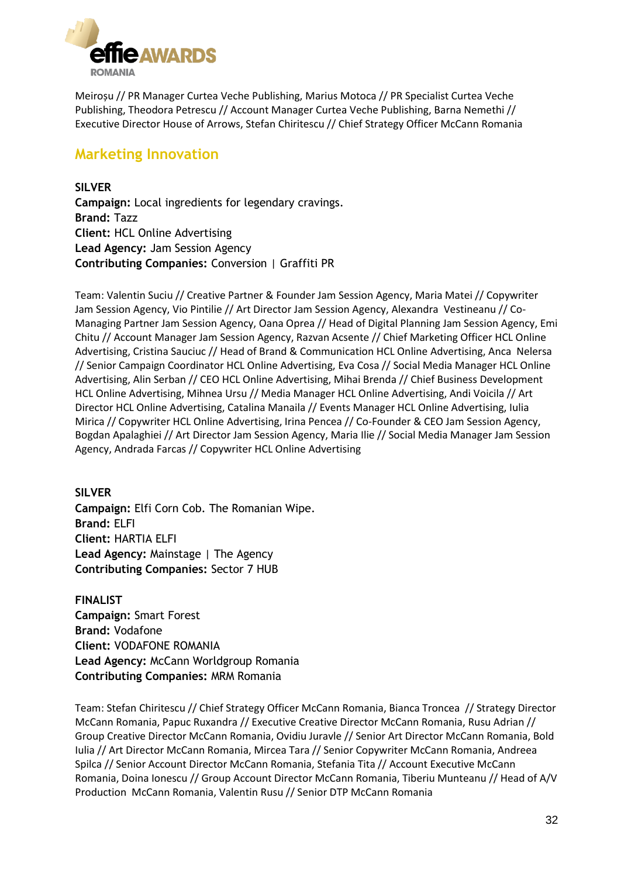Meiroșu // PR Manager Curtea Veche Publishing, Marius Motoca // PR Specialist Curtea Veche Publishing, Theodora Petrescu // Account Manager Curtea Veche Publishing, Barna Nemethi // Executive Director House of Arrows, Stefan Chiritescu // Chief Strategy Officer McCann Romania

## Marketing Innovation

**SILVER**
**Campaign:** Local ingredients for legendary cravings.
**Brand:** Tazz
**Client:** HCL Online Advertising
**Lead Agency:** Jam Session Agency
**Contributing Companies:** Conversion | Graffiti PR

Team: Valentin Suciu // Creative Partner & Founder Jam Session Agency, Maria Matei // Copywriter Jam Session Agency, Vio Pintilie // Art Director Jam Session Agency, Alexandra Vestineanu // Co-Managing Partner Jam Session Agency, Oana Oprea // Head of Digital Planning Jam Session Agency, Emi Chitu // Account Manager Jam Session Agency, Razvan Acsente // Chief Marketing Officer HCL Online Advertising, Cristina Sauciuc // Head of Brand & Communication HCL Online Advertising, Anca Nelersa // Senior Campaign Coordinator HCL Online Advertising, Eva Cosa // Social Media Manager HCL Online Advertising, Alin Serban // CEO HCL Online Advertising, Mihai Brenda // Chief Business Development HCL Online Advertising, Mihnea Ursu // Media Manager HCL Online Advertising, Andi Voicila // Art Director HCL Online Advertising, Catalina Manaila // Events Manager HCL Online Advertising, Iulia Mirica // Copywriter HCL Online Advertising, Irina Pencea // Co-Founder & CEO Jam Session Agency, Bogdan Apalaghiei // Art Director Jam Session Agency, Maria Ilie // Social Media Manager Jam Session Agency, Andrada Farcas // Copywriter HCL Online Advertising

**SILVER**
**Campaign:** Elfi Corn Cob. The Romanian Wipe.
**Brand:** ELFI
**Client:** HARTIA ELFI
**Lead Agency:** Mainstage | The Agency
**Contributing Companies:** Sector 7 HUB

**FINALIST**
**Campaign:** Smart Forest
**Brand:** Vodafone
**Client:** VODAFONE ROMANIA
**Lead Agency:** McCann Worldgroup Romania
**Contributing Companies:** MRM Romania

Team: Stefan Chiritescu // Chief Strategy Officer McCann Romania, Bianca Troncea // Strategy Director McCann Romania, Papuc Ruxandra // Executive Creative Director McCann Romania, Rusu Adrian // Group Creative Director McCann Romania, Ovidiu Juravle // Senior Art Director McCann Romania, Bold Iulia // Art Director McCann Romania, Mircea Tara // Senior Copywriter McCann Romania, Andreea Spilca // Senior Account Director McCann Romania, Stefania Tita // Account Executive McCann Romania, Doina Ionescu // Group Account Director McCann Romania, Tiberiu Munteanu // Head of A/V Production McCann Romania, Valentin Rusu // Senior DTP McCann Romania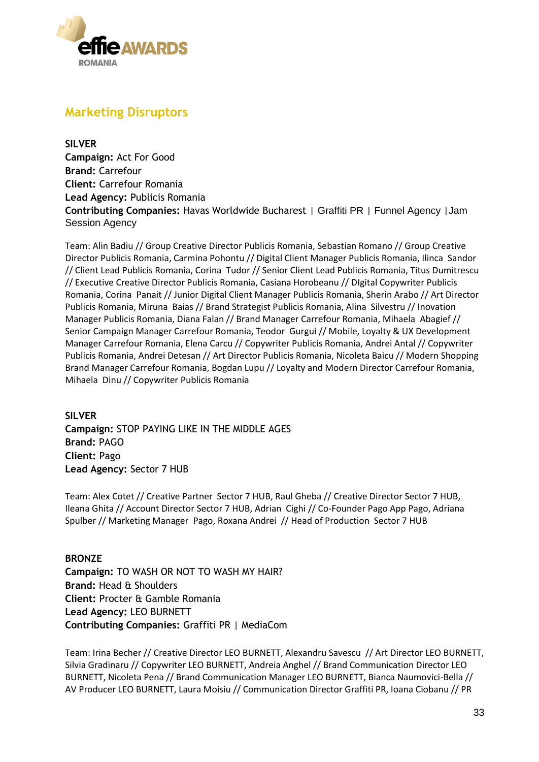## Marketing Disruptors

**SILVER**
**Campaign:** Act For Good
**Brand:** Carrefour
**Client:** Carrefour Romania
**Lead Agency:** Publicis Romania
**Contributing Companies:** Havas Worldwide Bucharest | Graffiti PR | Funnel Agency |Jam Session Agency

Team: Alin Badiu // Group Creative Director Publicis Romania, Sebastian Romano // Group Creative Director Publicis Romania, Carmina Pohontu // Digital Client Manager Publicis Romania, Ilinca Sandor // Client Lead Publicis Romania, Corina Tudor // Senior Client Lead Publicis Romania, Titus Dumitrescu // Executive Creative Director Publicis Romania, Casiana Horobeanu // DIgital Copywriter Publicis Romania, Corina Panait // Junior Digital Client Manager Publicis Romania, Sherin Arabo // Art Director Publicis Romania, Miruna Baias // Brand Strategist Publicis Romania, Alina Silvestru // Inovation Manager Publicis Romania, Diana Falan // Brand Manager Carrefour Romania, Mihaela Abagief // Senior Campaign Manager Carrefour Romania, Teodor Gurgui // Mobile, Loyalty & UX Development Manager Carrefour Romania, Elena Carcu // Copywriter Publicis Romania, Andrei Antal // Copywriter Publicis Romania, Andrei Detesan // Art Director Publicis Romania, Nicoleta Baicu // Modern Shopping Brand Manager Carrefour Romania, Bogdan Lupu // Loyalty and Modern Director Carrefour Romania, Mihaela Dinu // Copywriter Publicis Romania

**SILVER**
**Campaign:** STOP PAYING LIKE IN THE MIDDLE AGES
**Brand:** PAGO
**Client:** Pago
**Lead Agency:** Sector 7 HUB

Team: Alex Cotet // Creative Partner Sector 7 HUB, Raul Gheba // Creative Director Sector 7 HUB, Ileana Ghita // Account Director Sector 7 HUB, Adrian Cighi // Co-Founder Pago App Pago, Adriana Spulber // Marketing Manager Pago, Roxana Andrei // Head of Production Sector 7 HUB

**BRONZE**
**Campaign:** TO WASH OR NOT TO WASH MY HAIR?
**Brand:** Head & Shoulders
**Client:** Procter & Gamble Romania
**Lead Agency:** LEO BURNETT
**Contributing Companies:** Graffiti PR | MediaCom

Team: Irina Becher // Creative Director LEO BURNETT, Alexandru Savescu // Art Director LEO BURNETT, Silvia Gradinaru // Copywriter LEO BURNETT, Andreia Anghel // Brand Communication Director LEO BURNETT, Nicoleta Pena // Brand Communication Manager LEO BURNETT, Bianca Naumovici-Bella // AV Producer LEO BURNETT, Laura Moisiu // Communication Director Graffiti PR, Ioana Ciobanu // PR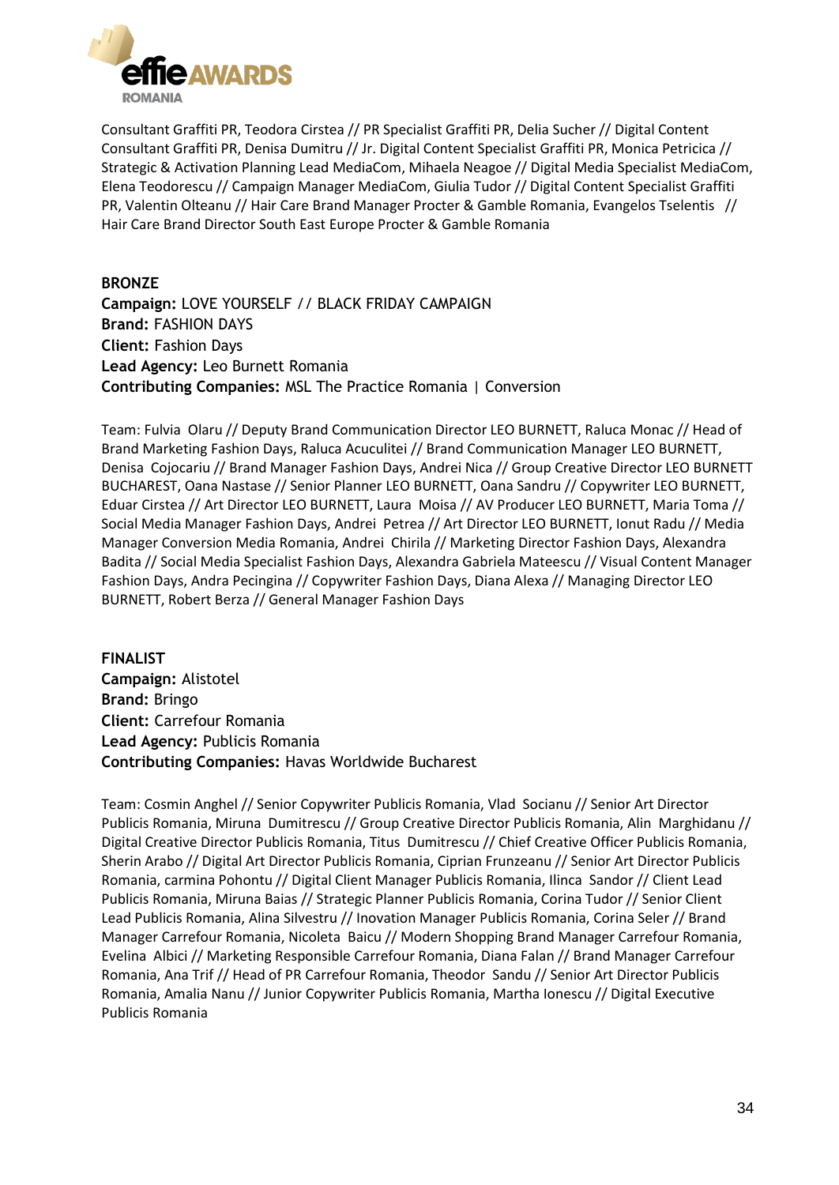Consultant Graffiti PR, Teodora Cirstea // PR Specialist Graffiti PR, Delia Sucher // Digital Content Consultant Graffiti PR, Denisa Dumitru // Jr. Digital Content Specialist Graffiti PR, Monica Petricica // Strategic & Activation Planning Lead MediaCom, Mihaela Neagoe // Digital Media Specialist MediaCom, Elena Teodorescu // Campaign Manager MediaCom, Giulia Tudor // Digital Content Specialist Graffiti PR, Valentin Olteanu // Hair Care Brand Manager Procter & Gamble Romania, Evangelos Tselentis // Hair Care Brand Director South East Europe Procter & Gamble Romania

**BRONZE**
**Campaign:** LOVE YOURSELF // BLACK FRIDAY CAMPAIGN
**Brand:** FASHION DAYS
**Client:** Fashion Days
**Lead Agency:** Leo Burnett Romania
**Contributing Companies:** MSL The Practice Romania | Conversion

Team: Fulvia Olaru // Deputy Brand Communication Director LEO BURNETT, Raluca Monac // Head of Brand Marketing Fashion Days, Raluca Acuculitei // Brand Communication Manager LEO BURNETT, Denisa Cojocariu // Brand Manager Fashion Days, Andrei Nica // Group Creative Director LEO BURNETT BUCHAREST, Oana Nastase // Senior Planner LEO BURNETT, Oana Sandru // Copywriter LEO BURNETT, Eduar Cirstea // Art Director LEO BURNETT, Laura Moisa // AV Producer LEO BURNETT, Maria Toma // Social Media Manager Fashion Days, Andrei Petrea // Art Director LEO BURNETT, Ionut Radu // Media Manager Conversion Media Romania, Andrei Chirila // Marketing Director Fashion Days, Alexandra Badita // Social Media Specialist Fashion Days, Alexandra Gabriela Mateescu // Visual Content Manager Fashion Days, Andra Pecingina // Copywriter Fashion Days, Diana Alexa // Managing Director LEO BURNETT, Robert Berza // General Manager Fashion Days

**FINALIST**
**Campaign:** Alistotel
**Brand:** Bringo
**Client:** Carrefour Romania
**Lead Agency:** Publicis Romania
**Contributing Companies:** Havas Worldwide Bucharest

Team: Cosmin Anghel // Senior Copywriter Publicis Romania, Vlad Socianu // Senior Art Director Publicis Romania, Miruna Dumitrescu // Group Creative Director Publicis Romania, Alin Marghidanu // Digital Creative Director Publicis Romania, Titus Dumitrescu // Chief Creative Officer Publicis Romania, Sherin Arabo // Digital Art Director Publicis Romania, Ciprian Frunzeanu // Senior Art Director Publicis Romania, carmina Pohontu // Digital Client Manager Publicis Romania, Ilinca Sandor // Client Lead Publicis Romania, Miruna Baias // Strategic Planner Publicis Romania, Corina Tudor // Senior Client Lead Publicis Romania, Alina Silvestru // Inovation Manager Publicis Romania, Corina Seler // Brand Manager Carrefour Romania, Nicoleta Baicu // Modern Shopping Brand Manager Carrefour Romania, Evelina Albici // Marketing Responsible Carrefour Romania, Diana Falan // Brand Manager Carrefour Romania, Ana Trif // Head of PR Carrefour Romania, Theodor Sandu // Senior Art Director Publicis Romania, Amalia Nanu // Junior Copywriter Publicis Romania, Martha Ionescu // Digital Executive Publicis Romania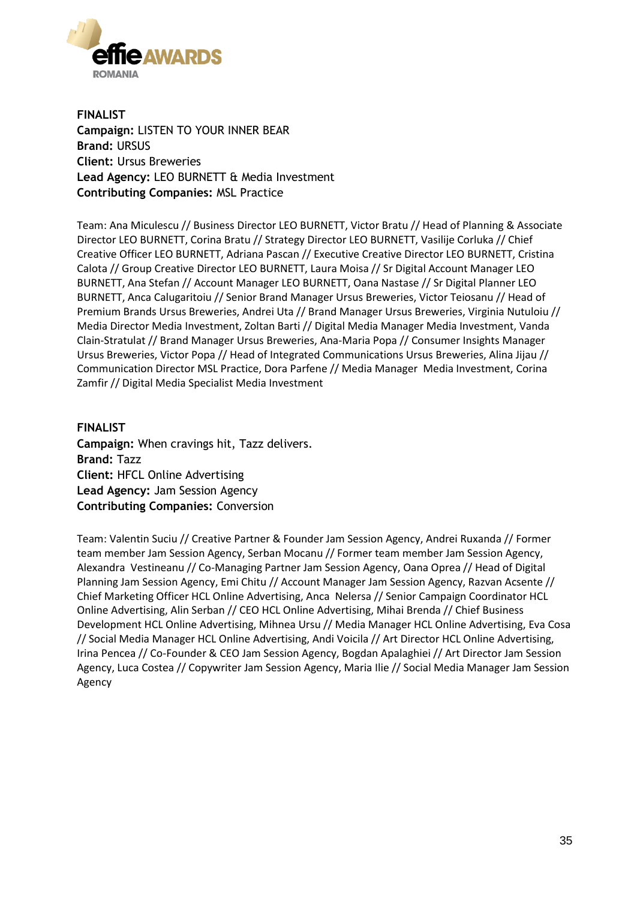**FINALIST**
**Campaign:** LISTEN TO YOUR INNER BEAR
**Brand:** URSUS
**Client:** Ursus Breweries
**Lead Agency:** LEO BURNETT & Media Investment
**Contributing Companies:** MSL Practice

Team: Ana Miculescu // Business Director LEO BURNETT, Victor Bratu // Head of Planning & Associate Director LEO BURNETT, Corina Bratu // Strategy Director LEO BURNETT, Vasilije Corluka // Chief Creative Officer LEO BURNETT, Adriana Pascan // Executive Creative Director LEO BURNETT, Cristina Calota // Group Creative Director LEO BURNETT, Laura Moisa // Sr Digital Account Manager LEO BURNETT, Ana Stefan // Account Manager LEO BURNETT, Oana Nastase // Sr Digital Planner LEO BURNETT, Anca Calugaritoiu // Senior Brand Manager Ursus Breweries, Victor Teiosanu // Head of Premium Brands Ursus Breweries, Andrei Uta // Brand Manager Ursus Breweries, Virginia Nutuloiu // Media Director Media Investment, Zoltan Barti // Digital Media Manager Media Investment, Vanda Clain-Stratulat // Brand Manager Ursus Breweries, Ana-Maria Popa // Consumer Insights Manager Ursus Breweries, Victor Popa // Head of Integrated Communications Ursus Breweries, Alina Jijau // Communication Director MSL Practice, Dora Parfene // Media Manager Media Investment, Corina Zamfir // Digital Media Specialist Media Investment

**FINALIST**
**Campaign:** When cravings hit, Tazz delivers.
**Brand:** Tazz
**Client:** HFCL Online Advertising
**Lead Agency:** Jam Session Agency
**Contributing Companies:** Conversion

Team: Valentin Suciu // Creative Partner & Founder Jam Session Agency, Andrei Ruxanda // Former team member Jam Session Agency, Serban Mocanu // Former team member Jam Session Agency, Alexandra Vestineanu // Co-Managing Partner Jam Session Agency, Oana Oprea // Head of Digital Planning Jam Session Agency, Emi Chitu // Account Manager Jam Session Agency, Razvan Acsente // Chief Marketing Officer HCL Online Advertising, Anca Nelersa // Senior Campaign Coordinator HCL Online Advertising, Alin Serban // CEO HCL Online Advertising, Mihai Brenda // Chief Business Development HCL Online Advertising, Mihnea Ursu // Media Manager HCL Online Advertising, Eva Cosa // Social Media Manager HCL Online Advertising, Andi Voicila // Art Director HCL Online Advertising, Irina Pencea // Co-Founder & CEO Jam Session Agency, Bogdan Apalaghiei // Art Director Jam Session Agency, Luca Costea // Copywriter Jam Session Agency, Maria Ilie // Social Media Manager Jam Session Agency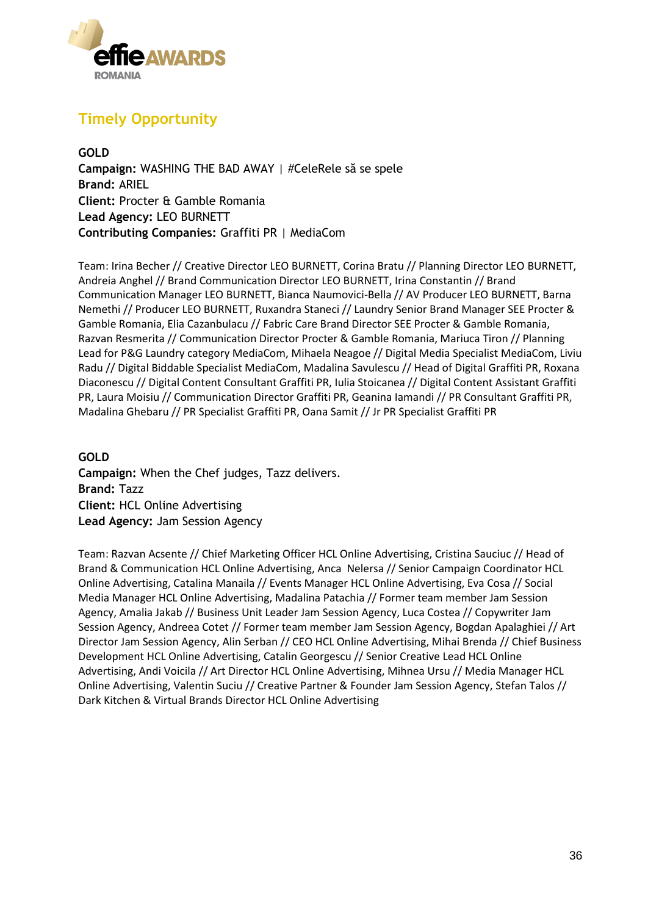## Timely Opportunity

**GOLD**
**Campaign:** WASHING THE BAD AWAY | #CeleRele să se spele
**Brand:** ARIEL
**Client:** Procter & Gamble Romania
**Lead Agency:** LEO BURNETT
**Contributing Companies:** Graffiti PR | MediaCom

Team: Irina Becher // Creative Director LEO BURNETT, Corina Bratu // Planning Director LEO BURNETT, Andreia Anghel // Brand Communication Director LEO BURNETT, Irina Constantin // Brand Communication Manager LEO BURNETT, Bianca Naumovici-Bella // AV Producer LEO BURNETT, Barna Nemethi // Producer LEO BURNETT, Ruxandra Staneci // Laundry Senior Brand Manager SEE Procter & Gamble Romania, Elia Cazanbulacu // Fabric Care Brand Director SEE Procter & Gamble Romania, Razvan Resmerita // Communication Director Procter & Gamble Romania, Mariuca Tiron // Planning Lead for P&G Laundry category MediaCom, Mihaela Neagoe // Digital Media Specialist MediaCom, Liviu Radu // Digital Biddable Specialist MediaCom, Madalina Savulescu // Head of Digital Graffiti PR, Roxana Diaconescu // Digital Content Consultant Graffiti PR, Iulia Stoicanea // Digital Content Assistant Graffiti PR, Laura Moisiu // Communication Director Graffiti PR, Geanina Iamandi // PR Consultant Graffiti PR, Madalina Ghebaru // PR Specialist Graffiti PR, Oana Samit // Jr PR Specialist Graffiti PR

**GOLD**
**Campaign:** When the Chef judges, Tazz delivers.
**Brand:** Tazz
**Client:** HCL Online Advertising
**Lead Agency:** Jam Session Agency

Team: Razvan Acsente // Chief Marketing Officer HCL Online Advertising, Cristina Sauciuc // Head of Brand & Communication HCL Online Advertising, Anca Nelersa // Senior Campaign Coordinator HCL Online Advertising, Catalina Manaila // Events Manager HCL Online Advertising, Eva Cosa // Social Media Manager HCL Online Advertising, Madalina Patachia // Former team member Jam Session Agency, Amalia Jakab // Business Unit Leader Jam Session Agency, Luca Costea // Copywriter Jam Session Agency, Andreea Cotet // Former team member Jam Session Agency, Bogdan Apalaghiei // Art Director Jam Session Agency, Alin Serban // CEO HCL Online Advertising, Mihai Brenda // Chief Business Development HCL Online Advertising, Catalin Georgescu // Senior Creative Lead HCL Online Advertising, Andi Voicila // Art Director HCL Online Advertising, Mihnea Ursu // Media Manager HCL Online Advertising, Valentin Suciu // Creative Partner & Founder Jam Session Agency, Stefan Talos // Dark Kitchen & Virtual Brands Director HCL Online Advertising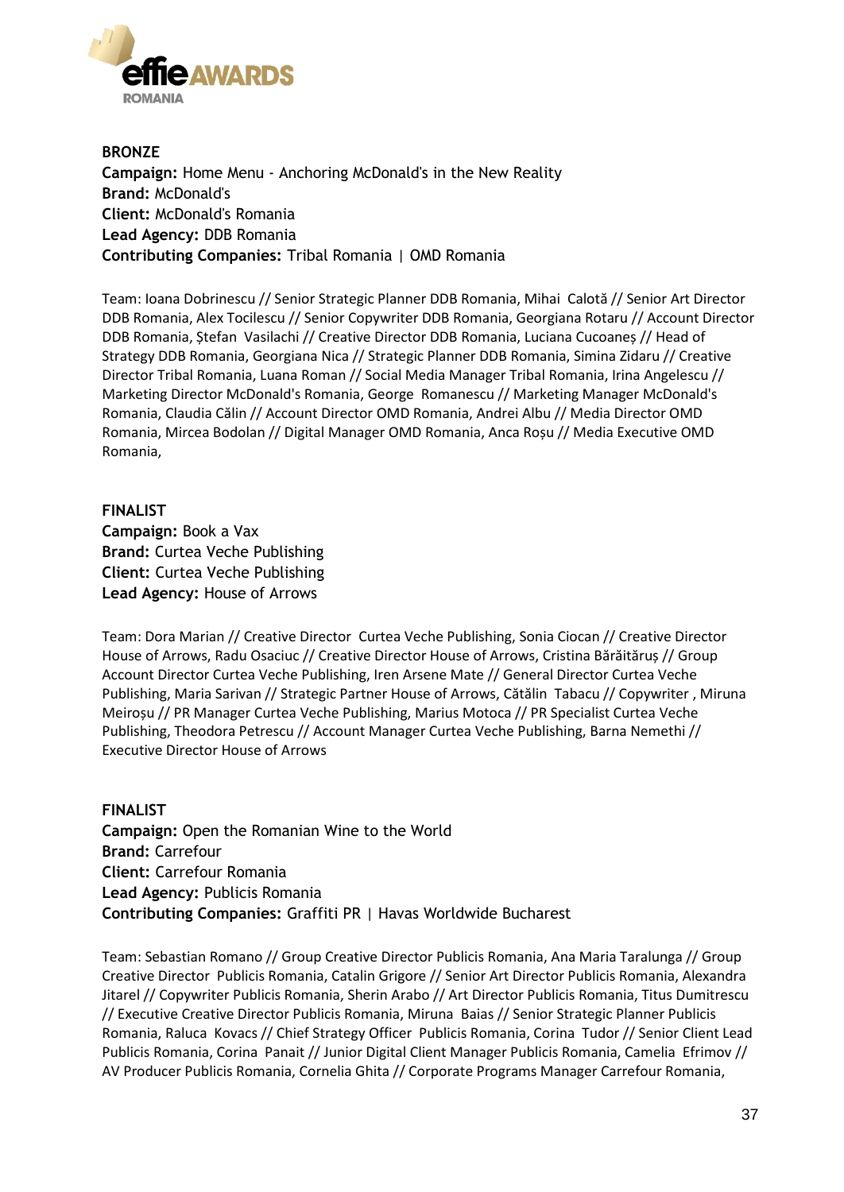**BRONZE**
**Campaign:** Home Menu - Anchoring McDonald's in the New Reality
**Brand:** McDonald's
**Client:** McDonald's Romania
**Lead Agency:** DDB Romania
**Contributing Companies:** Tribal Romania | OMD Romania

Team: Ioana Dobrinescu // Senior Strategic Planner DDB Romania, Mihai Calotă // Senior Art Director DDB Romania, Alex Tocilescu // Senior Copywriter DDB Romania, Georgiana Rotaru // Account Director DDB Romania, Ștefan Vasilachi // Creative Director DDB Romania, Luciana Cucoaneș // Head of Strategy DDB Romania, Georgiana Nica // Strategic Planner DDB Romania, Simina Zidaru // Creative Director Tribal Romania, Luana Roman // Social Media Manager Tribal Romania, Irina Angelescu // Marketing Director McDonald's Romania, George Romanescu // Marketing Manager McDonald's Romania, Claudia Călin // Account Director OMD Romania, Andrei Albu // Media Director OMD Romania, Mircea Bodolan // Digital Manager OMD Romania, Anca Roșu // Media Executive OMD Romania,

**FINALIST**
**Campaign:** Book a Vax
**Brand:** Curtea Veche Publishing
**Client:** Curtea Veche Publishing
**Lead Agency:** House of Arrows

Team: Dora Marian // Creative Director Curtea Veche Publishing, Sonia Ciocan // Creative Director House of Arrows, Radu Osaciuc // Creative Director House of Arrows, Cristina Bărăităruș // Group Account Director Curtea Veche Publishing, Iren Arsene Mate // General Director Curtea Veche Publishing, Maria Sarivan // Strategic Partner House of Arrows, Cătălin Tabacu // Copywriter , Miruna Meiroșu // PR Manager Curtea Veche Publishing, Marius Motoca // PR Specialist Curtea Veche Publishing, Theodora Petrescu // Account Manager Curtea Veche Publishing, Barna Nemethi // Executive Director House of Arrows

**FINALIST**
**Campaign:** Open the Romanian Wine to the World
**Brand:** Carrefour
**Client:** Carrefour Romania
**Lead Agency:** Publicis Romania
**Contributing Companies:** Graffiti PR | Havas Worldwide Bucharest

Team: Sebastian Romano // Group Creative Director Publicis Romania, Ana Maria Taralunga // Group Creative Director Publicis Romania, Catalin Grigore // Senior Art Director Publicis Romania, Alexandra Jitarel // Copywriter Publicis Romania, Sherin Arabo // Art Director Publicis Romania, Titus Dumitrescu // Executive Creative Director Publicis Romania, Miruna Baias // Senior Strategic Planner Publicis Romania, Raluca Kovacs // Chief Strategy Officer Publicis Romania, Corina Tudor // Senior Client Lead Publicis Romania, Corina Panait // Junior Digital Client Manager Publicis Romania, Camelia Efrimov // AV Producer Publicis Romania, Cornelia Ghita // Corporate Programs Manager Carrefour Romania,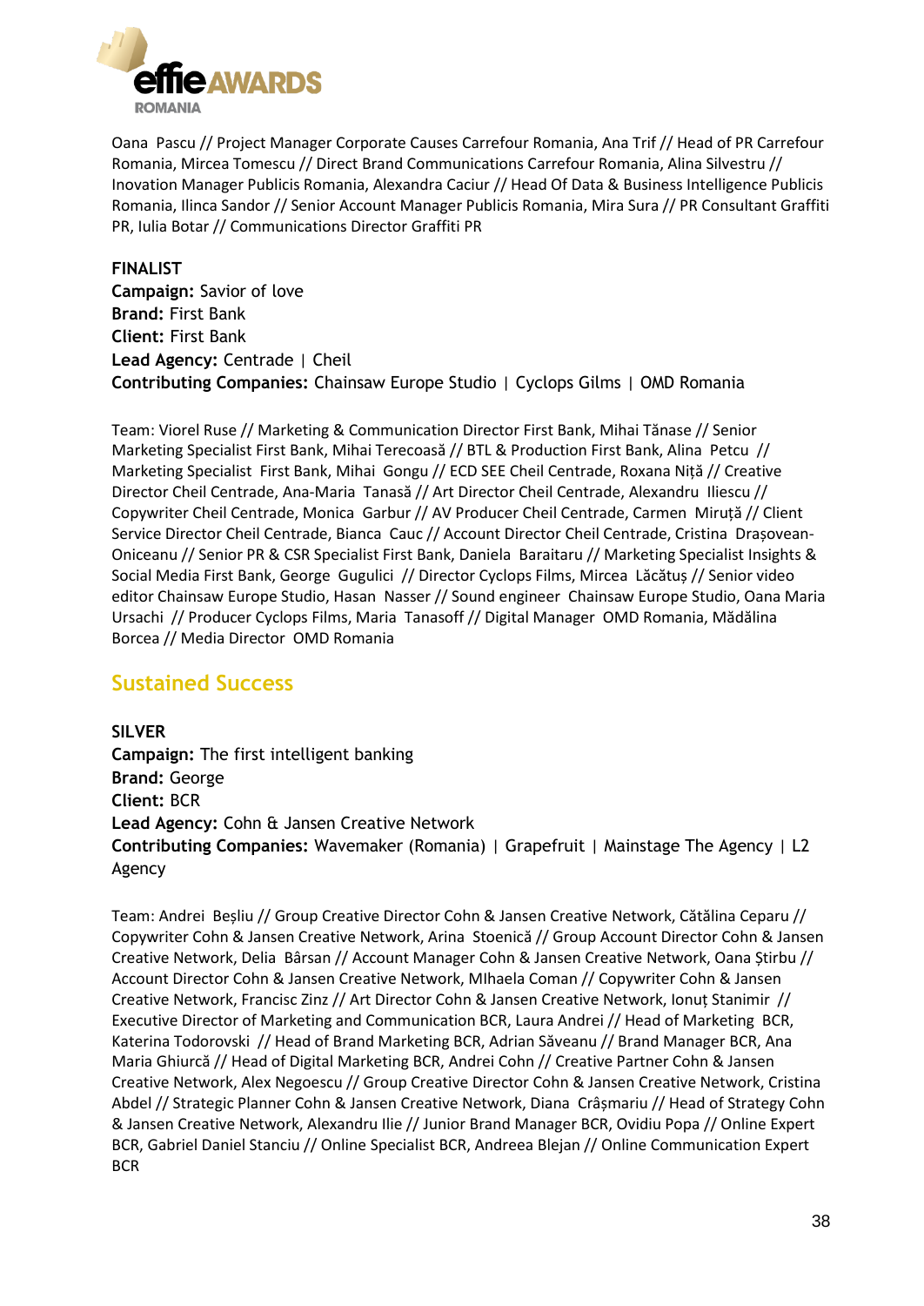Oana Pascu // Project Manager Corporate Causes Carrefour Romania, Ana Trif // Head of PR Carrefour Romania, Mircea Tomescu // Direct Brand Communications Carrefour Romania, Alina Silvestru // Inovation Manager Publicis Romania, Alexandra Caciur // Head Of Data & Business Intelligence Publicis Romania, Ilinca Sandor // Senior Account Manager Publicis Romania, Mira Sura // PR Consultant Graffiti PR, Iulia Botar // Communications Director Graffiti PR

**FINALIST**
**Campaign:** Savior of love
**Brand:** First Bank
**Client:** First Bank
**Lead Agency:** Centrade | Cheil
**Contributing Companies:** Chainsaw Europe Studio | Cyclops Gilms | OMD Romania

Team: Viorel Ruse // Marketing & Communication Director First Bank, Mihai Tănase // Senior Marketing Specialist First Bank, Mihai Terecoasă // BTL & Production First Bank, Alina Petcu // Marketing Specialist First Bank, Mihai Gongu // ECD SEE Cheil Centrade, Roxana Niță // Creative Director Cheil Centrade, Ana-Maria Tanasă // Art Director Cheil Centrade, Alexandru Iliescu // Copywriter Cheil Centrade, Monica Garbur // AV Producer Cheil Centrade, Carmen Miruță // Client Service Director Cheil Centrade, Bianca Cauc // Account Director Cheil Centrade, Cristina Drașovean-Oniceanu // Senior PR & CSR Specialist First Bank, Daniela Baraitaru // Marketing Specialist Insights & Social Media First Bank, George Gugulici // Director Cyclops Films, Mircea Lăcătuș // Senior video editor Chainsaw Europe Studio, Hasan Nasser // Sound engineer Chainsaw Europe Studio, Oana Maria Ursachi // Producer Cyclops Films, Maria Tanasoff // Digital Manager OMD Romania, Mădălina Borcea // Media Director OMD Romania

## Sustained Success

**SILVER**
**Campaign:** The first intelligent banking
**Brand:** George
**Client:** BCR
**Lead Agency:** Cohn & Jansen Creative Network
**Contributing Companies:** Wavemaker (Romania) | Grapefruit | Mainstage The Agency | L2 Agency

Team: Andrei Beșliu // Group Creative Director Cohn & Jansen Creative Network, Cătălina Ceparu // Copywriter Cohn & Jansen Creative Network, Arina Stoenică // Group Account Director Cohn & Jansen Creative Network, Delia Bârsan // Account Manager Cohn & Jansen Creative Network, Oana Știrbu // Account Director Cohn & Jansen Creative Network, MIhaela Coman // Copywriter Cohn & Jansen Creative Network, Francisc Zinz // Art Director Cohn & Jansen Creative Network, Ionuț Stanimir // Executive Director of Marketing and Communication BCR, Laura Andrei // Head of Marketing BCR, Katerina Todorovski // Head of Brand Marketing BCR, Adrian Săveanu // Brand Manager BCR, Ana Maria Ghiurcă // Head of Digital Marketing BCR, Andrei Cohn // Creative Partner Cohn & Jansen Creative Network, Alex Negoescu // Group Creative Director Cohn & Jansen Creative Network, Cristina Abdel // Strategic Planner Cohn & Jansen Creative Network, Diana Crâșmariu // Head of Strategy Cohn & Jansen Creative Network, Alexandru Ilie // Junior Brand Manager BCR, Ovidiu Popa // Online Expert BCR, Gabriel Daniel Stanciu // Online Specialist BCR, Andreea Blejan // Online Communication Expert BCR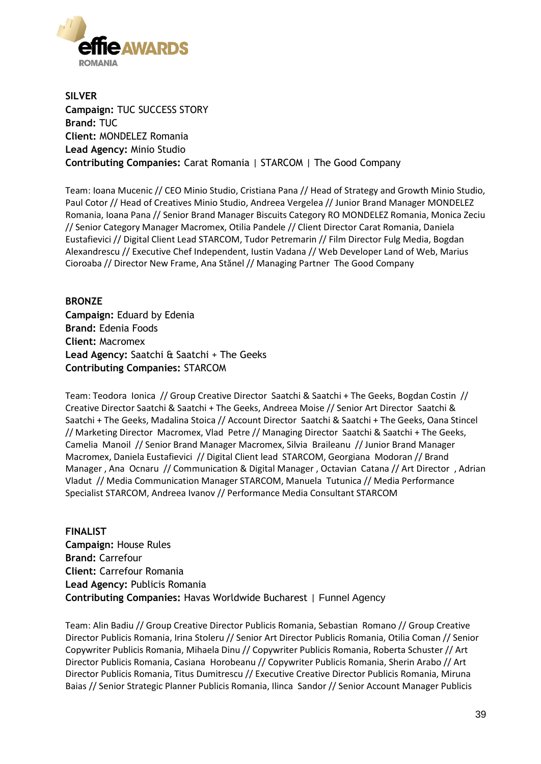**SILVER**
**Campaign:** TUC SUCCESS STORY
**Brand:** TUC
**Client:** MONDELEZ Romania
**Lead Agency:** Minio Studio
**Contributing Companies:** Carat Romania | STARCOM | The Good Company

Team: Ioana Mucenic // CEO Minio Studio, Cristiana Pana // Head of Strategy and Growth Minio Studio, Paul Cotor // Head of Creatives Minio Studio, Andreea Vergelea // Junior Brand Manager MONDELEZ Romania, Ioana Pana // Senior Brand Manager Biscuits Category RO MONDELEZ Romania, Monica Zeciu // Senior Category Manager Macromex, Otilia Pandele // Client Director Carat Romania, Daniela Eustafievici // Digital Client Lead STARCOM, Tudor Petremarin // Film Director Fulg Media, Bogdan Alexandrescu // Executive Chef Independent, Iustin Vadana // Web Developer Land of Web, Marius Cioroaba // Director New Frame, Ana Stănel // Managing Partner The Good Company

**BRONZE**
**Campaign:** Eduard by Edenia
**Brand:** Edenia Foods
**Client:** Macromex
**Lead Agency:** Saatchi & Saatchi + The Geeks
**Contributing Companies:** STARCOM

Team: Teodora Ionica // Group Creative Director Saatchi & Saatchi + The Geeks, Bogdan Costin // Creative Director Saatchi & Saatchi + The Geeks, Andreea Moise // Senior Art Director Saatchi & Saatchi + The Geeks, Madalina Stoica // Account Director Saatchi & Saatchi + The Geeks, Oana Stincel // Marketing Director Macromex, Vlad Petre // Managing Director Saatchi & Saatchi + The Geeks, Camelia Manoil // Senior Brand Manager Macromex, Silvia Braileanu // Junior Brand Manager Macromex, Daniela Eustafievici // Digital Client lead STARCOM, Georgiana Modoran // Brand Manager , Ana Ocnaru // Communication & Digital Manager , Octavian Catana // Art Director , Adrian Vladut // Media Communication Manager STARCOM, Manuela Tutunica // Media Performance Specialist STARCOM, Andreea Ivanov // Performance Media Consultant STARCOM

**FINALIST**
**Campaign:** House Rules
**Brand:** Carrefour
**Client:** Carrefour Romania
**Lead Agency:** Publicis Romania
**Contributing Companies:** Havas Worldwide Bucharest | Funnel Agency

Team: Alin Badiu // Group Creative Director Publicis Romania, Sebastian Romano // Group Creative Director Publicis Romania, Irina Stoleru // Senior Art Director Publicis Romania, Otilia Coman // Senior Copywriter Publicis Romania, Mihaela Dinu // Copywriter Publicis Romania, Roberta Schuster // Art Director Publicis Romania, Casiana Horobeanu // Copywriter Publicis Romania, Sherin Arabo // Art Director Publicis Romania, Titus Dumitrescu // Executive Creative Director Publicis Romania, Miruna Baias // Senior Strategic Planner Publicis Romania, Ilinca Sandor // Senior Account Manager Publicis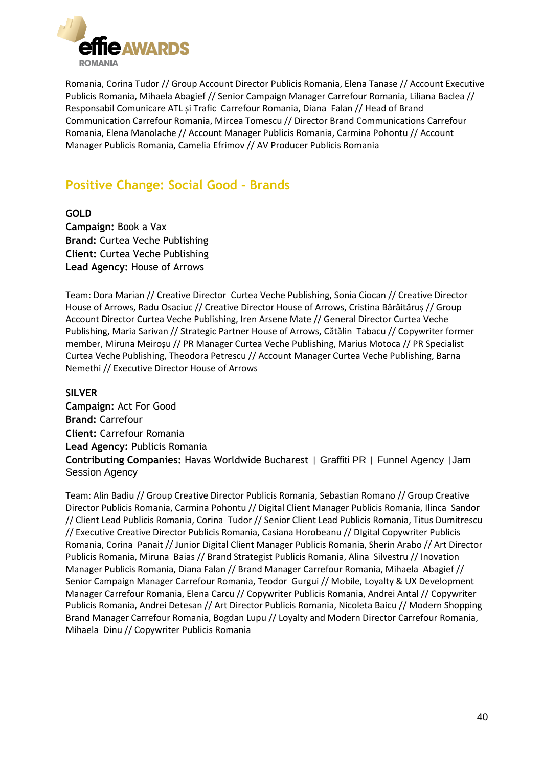Romania, Corina Tudor // Group Account Director Publicis Romania, Elena Tanase // Account Executive Publicis Romania, Mihaela Abagief // Senior Campaign Manager Carrefour Romania, Liliana Baclea // Responsabil Comunicare ATL și Trafic Carrefour Romania, Diana Falan // Head of Brand Communication Carrefour Romania, Mircea Tomescu // Director Brand Communications Carrefour Romania, Elena Manolache // Account Manager Publicis Romania, Carmina Pohontu // Account Manager Publicis Romania, Camelia Efrimov // AV Producer Publicis Romania

## Positive Change: Social Good - Brands

**GOLD**
**Campaign:** Book a Vax
**Brand:** Curtea Veche Publishing
**Client:** Curtea Veche Publishing
**Lead Agency:** House of Arrows

Team: Dora Marian // Creative Director Curtea Veche Publishing, Sonia Ciocan // Creative Director House of Arrows, Radu Osaciuc // Creative Director House of Arrows, Cristina Bărăităruș // Group Account Director Curtea Veche Publishing, Iren Arsene Mate // General Director Curtea Veche Publishing, Maria Sarivan // Strategic Partner House of Arrows, Cătălin Tabacu // Copywriter former member, Miruna Meiroșu // PR Manager Curtea Veche Publishing, Marius Motoca // PR Specialist Curtea Veche Publishing, Theodora Petrescu // Account Manager Curtea Veche Publishing, Barna Nemethi // Executive Director House of Arrows

**SILVER**
**Campaign:** Act For Good
**Brand:** Carrefour
**Client:** Carrefour Romania
**Lead Agency:** Publicis Romania
**Contributing Companies:** Havas Worldwide Bucharest | Graffiti PR | Funnel Agency | Jam Session Agency

Team: Alin Badiu // Group Creative Director Publicis Romania, Sebastian Romano // Group Creative Director Publicis Romania, Carmina Pohontu // Digital Client Manager Publicis Romania, Ilinca Sandor // Client Lead Publicis Romania, Corina Tudor // Senior Client Lead Publicis Romania, Titus Dumitrescu // Executive Creative Director Publicis Romania, Casiana Horobeanu // DIgital Copywriter Publicis Romania, Corina Panait // Junior Digital Client Manager Publicis Romania, Sherin Arabo // Art Director Publicis Romania, Miruna Baias // Brand Strategist Publicis Romania, Alina Silvestru // Inovation Manager Publicis Romania, Diana Falan // Brand Manager Carrefour Romania, Mihaela Abagief // Senior Campaign Manager Carrefour Romania, Teodor Gurgui // Mobile, Loyalty & UX Development Manager Carrefour Romania, Elena Carcu // Copywriter Publicis Romania, Andrei Antal // Copywriter Publicis Romania, Andrei Detesan // Art Director Publicis Romania, Nicoleta Baicu // Modern Shopping Brand Manager Carrefour Romania, Bogdan Lupu // Loyalty and Modern Director Carrefour Romania, Mihaela Dinu // Copywriter Publicis Romania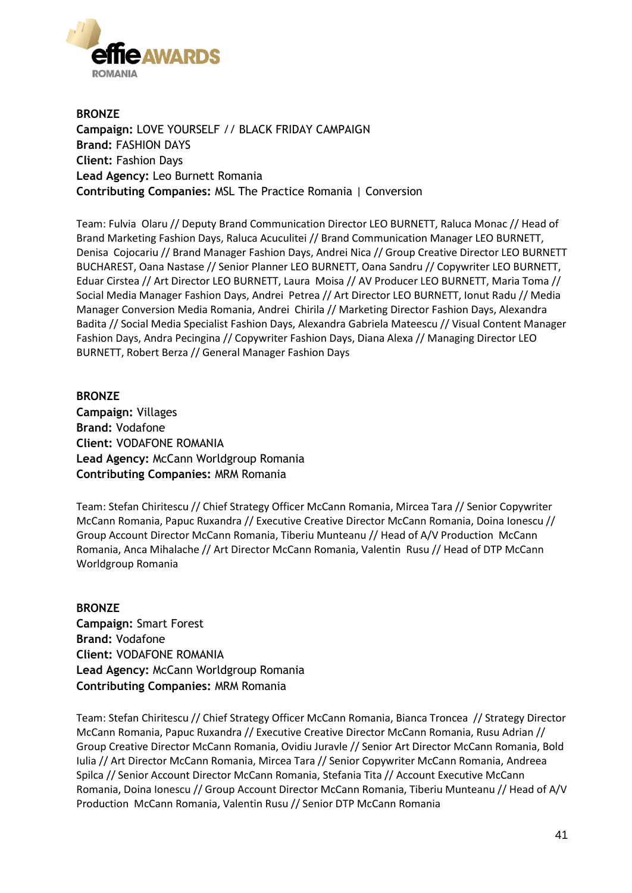**BRONZE**
**Campaign:** LOVE YOURSELF // BLACK FRIDAY CAMPAIGN
**Brand:** FASHION DAYS
**Client:** Fashion Days
**Lead Agency:** Leo Burnett Romania
**Contributing Companies:** MSL The Practice Romania | Conversion

Team: Fulvia Olaru // Deputy Brand Communication Director LEO BURNETT, Raluca Monac // Head of Brand Marketing Fashion Days, Raluca Acuculitei // Brand Communication Manager LEO BURNETT, Denisa Cojocariu // Brand Manager Fashion Days, Andrei Nica // Group Creative Director LEO BURNETT BUCHAREST, Oana Nastase // Senior Planner LEO BURNETT, Oana Sandru // Copywriter LEO BURNETT, Eduar Cirstea // Art Director LEO BURNETT, Laura Moisa // AV Producer LEO BURNETT, Maria Toma // Social Media Manager Fashion Days, Andrei Petrea // Art Director LEO BURNETT, Ionut Radu // Media Manager Conversion Media Romania, Andrei Chirila // Marketing Director Fashion Days, Alexandra Badita // Social Media Specialist Fashion Days, Alexandra Gabriela Mateescu // Visual Content Manager Fashion Days, Andra Pecingina // Copywriter Fashion Days, Diana Alexa // Managing Director LEO BURNETT, Robert Berza // General Manager Fashion Days

**BRONZE**
**Campaign:** Villages
**Brand:** Vodafone
**Client:** VODAFONE ROMANIA
**Lead Agency:** McCann Worldgroup Romania
**Contributing Companies:** MRM Romania

Team: Stefan Chiritescu // Chief Strategy Officer McCann Romania, Mircea Tara // Senior Copywriter McCann Romania, Papuc Ruxandra // Executive Creative Director McCann Romania, Doina Ionescu // Group Account Director McCann Romania, Tiberiu Munteanu // Head of A/V Production McCann Romania, Anca Mihalache // Art Director McCann Romania, Valentin Rusu // Head of DTP McCann Worldgroup Romania

**BRONZE**
**Campaign:** Smart Forest
**Brand:** Vodafone
**Client:** VODAFONE ROMANIA
**Lead Agency:** McCann Worldgroup Romania
**Contributing Companies:** MRM Romania

Team: Stefan Chiritescu // Chief Strategy Officer McCann Romania, Bianca Troncea // Strategy Director McCann Romania, Papuc Ruxandra // Executive Creative Director McCann Romania, Rusu Adrian // Group Creative Director McCann Romania, Ovidiu Juravle // Senior Art Director McCann Romania, Bold Iulia // Art Director McCann Romania, Mircea Tara // Senior Copywriter McCann Romania, Andreea Spilca // Senior Account Director McCann Romania, Stefania Tita // Account Executive McCann Romania, Doina Ionescu // Group Account Director McCann Romania, Tiberiu Munteanu // Head of A/V Production McCann Romania, Valentin Rusu // Senior DTP McCann Romania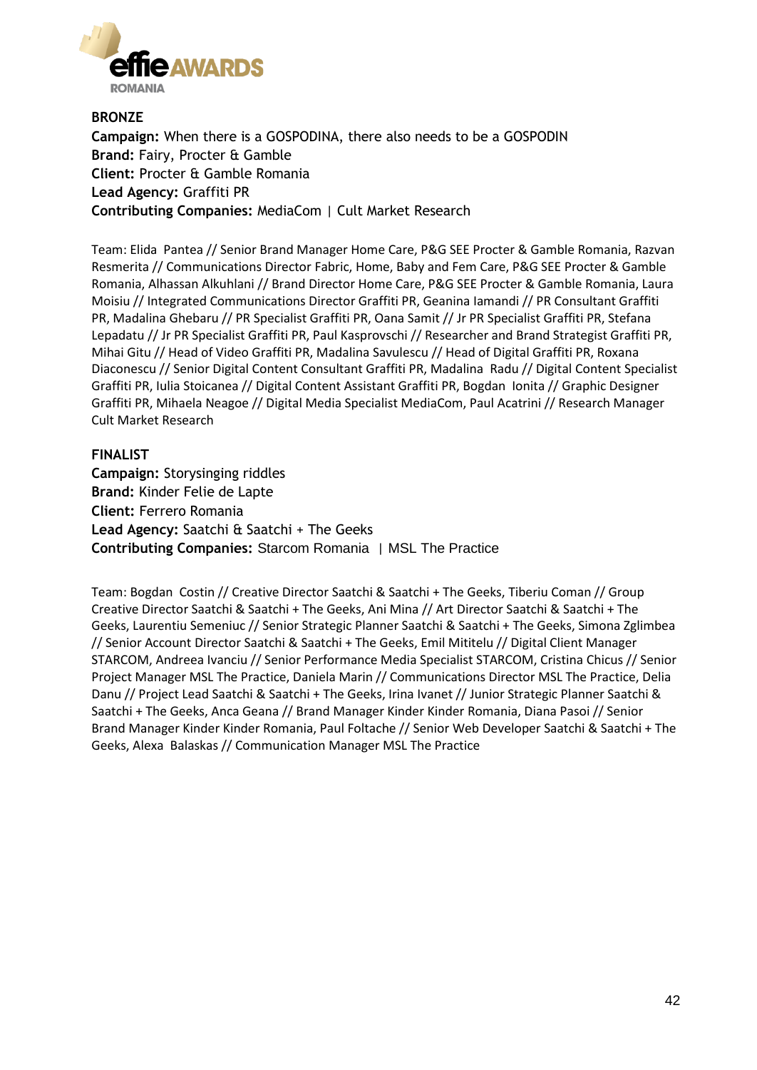**BRONZE**

**Campaign:** When there is a GOSPODINA, there also needs to be a GOSPODIN
**Brand:** Fairy, Procter & Gamble
**Client:** Procter & Gamble Romania
**Lead Agency:** Graffiti PR
**Contributing Companies:** MediaCom | Cult Market Research

Team: Elida Pantea // Senior Brand Manager Home Care, P&G SEE Procter & Gamble Romania, Razvan Resmerita // Communications Director Fabric, Home, Baby and Fem Care, P&G SEE Procter & Gamble Romania, Alhassan Alkuhlani // Brand Director Home Care, P&G SEE Procter & Gamble Romania, Laura Moisiu // Integrated Communications Director Graffiti PR, Geanina Iamandi // PR Consultant Graffiti PR, Madalina Ghebaru // PR Specialist Graffiti PR, Oana Samit // Jr PR Specialist Graffiti PR, Stefana Lepadatu // Jr PR Specialist Graffiti PR, Paul Kasprovschi // Researcher and Brand Strategist Graffiti PR, Mihai Gitu // Head of Video Graffiti PR, Madalina Savulescu // Head of Digital Graffiti PR, Roxana Diaconescu // Senior Digital Content Consultant Graffiti PR, Madalina Radu // Digital Content Specialist Graffiti PR, Iulia Stoicanea // Digital Content Assistant Graffiti PR, Bogdan Ionita // Graphic Designer Graffiti PR, Mihaela Neagoe // Digital Media Specialist MediaCom, Paul Acatrini // Research Manager Cult Market Research

**FINALIST**

**Campaign:** Storysinging riddles
**Brand:** Kinder Felie de Lapte
**Client:** Ferrero Romania
**Lead Agency:** Saatchi & Saatchi + The Geeks
**Contributing Companies:** Starcom Romania | MSL The Practice

Team: Bogdan Costin // Creative Director Saatchi & Saatchi + The Geeks, Tiberiu Coman // Group Creative Director Saatchi & Saatchi + The Geeks, Ani Mina // Art Director Saatchi & Saatchi + The Geeks, Laurentiu Semeniuc // Senior Strategic Planner Saatchi & Saatchi + The Geeks, Simona Zglimbea // Senior Account Director Saatchi & Saatchi + The Geeks, Emil Mititelu // Digital Client Manager STARCOM, Andreea Ivanciu // Senior Performance Media Specialist STARCOM, Cristina Chicus // Senior Project Manager MSL The Practice, Daniela Marin // Communications Director MSL The Practice, Delia Danu // Project Lead Saatchi & Saatchi + The Geeks, Irina Ivanet // Junior Strategic Planner Saatchi & Saatchi + The Geeks, Anca Geana // Brand Manager Kinder Kinder Romania, Diana Pasoi // Senior Brand Manager Kinder Kinder Romania, Paul Foltache // Senior Web Developer Saatchi & Saatchi + The Geeks, Alexa Balaskas // Communication Manager MSL The Practice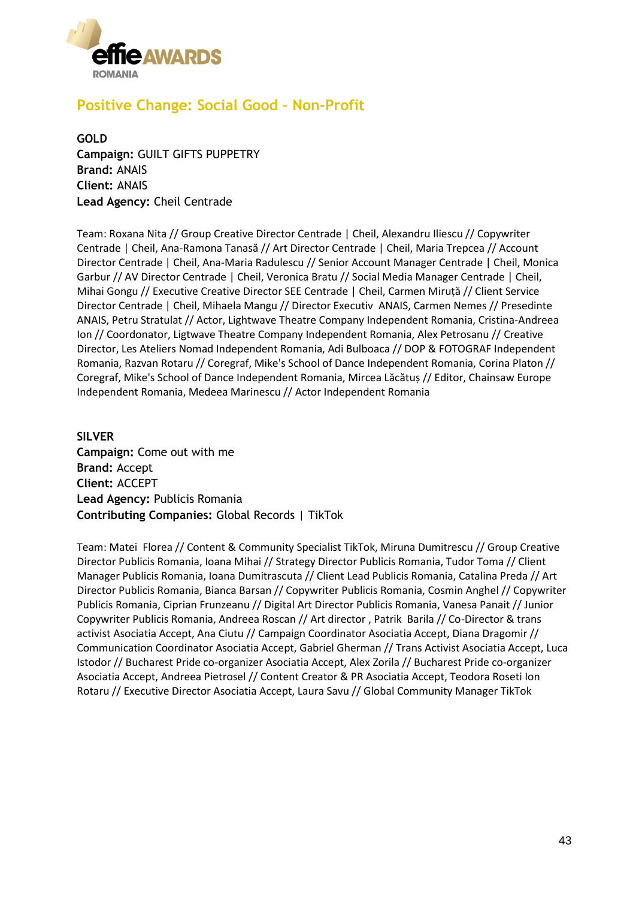## Positive Change: Social Good - Non-Profit

**GOLD**
**Campaign:** GUILT GIFTS PUPPETRY
**Brand:** ANAIS
**Client:** ANAIS
**Lead Agency:** Cheil Centrade

Team: Roxana Nita // Group Creative Director Centrade | Cheil, Alexandru Iliescu // Copywriter Centrade | Cheil, Ana-Ramona Tanasă // Art Director Centrade | Cheil, Maria Trepcea // Account Director Centrade | Cheil, Ana-Maria Radulescu // Senior Account Manager Centrade | Cheil, Monica Garbur // AV Director Centrade | Cheil, Veronica Bratu // Social Media Manager Centrade | Cheil, Mihai Gongu // Executive Creative Director SEE Centrade | Cheil, Carmen Miruță // Client Service Director Centrade | Cheil, Mihaela Mangu // Director Executiv ANAIS, Carmen Nemes // Presedinte ANAIS, Petru Stratulat // Actor, Lightwave Theatre Company Independent Romania, Cristina-Andreea Ion // Coordonator, Ligtwave Theatre Company Independent Romania, Alex Petrosanu // Creative Director, Les Ateliers Nomad Independent Romania, Adi Bulboaca // DOP & FOTOGRAF Independent Romania, Razvan Rotaru // Coregraf, Mike's School of Dance Independent Romania, Corina Platon // Coregraf, Mike's School of Dance Independent Romania, Mircea Lăcătuș // Editor, Chainsaw Europe Independent Romania, Medeea Marinescu // Actor Independent Romania

**SILVER**
**Campaign:** Come out with me
**Brand:** Accept
**Client:** ACCEPT
**Lead Agency:** Publicis Romania
**Contributing Companies:** Global Records | TikTok

Team: Matei Florea // Content & Community Specialist TikTok, Miruna Dumitrescu // Group Creative Director Publicis Romania, Ioana Mihai // Strategy Director Publicis Romania, Tudor Toma // Client Manager Publicis Romania, Ioana Dumitrascuta // Client Lead Publicis Romania, Catalina Preda // Art Director Publicis Romania, Bianca Barsan // Copywriter Publicis Romania, Cosmin Anghel // Copywriter Publicis Romania, Ciprian Frunzeanu // Digital Art Director Publicis Romania, Vanesa Panait // Junior Copywriter Publicis Romania, Andreea Roscan // Art director , Patrik Barila // Co-Director & trans activist Asociatia Accept, Ana Ciutu // Campaign Coordinator Asociatia Accept, Diana Dragomir // Communication Coordinator Asociatia Accept, Gabriel Gherman // Trans Activist Asociatia Accept, Luca Istodor // Bucharest Pride co-organizer Asociatia Accept, Alex Zorila // Bucharest Pride co-organizer Asociatia Accept, Andreea Pietrosel // Content Creator & PR Asociatia Accept, Teodora Roseti Ion Rotaru // Executive Director Asociatia Accept, Laura Savu // Global Community Manager TikTok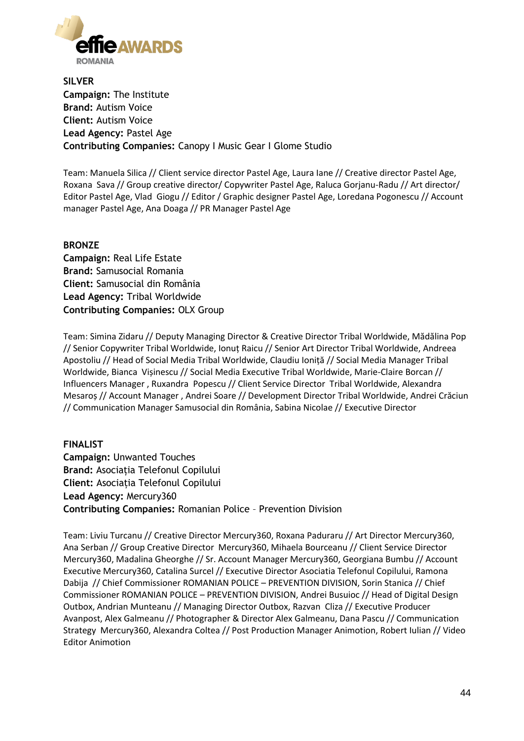**SILVER**
**Campaign:** The Institute
**Brand:** Autism Voice
**Client:** Autism Voice
**Lead Agency:** Pastel Age
**Contributing Companies:** Canopy I Music Gear I Glome Studio

Team: Manuela Silica // Client service director Pastel Age, Laura Iane // Creative director Pastel Age, Roxana Sava // Group creative director/ Copywriter Pastel Age, Raluca Gorjanu-Radu // Art director/ Editor Pastel Age, Vlad Giogu // Editor / Graphic designer Pastel Age, Loredana Pogonescu // Account manager Pastel Age, Ana Doaga // PR Manager Pastel Age

**BRONZE**
**Campaign:** Real Life Estate
**Brand:** Samusocial Romania
**Client:** Samusocial din România
**Lead Agency:** Tribal Worldwide
**Contributing Companies:** OLX Group

Team: Simina Zidaru // Deputy Managing Director & Creative Director Tribal Worldwide, Mădălina Pop // Senior Copywriter Tribal Worldwide, Ionuț Raicu // Senior Art Director Tribal Worldwide, Andreea Apostoliu // Head of Social Media Tribal Worldwide, Claudiu Ioniță // Social Media Manager Tribal Worldwide, Bianca Vișinescu // Social Media Executive Tribal Worldwide, Marie-Claire Borcan // Influencers Manager , Ruxandra Popescu // Client Service Director Tribal Worldwide, Alexandra Mesaroș // Account Manager , Andrei Soare // Development Director Tribal Worldwide, Andrei Crăciun // Communication Manager Samusocial din România, Sabina Nicolae // Executive Director

**FINALIST**
**Campaign:** Unwanted Touches
**Brand:** Asociația Telefonul Copilului
**Client:** Asociația Telefonul Copilului
**Lead Agency:** Mercury360
**Contributing Companies:** Romanian Police – Prevention Division

Team: Liviu Turcanu // Creative Director Mercury360, Roxana Paduraru // Art Director Mercury360, Ana Serban // Group Creative Director Mercury360, Mihaela Bourceanu // Client Service Director Mercury360, Madalina Gheorghe // Sr. Account Manager Mercury360, Georgiana Bumbu // Account Executive Mercury360, Catalina Surcel // Executive Director Asociatia Telefonul Copilului, Ramona Dabija // Chief Commissioner ROMANIAN POLICE – PREVENTION DIVISION, Sorin Stanica // Chief Commissioner ROMANIAN POLICE – PREVENTION DIVISION, Andrei Busuioc // Head of Digital Design Outbox, Andrian Munteanu // Managing Director Outbox, Razvan Cliza // Executive Producer Avanpost, Alex Galmeanu // Photographer & Director Alex Galmeanu, Dana Pascu // Communication Strategy Mercury360, Alexandra Coltea // Post Production Manager Animotion, Robert Iulian // Video Editor Animotion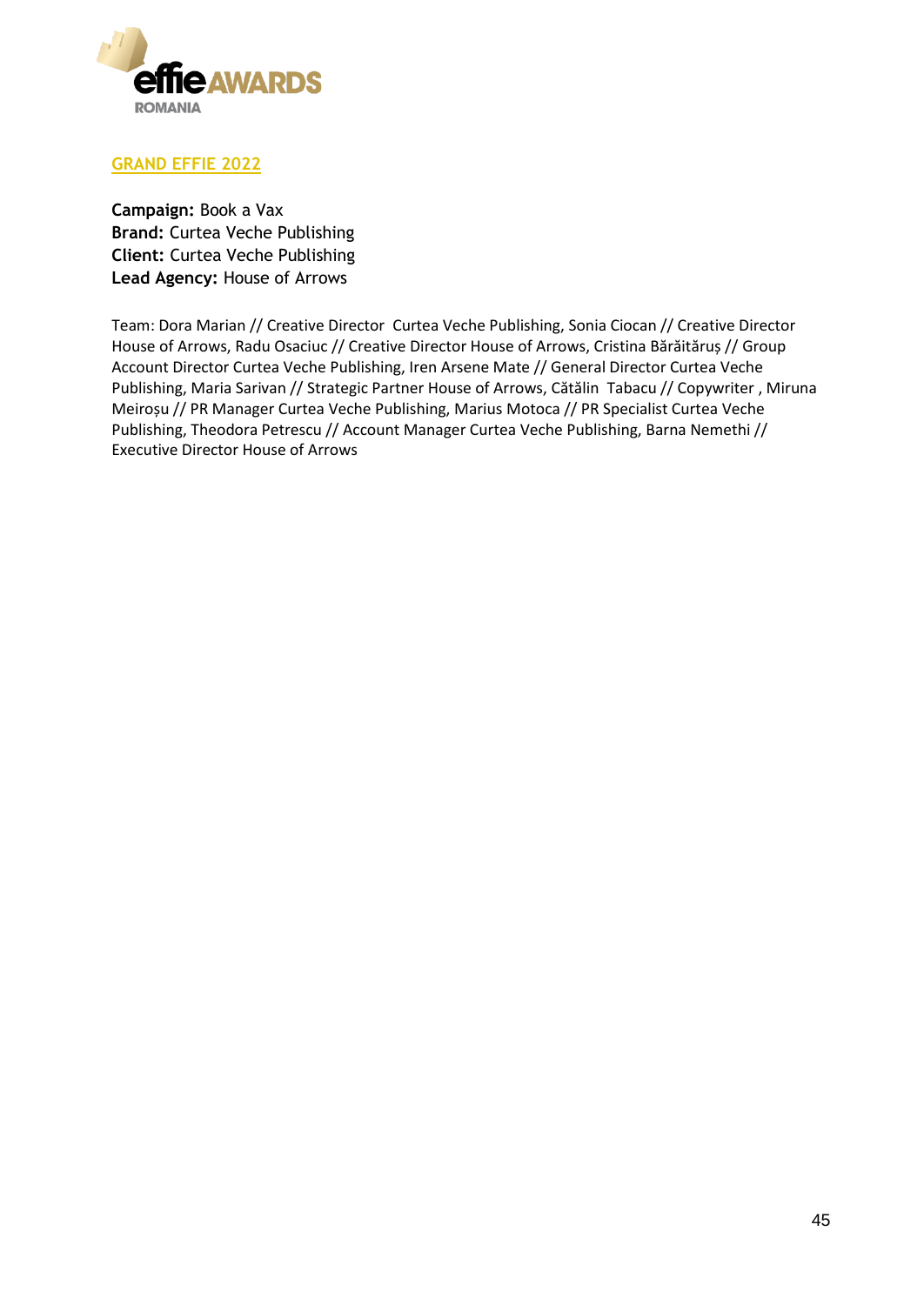## GRAND EFFIE 2022

**Campaign:** Book a Vax
**Brand:** Curtea Veche Publishing
**Client:** Curtea Veche Publishing
**Lead Agency:** House of Arrows

Team: Dora Marian // Creative Director Curtea Veche Publishing, Sonia Ciocan // Creative Director House of Arrows, Radu Osaciuc // Creative Director House of Arrows, Cristina Bărăităruș // Group Account Director Curtea Veche Publishing, Iren Arsene Mate // General Director Curtea Veche Publishing, Maria Sarivan // Strategic Partner House of Arrows, Cătălin Tabacu // Copywriter , Miruna Meiroșu // PR Manager Curtea Veche Publishing, Marius Motoca // PR Specialist Curtea Veche Publishing, Theodora Petrescu // Account Manager Curtea Veche Publishing, Barna Nemethi // Executive Director House of Arrows